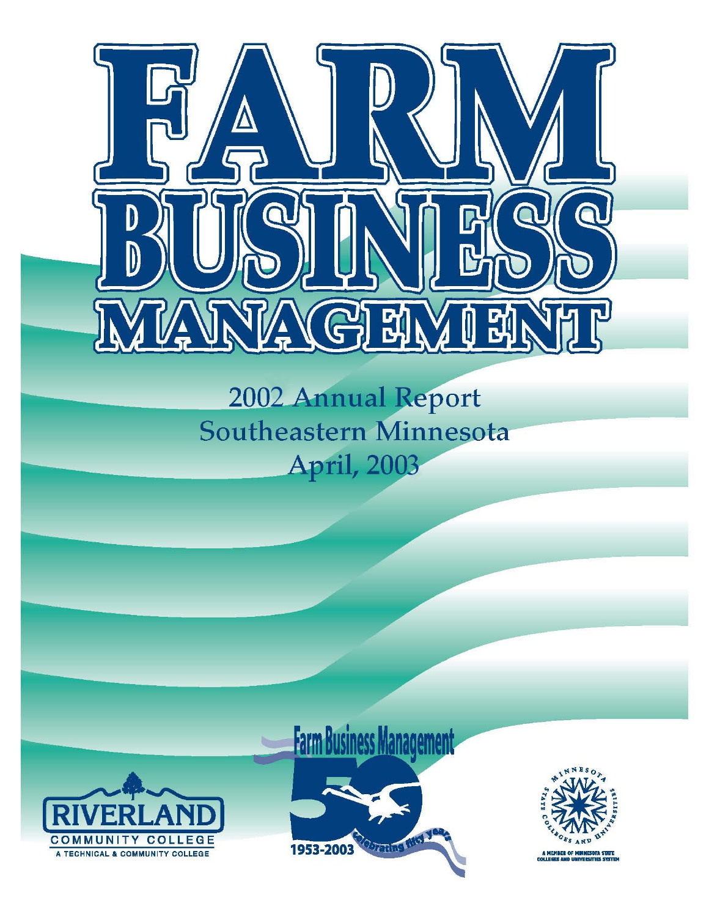# FARM BUSINESS MANAGEMENT

2002 Annual Report
Southeastern Minnesota
April, 2003

RIVERLAND COMMUNITY COLLEGE
A TECHNICAL & COMMUNITY COLLEGE

Farm Business Management
50
1953-2003
celebrating fifty years

MINNESOTA STATE COLLEGES AND UNIVERSITIES
A MEMBER OF MINNESOTA STATE COLLEGES AND UNIVERSITIES SYSTEM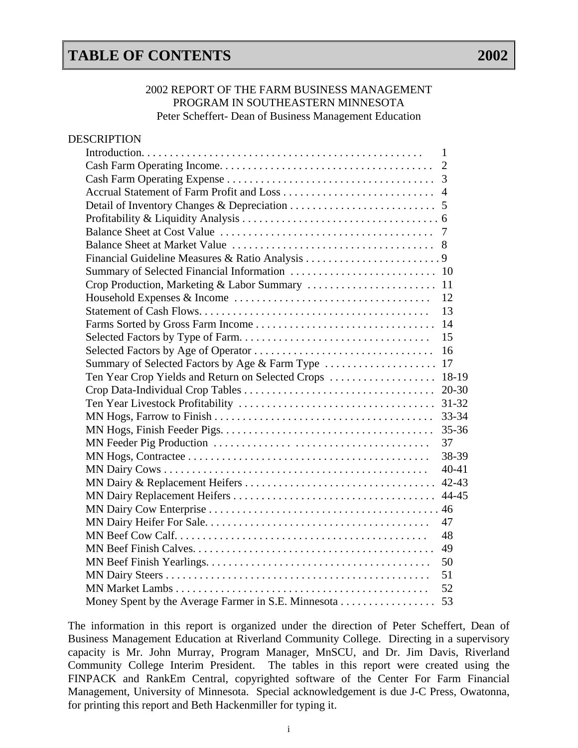# TABLE OF CONTENTS 2002

2002 REPORT OF THE FARM BUSINESS MANAGEMENT
PROGRAM IN SOUTHEASTERN MINNESOTA
Peter Scheffert- Dean of Business Management Education

| DESCRIPTION | |
|---|---|
| Introduction | 1 |
| Cash Farm Operating Income | 2 |
| Cash Farm Operating Expense | 3 |
| Accrual Statement of Farm Profit and Loss | 4 |
| Detail of Inventory Changes & Depreciation | 5 |
| Profitability & Liquidity Analysis | 6 |
| Balance Sheet at Cost Value | 7 |
| Balance Sheet at Market Value | 8 |
| Financial Guideline Measures & Ratio Analysis | 9 |
| Summary of Selected Financial Information | 10 |
| Crop Production, Marketing & Labor Summary | 11 |
| Household Expenses & Income | 12 |
| Statement of Cash Flows | 13 |
| Farms Sorted by Gross Farm Income | 14 |
| Selected Factors by Type of Farm | 15 |
| Selected Factors by Age of Operator | 16 |
| Summary of Selected Factors by Age & Farm Type | 17 |
| Ten Year Crop Yields and Return on Selected Crops | 18-19 |
| Crop Data-Individual Crop Tables | 20-30 |
| Ten Year Livestock Profitability | 31-32 |
| MN Hogs, Farrow to Finish | 33-34 |
| MN Hogs, Finish Feeder Pigs | 35-36 |
| MN Feeder Pig Production | 37 |
| MN Hogs, Contractee | 38-39 |
| MN Dairy Cows | 40-41 |
| MN Dairy & Replacement Heifers | 42-43 |
| MN Dairy Replacement Heifers | 44-45 |
| MN Dairy Cow Enterprise | 46 |
| MN Dairy Heifer For Sale | 47 |
| MN Beef Cow Calf | 48 |
| MN Beef Finish Calves | 49 |
| MN Beef Finish Yearlings | 50 |
| MN Dairy Steers | 51 |
| MN Market Lambs | 52 |
| Money Spent by the Average Farmer in S.E. Minnesota | 53 |

The information in this report is organized under the direction of Peter Scheffert, Dean of Business Management Education at Riverland Community College. Directing in a supervisory capacity is Mr. John Murray, Program Manager, MnSCU, and Dr. Jim Davis, Riverland Community College Interim President. The tables in this report were created using the FINPACK and RankEm Central, copyrighted software of the Center For Farm Financial Management, University of Minnesota. Special acknowledgement is due J-C Press, Owatonna, for printing this report and Beth Hackenmiller for typing it.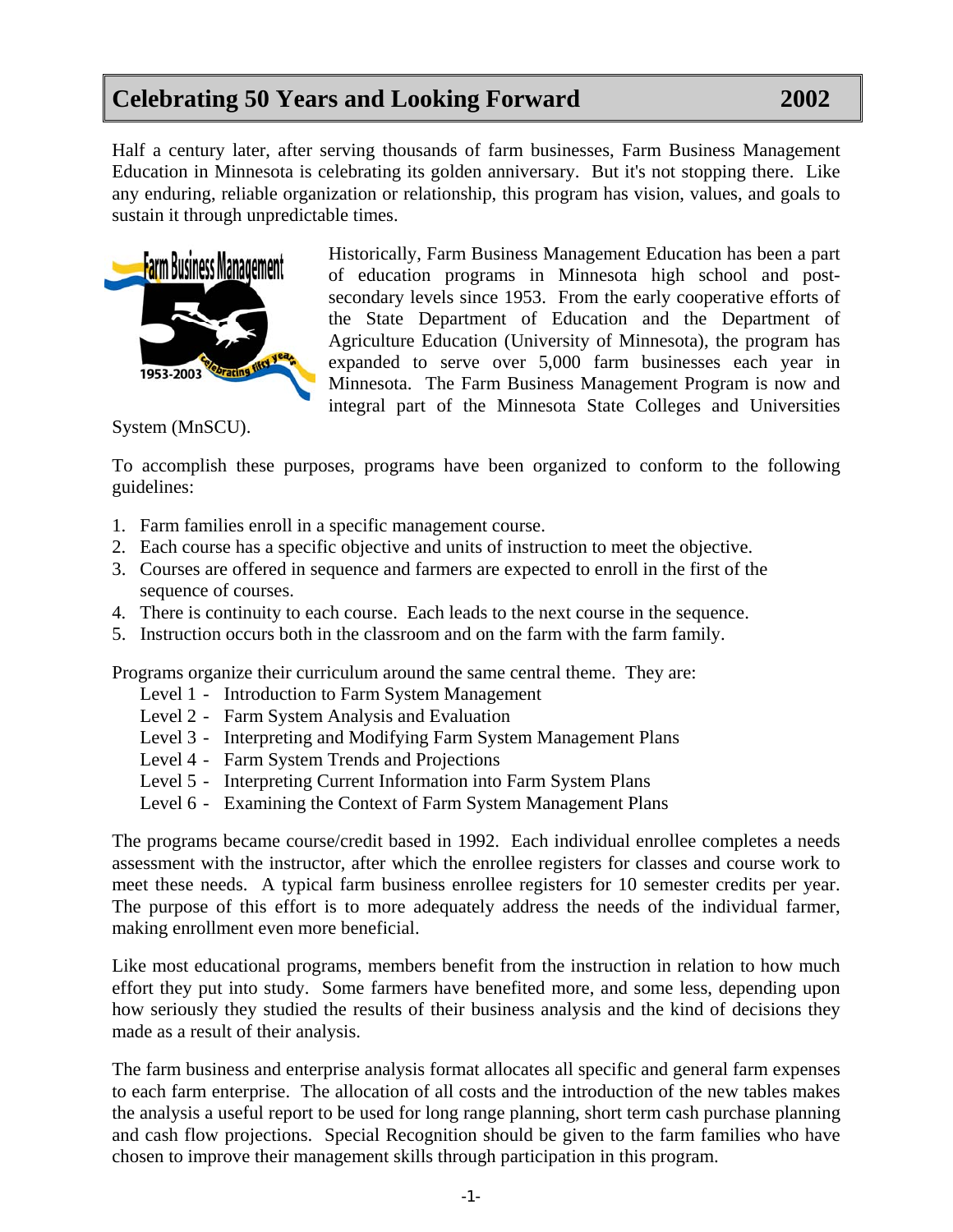# Celebrating 50 Years and Looking Forward 2002

Half a century later, after serving thousands of farm businesses, Farm Business Management Education in Minnesota is celebrating its golden anniversary. But it's not stopping there. Like any enduring, reliable organization or relationship, this program has vision, values, and goals to sustain it through unpredictable times.

Historically, Farm Business Management Education has been a part of education programs in Minnesota high school and post-secondary levels since 1953. From the early cooperative efforts of the State Department of Education and the Department of Agriculture Education (University of Minnesota), the program has expanded to serve over 5,000 farm businesses each year in Minnesota. The Farm Business Management Program is now and integral part of the Minnesota State Colleges and Universities System (MnSCU).

To accomplish these purposes, programs have been organized to conform to the following guidelines:

1. Farm families enroll in a specific management course.
2. Each course has a specific objective and units of instruction to meet the objective.
3. Courses are offered in sequence and farmers are expected to enroll in the first of the sequence of courses.
4. There is continuity to each course. Each leads to the next course in the sequence.
5. Instruction occurs both in the classroom and on the farm with the farm family.

Programs organize their curriculum around the same central theme. They are:

- Level 1 - Introduction to Farm System Management
- Level 2 - Farm System Analysis and Evaluation
- Level 3 - Interpreting and Modifying Farm System Management Plans
- Level 4 - Farm System Trends and Projections
- Level 5 - Interpreting Current Information into Farm System Plans
- Level 6 - Examining the Context of Farm System Management Plans

The programs became course/credit based in 1992. Each individual enrollee completes a needs assessment with the instructor, after which the enrollee registers for classes and course work to meet these needs. A typical farm business enrollee registers for 10 semester credits per year. The purpose of this effort is to more adequately address the needs of the individual farmer, making enrollment even more beneficial.

Like most educational programs, members benefit from the instruction in relation to how much effort they put into study. Some farmers have benefited more, and some less, depending upon how seriously they studied the results of their business analysis and the kind of decisions they made as a result of their analysis.

The farm business and enterprise analysis format allocates all specific and general farm expenses to each farm enterprise. The allocation of all costs and the introduction of the new tables makes the analysis a useful report to be used for long range planning, short term cash purchase planning and cash flow projections. Special Recognition should be given to the farm families who have chosen to improve their management skills through participation in this program.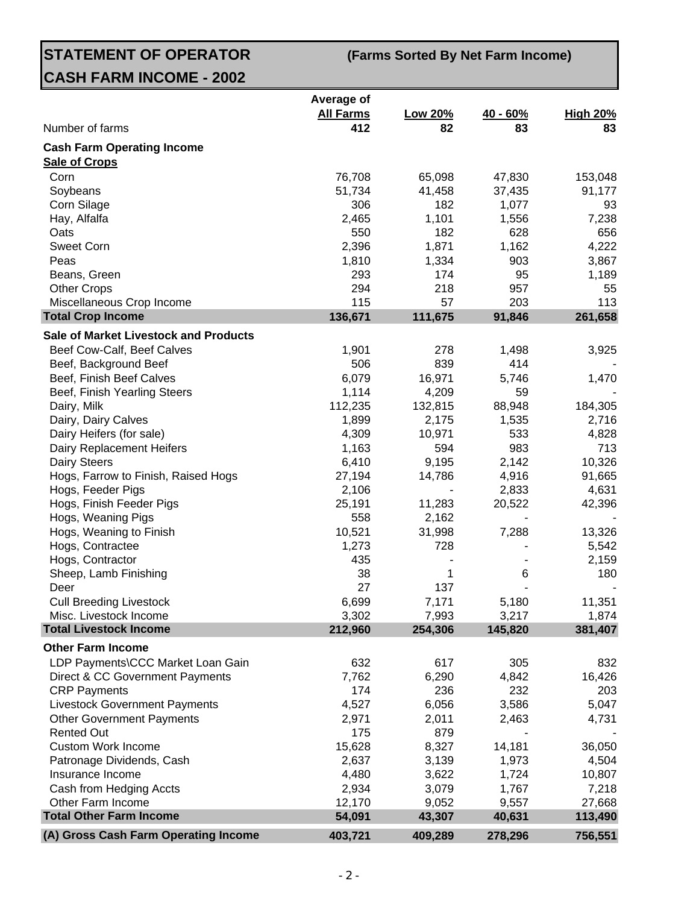# STATEMENT OF OPERATOR CASH FARM INCOME - 2002

**(Farms Sorted By Net Farm Income)**

| | Average of All Farms | Low 20% | 40 - 60% | High 20% |
|---|---|---|---|---|
| Number of farms | 412 | 82 | 83 | 83 |
| **Cash Farm Operating Income** | | | | |
| **Sale of Crops** | | | | |
| Corn | 76,708 | 65,098 | 47,830 | 153,048 |
| Soybeans | 51,734 | 41,458 | 37,435 | 91,177 |
| Corn Silage | 306 | 182 | 1,077 | 93 |
| Hay, Alfalfa | 2,465 | 1,101 | 1,556 | 7,238 |
| Oats | 550 | 182 | 628 | 656 |
| Sweet Corn | 2,396 | 1,871 | 1,162 | 4,222 |
| Peas | 1,810 | 1,334 | 903 | 3,867 |
| Beans, Green | 293 | 174 | 95 | 1,189 |
| Other Crops | 294 | 218 | 957 | 55 |
| Miscellaneous Crop Income | 115 | 57 | 203 | 113 |
| **Total Crop Income** | **136,671** | **111,675** | **91,846** | **261,658** |
| **Sale of Market Livestock and Products** | | | | |
| Beef Cow-Calf, Beef Calves | 1,901 | 278 | 1,498 | 3,925 |
| Beef, Background Beef | 506 | 839 | 414 | - |
| Beef, Finish Beef Calves | 6,079 | 16,971 | 5,746 | 1,470 |
| Beef, Finish Yearling Steers | 1,114 | 4,209 | 59 | - |
| Dairy, Milk | 112,235 | 132,815 | 88,948 | 184,305 |
| Dairy, Dairy Calves | 1,899 | 2,175 | 1,535 | 2,716 |
| Dairy Heifers (for sale) | 4,309 | 10,971 | 533 | 4,828 |
| Dairy Replacement Heifers | 1,163 | 594 | 983 | 713 |
| Dairy Steers | 6,410 | 9,195 | 2,142 | 10,326 |
| Hogs, Farrow to Finish, Raised Hogs | 27,194 | 14,786 | 4,916 | 91,665 |
| Hogs, Feeder Pigs | 2,106 | - | 2,833 | 4,631 |
| Hogs, Finish Feeder Pigs | 25,191 | 11,283 | 20,522 | 42,396 |
| Hogs, Weaning Pigs | 558 | 2,162 | - | - |
| Hogs, Weaning to Finish | 10,521 | 31,998 | 7,288 | 13,326 |
| Hogs, Contractee | 1,273 | 728 | - | 5,542 |
| Hogs, Contractor | 435 | - | - | 2,159 |
| Sheep, Lamb Finishing | 38 | 1 | 6 | 180 |
| Deer | 27 | 137 | - | - |
| Cull Breeding Livestock | 6,699 | 7,171 | 5,180 | 11,351 |
| Misc. Livestock Income | 3,302 | 7,993 | 3,217 | 1,874 |
| **Total Livestock Income** | **212,960** | **254,306** | **145,820** | **381,407** |
| **Other Farm Income** | | | | |
| LDP Payments\CCC Market Loan Gain | 632 | 617 | 305 | 832 |
| Direct & CC Government Payments | 7,762 | 6,290 | 4,842 | 16,426 |
| CRP Payments | 174 | 236 | 232 | 203 |
| Livestock Government Payments | 4,527 | 6,056 | 3,586 | 5,047 |
| Other Government Payments | 2,971 | 2,011 | 2,463 | 4,731 |
| Rented Out | 175 | 879 | - | - |
| Custom Work Income | 15,628 | 8,327 | 14,181 | 36,050 |
| Patronage Dividends, Cash | 2,637 | 3,139 | 1,973 | 4,504 |
| Insurance Income | 4,480 | 3,622 | 1,724 | 10,807 |
| Cash from Hedging Accts | 2,934 | 3,079 | 1,767 | 7,218 |
| Other Farm Income | 12,170 | 9,052 | 9,557 | 27,668 |
| **Total Other Farm Income** | **54,091** | **43,307** | **40,631** | **113,490** |
| **(A) Gross Cash Farm Operating Income** | **403,721** | **409,289** | **278,296** | **756,551** |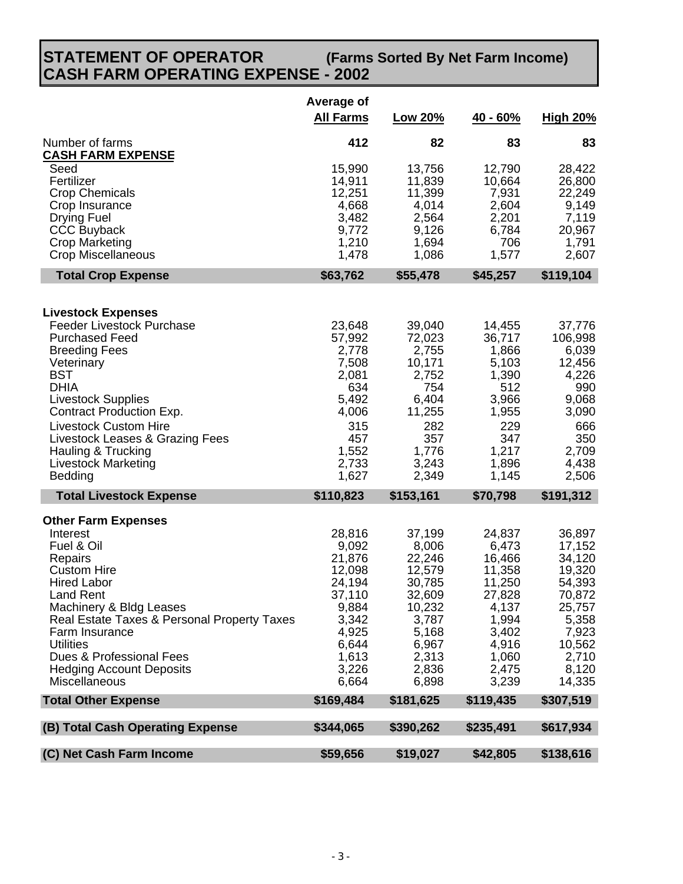# STATEMENT OF OPERATOR CASH FARM OPERATING EXPENSE - 2002

**(Farms Sorted By Net Farm Income)**

| | Average of All Farms | Low 20% | 40 - 60% | High 20% |
|---|---|---|---|---|
| Number of farms | **412** | **82** | **83** | **83** |
| **CASH FARM EXPENSE** | | | | |
| Seed | 15,990 | 13,756 | 12,790 | 28,422 |
| Fertilizer | 14,911 | 11,839 | 10,664 | 26,800 |
| Crop Chemicals | 12,251 | 11,399 | 7,931 | 22,249 |
| Crop Insurance | 4,668 | 4,014 | 2,604 | 9,149 |
| Drying Fuel | 3,482 | 2,564 | 2,201 | 7,119 |
| CCC Buyback | 9,772 | 9,126 | 6,784 | 20,967 |
| Crop Marketing | 1,210 | 1,694 | 706 | 1,791 |
| Crop Miscellaneous | 1,478 | 1,086 | 1,577 | 2,607 |
| **Total Crop Expense** | **$63,762** | **$55,478** | **$45,257** | **$119,104** |
| **Livestock Expenses** | | | | |
| Feeder Livestock Purchase | 23,648 | 39,040 | 14,455 | 37,776 |
| Purchased Feed | 57,992 | 72,023 | 36,717 | 106,998 |
| Breeding Fees | 2,778 | 2,755 | 1,866 | 6,039 |
| Veterinary | 7,508 | 10,171 | 5,103 | 12,456 |
| BST | 2,081 | 2,752 | 1,390 | 4,226 |
| DHIA | 634 | 754 | 512 | 990 |
| Livestock Supplies | 5,492 | 6,404 | 3,966 | 9,068 |
| Contract Production Exp. | 4,006 | 11,255 | 1,955 | 3,090 |
| Livestock Custom Hire | 315 | 282 | 229 | 666 |
| Livestock Leases & Grazing Fees | 457 | 357 | 347 | 350 |
| Hauling & Trucking | 1,552 | 1,776 | 1,217 | 2,709 |
| Livestock Marketing | 2,733 | 3,243 | 1,896 | 4,438 |
| Bedding | 1,627 | 2,349 | 1,145 | 2,506 |
| **Total Livestock Expense** | **$110,823** | **$153,161** | **$70,798** | **$191,312** |
| **Other Farm Expenses** | | | | |
| Interest | 28,816 | 37,199 | 24,837 | 36,897 |
| Fuel & Oil | 9,092 | 8,006 | 6,473 | 17,152 |
| Repairs | 21,876 | 22,246 | 16,466 | 34,120 |
| Custom Hire | 12,098 | 12,579 | 11,358 | 19,320 |
| Hired Labor | 24,194 | 30,785 | 11,250 | 54,393 |
| Land Rent | 37,110 | 32,609 | 27,828 | 70,872 |
| Machinery & Bldg Leases | 9,884 | 10,232 | 4,137 | 25,757 |
| Real Estate Taxes & Personal Property Taxes | 3,342 | 3,787 | 1,994 | 5,358 |
| Farm Insurance | 4,925 | 5,168 | 3,402 | 7,923 |
| Utilities | 6,644 | 6,967 | 4,916 | 10,562 |
| Dues & Professional Fees | 1,613 | 2,313 | 1,060 | 2,710 |
| Hedging Account Deposits | 3,226 | 2,836 | 2,475 | 8,120 |
| Miscellaneous | 6,664 | 6,898 | 3,239 | 14,335 |
| **Total Other Expense** | **$169,484** | **$181,625** | **$119,435** | **$307,519** |
| **(B) Total Cash Operating Expense** | **$344,065** | **$390,262** | **$235,491** | **$617,934** |
| **(C) Net Cash Farm Income** | **$59,656** | **$19,027** | **$42,805** | **$138,616** |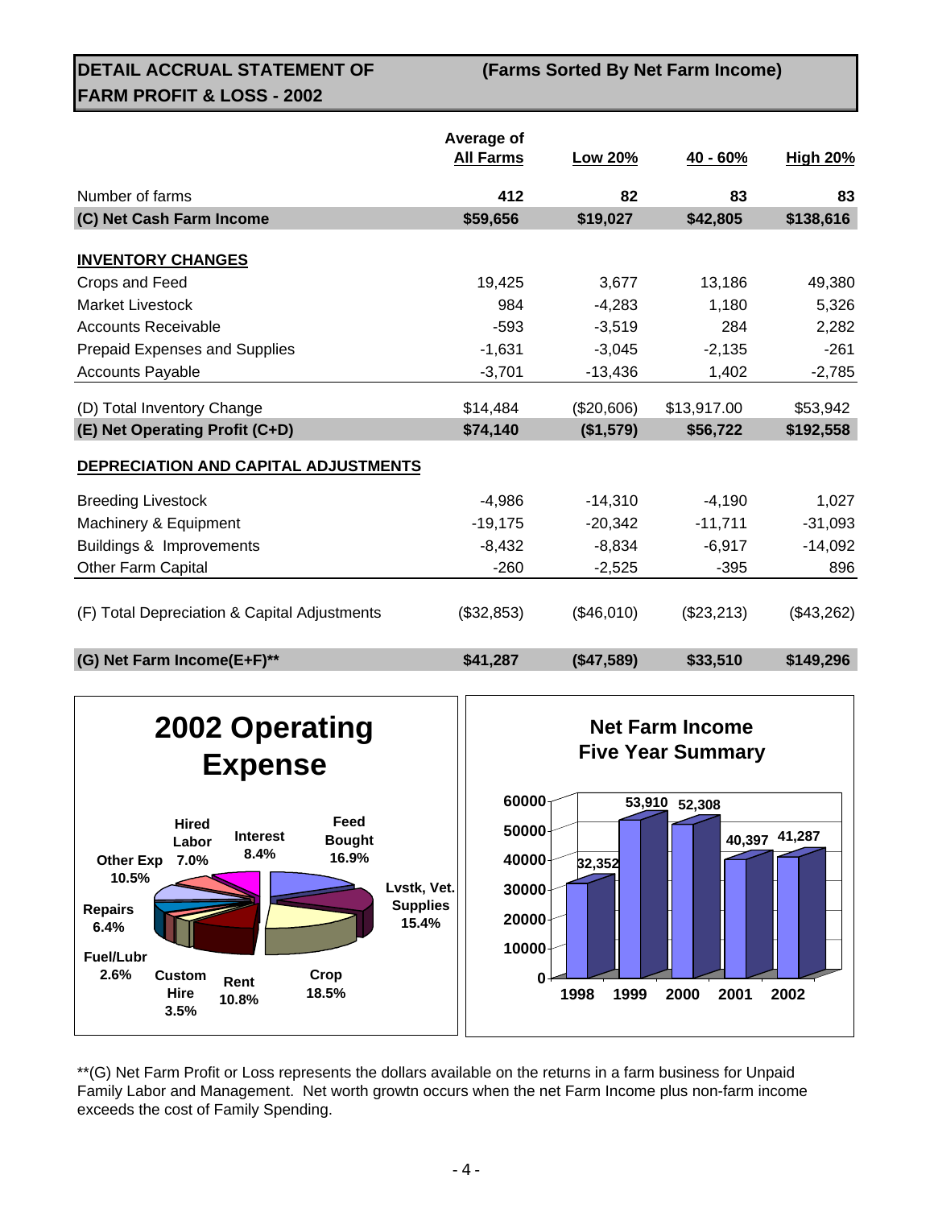# DETAIL ACCRUAL STATEMENT OF FARM PROFIT & LOSS - 2002

**(Farms Sorted By Net Farm Income)**

| | Average of All Farms | Low 20% | 40 - 60% | High 20% |
|---|---|---|---|---|
| Number of farms | **412** | **82** | **83** | **83** |
| **(C) Net Cash Farm Income** | **$59,656** | **$19,027** | **$42,805** | **$138,616** |
| **INVENTORY CHANGES** | | | | |
| Crops and Feed | 19,425 | 3,677 | 13,186 | 49,380 |
| Market Livestock | 984 | -4,283 | 1,180 | 5,326 |
| Accounts Receivable | -593 | -3,519 | 284 | 2,282 |
| Prepaid Expenses and Supplies | -1,631 | -3,045 | -2,135 | -261 |
| Accounts Payable | -3,701 | -13,436 | 1,402 | -2,785 |
| (D) Total Inventory Change | $14,484 | ($20,606) | $13,917.00 | $53,942 |
| **(E) Net Operating Profit (C+D)** | **$74,140** | **($1,579)** | **$56,722** | **$192,558** |
| **DEPRECIATION AND CAPITAL ADJUSTMENTS** | | | | |
| Breeding Livestock | -4,986 | -14,310 | -4,190 | 1,027 |
| Machinery & Equipment | -19,175 | -20,342 | -11,711 | -31,093 |
| Buildings & Improvements | -8,432 | -8,834 | -6,917 | -14,092 |
| Other Farm Capital | -260 | -2,525 | -395 | 896 |
| (F) Total Depreciation & Capital Adjustments | ($32,853) | ($46,010) | ($23,213) | ($43,262) |
| **(G) Net Farm Income(E+F)**** | **$41,287** | **($47,589)** | **$33,510** | **$149,296** |

**2002 Operating Expense**

| Category | Percent |
|---|---|
| Feed Bought | 16.9% |
| Lvstk, Vet. Supplies | 15.4% |
| Crop | 18.5% |
| Rent | 10.8% |
| Custom Hire | 3.5% |
| Fuel/Lubr | 2.6% |
| Repairs | 6.4% |
| Other Exp | 10.5% |
| Hired Labor | 7.0% |
| Interest | 8.4% |

**Net Farm Income Five Year Summary**

| Year | Net Farm Income |
|---|---|
| 1998 | 32,352 |
| 1999 | 53,910 |
| 2000 | 52,308 |
| 2001 | 40,397 |
| 2002 | 41,287 |

**(G) Net Farm Profit or Loss represents the dollars available on the returns in a farm business for Unpaid Family Labor and Management. Net worth growtn occurs when the net Farm Income plus non-farm income exceeds the cost of Family Spending.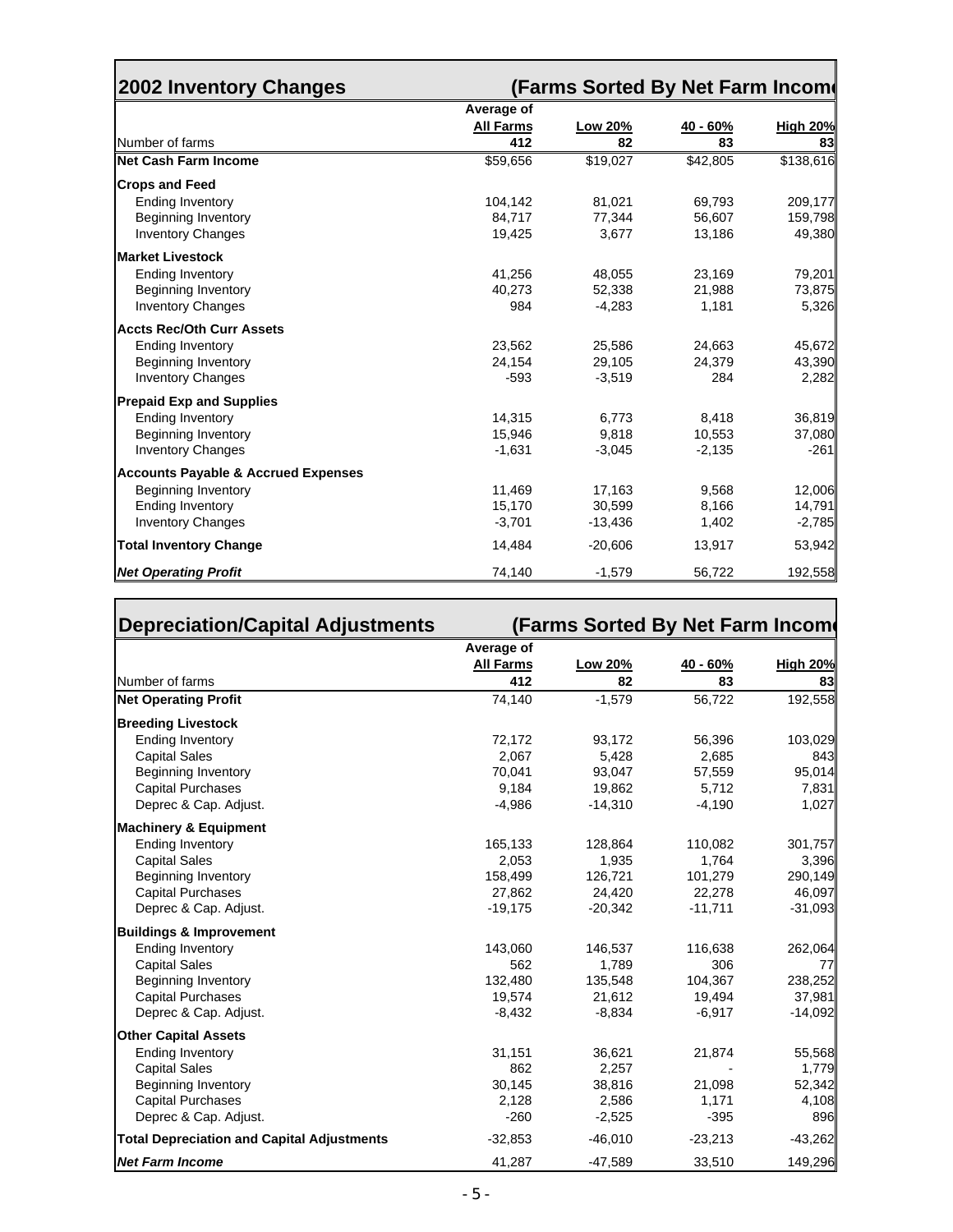## 2002 Inventory Changes (Farms Sorted By Net Farm Income)

| | Average of All Farms | Low 20% | 40 - 60% | High 20% |
|---|---|---|---|---|
| Number of farms | 412 | 82 | 83 | 83 |
| **Net Cash Farm Income** | $59,656 | $19,027 | $42,805 | $138,616 |
| **Crops and Feed** | | | | |
| Ending Inventory | 104,142 | 81,021 | 69,793 | 209,177 |
| Beginning Inventory | 84,717 | 77,344 | 56,607 | 159,798 |
| Inventory Changes | 19,425 | 3,677 | 13,186 | 49,380 |
| **Market Livestock** | | | | |
| Ending Inventory | 41,256 | 48,055 | 23,169 | 79,201 |
| Beginning Inventory | 40,273 | 52,338 | 21,988 | 73,875 |
| Inventory Changes | 984 | -4,283 | 1,181 | 5,326 |
| **Accts Rec/Oth Curr Assets** | | | | |
| Ending Inventory | 23,562 | 25,586 | 24,663 | 45,672 |
| Beginning Inventory | 24,154 | 29,105 | 24,379 | 43,390 |
| Inventory Changes | -593 | -3,519 | 284 | 2,282 |
| **Prepaid Exp and Supplies** | | | | |
| Ending Inventory | 14,315 | 6,773 | 8,418 | 36,819 |
| Beginning Inventory | 15,946 | 9,818 | 10,553 | 37,080 |
| Inventory Changes | -1,631 | -3,045 | -2,135 | -261 |
| **Accounts Payable & Accrued Expenses** | | | | |
| Beginning Inventory | 11,469 | 17,163 | 9,568 | 12,006 |
| Ending Inventory | 15,170 | 30,599 | 8,166 | 14,791 |
| Inventory Changes | -3,701 | -13,436 | 1,402 | -2,785 |
| **Total Inventory Change** | 14,484 | -20,606 | 13,917 | 53,942 |
| ***Net Operating Profit*** | 74,140 | -1,579 | 56,722 | 192,558 |

## Depreciation/Capital Adjustments (Farms Sorted By Net Farm Income)

| | Average of All Farms | Low 20% | 40 - 60% | High 20% |
|---|---|---|---|---|
| Number of farms | 412 | 82 | 83 | 83 |
| **Net Operating Profit** | 74,140 | -1,579 | 56,722 | 192,558 |
| **Breeding Livestock** | | | | |
| Ending Inventory | 72,172 | 93,172 | 56,396 | 103,029 |
| Capital Sales | 2,067 | 5,428 | 2,685 | 843 |
| Beginning Inventory | 70,041 | 93,047 | 57,559 | 95,014 |
| Capital Purchases | 9,184 | 19,862 | 5,712 | 7,831 |
| Deprec & Cap. Adjust. | -4,986 | -14,310 | -4,190 | 1,027 |
| **Machinery & Equipment** | | | | |
| Ending Inventory | 165,133 | 128,864 | 110,082 | 301,757 |
| Capital Sales | 2,053 | 1,935 | 1,764 | 3,396 |
| Beginning Inventory | 158,499 | 126,721 | 101,279 | 290,149 |
| Capital Purchases | 27,862 | 24,420 | 22,278 | 46,097 |
| Deprec & Cap. Adjust. | -19,175 | -20,342 | -11,711 | -31,093 |
| **Buildings & Improvement** | | | | |
| Ending Inventory | 143,060 | 146,537 | 116,638 | 262,064 |
| Capital Sales | 562 | 1,789 | 306 | 77 |
| Beginning Inventory | 132,480 | 135,548 | 104,367 | 238,252 |
| Capital Purchases | 19,574 | 21,612 | 19,494 | 37,981 |
| Deprec & Cap. Adjust. | -8,432 | -8,834 | -6,917 | -14,092 |
| **Other Capital Assets** | | | | |
| Ending Inventory | 31,151 | 36,621 | 21,874 | 55,568 |
| Capital Sales | 862 | 2,257 | - | 1,779 |
| Beginning Inventory | 30,145 | 38,816 | 21,098 | 52,342 |
| Capital Purchases | 2,128 | 2,586 | 1,171 | 4,108 |
| Deprec & Cap. Adjust. | -260 | -2,525 | -395 | 896 |
| **Total Depreciation and Capital Adjustments** | -32,853 | -46,010 | -23,213 | -43,262 |
| ***Net Farm Income*** | 41,287 | -47,589 | 33,510 | 149,296 |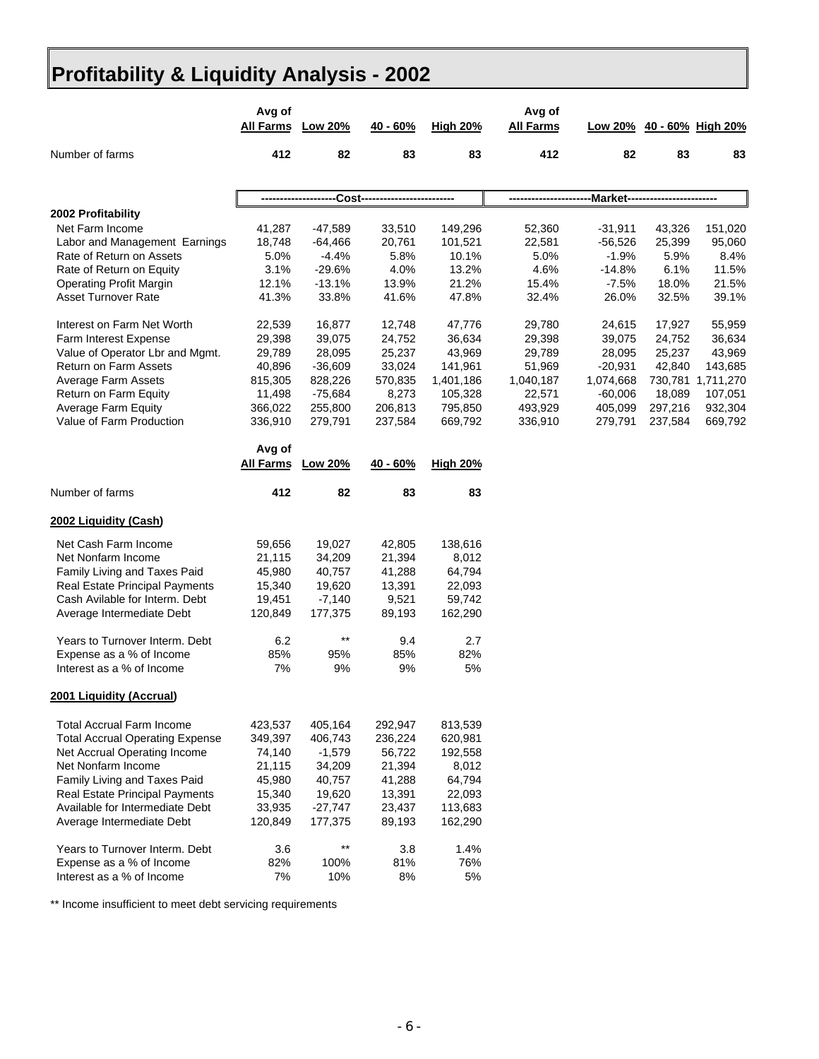# Profitability & Liquidity Analysis - 2002

| | Avg of All Farms | Low 20% | 40 - 60% | High 20% | Avg of All Farms | Low 20% | 40 - 60% | High 20% |
|---|---|---|---|---|---|---|---|---|
| Number of farms | **412** | **82** | **83** | **83** | **412** | **82** | **83** | **83** |
| | Cost | | | | Market | | | |
| **2002 Profitability** | | | | | | | | |
| Net Farm Income | 41,287 | -47,589 | 33,510 | 149,296 | 52,360 | -31,911 | 43,326 | 151,020 |
| Labor and Management Earnings | 18,748 | -64,466 | 20,761 | 101,521 | 22,581 | -56,526 | 25,399 | 95,060 |
| Rate of Return on Assets | 5.0% | -4.4% | 5.8% | 10.1% | 5.0% | -1.9% | 5.9% | 8.4% |
| Rate of Return on Equity | 3.1% | -29.6% | 4.0% | 13.2% | 4.6% | -14.8% | 6.1% | 11.5% |
| Operating Profit Margin | 12.1% | -13.1% | 13.9% | 21.2% | 15.4% | -7.5% | 18.0% | 21.5% |
| Asset Turnover Rate | 41.3% | 33.8% | 41.6% | 47.8% | 32.4% | 26.0% | 32.5% | 39.1% |
| Interest on Farm Net Worth | 22,539 | 16,877 | 12,748 | 47,776 | 29,780 | 24,615 | 17,927 | 55,959 |
| Farm Interest Expense | 29,398 | 39,075 | 24,752 | 36,634 | 29,398 | 39,075 | 24,752 | 36,634 |
| Value of Operator Lbr and Mgmt. | 29,789 | 28,095 | 25,237 | 43,969 | 29,789 | 28,095 | 25,237 | 43,969 |
| Return on Farm Assets | 40,896 | -36,609 | 33,024 | 141,961 | 51,969 | -20,931 | 42,840 | 143,685 |
| Average Farm Assets | 815,305 | 828,226 | 570,835 | 1,401,186 | 1,040,187 | 1,074,668 | 730,781 | 1,711,270 |
| Return on Farm Equity | 11,498 | -75,684 | 8,273 | 105,328 | 22,571 | -60,006 | 18,089 | 107,051 |
| Average Farm Equity | 366,022 | 255,800 | 206,813 | 795,850 | 493,929 | 405,099 | 297,216 | 932,304 |
| Value of Farm Production | 336,910 | 279,791 | 237,584 | 669,792 | 336,910 | 279,791 | 237,584 | 669,792 |

| | Avg of All Farms | Low 20% | 40 - 60% | High 20% |
|---|---|---|---|---|
| Number of farms | **412** | **82** | **83** | **83** |
| **2002 Liquidity (Cash)** | | | | |
| Net Cash Farm Income | 59,656 | 19,027 | 42,805 | 138,616 |
| Net Nonfarm Income | 21,115 | 34,209 | 21,394 | 8,012 |
| Family Living and Taxes Paid | 45,980 | 40,757 | 41,288 | 64,794 |
| Real Estate Principal Payments | 15,340 | 19,620 | 13,391 | 22,093 |
| Cash Avilable for Interm. Debt | 19,451 | -7,140 | 9,521 | 59,742 |
| Average Intermediate Debt | 120,849 | 177,375 | 89,193 | 162,290 |
| Years to Turnover Interm. Debt | 6.2 | ** | 9.4 | 2.7 |
| Expense as a % of Income | 85% | 95% | 85% | 82% |
| Interest as a % of Income | 7% | 9% | 9% | 5% |
| **2001 Liquidity (Accrual)** | | | | |
| Total Accrual Farm Income | 423,537 | 405,164 | 292,947 | 813,539 |
| Total Accrual Operating Expense | 349,397 | 406,743 | 236,224 | 620,981 |
| Net Accrual Operating Income | 74,140 | -1,579 | 56,722 | 192,558 |
| Net Nonfarm Income | 21,115 | 34,209 | 21,394 | 8,012 |
| Family Living and Taxes Paid | 45,980 | 40,757 | 41,288 | 64,794 |
| Real Estate Principal Payments | 15,340 | 19,620 | 13,391 | 22,093 |
| Available for Intermediate Debt | 33,935 | -27,747 | 23,437 | 113,683 |
| Average Intermediate Debt | 120,849 | 177,375 | 89,193 | 162,290 |
| Years to Turnover Interm. Debt | 3.6 | ** | 3.8 | 1.4% |
| Expense as a % of Income | 82% | 100% | 81% | 76% |
| Interest as a % of Income | 7% | 10% | 8% | 5% |

** Income insufficient to meet debt servicing requirements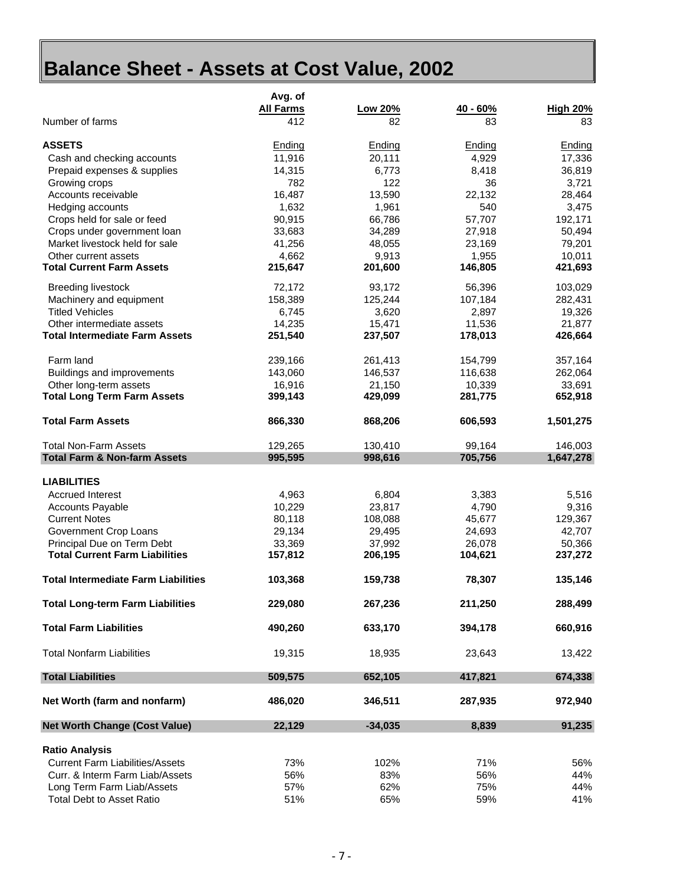# Balance Sheet - Assets at Cost Value, 2002

| | Avg. of All Farms | Low 20% | 40 - 60% | High 20% |
|---|---|---|---|---|
| Number of farms | 412 | 82 | 83 | 83 |
| **ASSETS** | Ending | Ending | Ending | Ending |
| Cash and checking accounts | 11,916 | 20,111 | 4,929 | 17,336 |
| Prepaid expenses & supplies | 14,315 | 6,773 | 8,418 | 36,819 |
| Growing crops | 782 | 122 | 36 | 3,721 |
| Accounts receivable | 16,487 | 13,590 | 22,132 | 28,464 |
| Hedging accounts | 1,632 | 1,961 | 540 | 3,475 |
| Crops held for sale or feed | 90,915 | 66,786 | 57,707 | 192,171 |
| Crops under government loan | 33,683 | 34,289 | 27,918 | 50,494 |
| Market livestock held for sale | 41,256 | 48,055 | 23,169 | 79,201 |
| Other current assets | 4,662 | 9,913 | 1,955 | 10,011 |
| **Total Current Farm Assets** | **215,647** | **201,600** | **146,805** | **421,693** |
| Breeding livestock | 72,172 | 93,172 | 56,396 | 103,029 |
| Machinery and equipment | 158,389 | 125,244 | 107,184 | 282,431 |
| Titled Vehicles | 6,745 | 3,620 | 2,897 | 19,326 |
| Other intermediate assets | 14,235 | 15,471 | 11,536 | 21,877 |
| **Total Intermediate Farm Assets** | **251,540** | **237,507** | **178,013** | **426,664** |
| Farm land | 239,166 | 261,413 | 154,799 | 357,164 |
| Buildings and improvements | 143,060 | 146,537 | 116,638 | 262,064 |
| Other long-term assets | 16,916 | 21,150 | 10,339 | 33,691 |
| **Total Long Term Farm Assets** | **399,143** | **429,099** | **281,775** | **652,918** |
| **Total Farm Assets** | **866,330** | **868,206** | **606,593** | **1,501,275** |
| Total Non-Farm Assets | 129,265 | 130,410 | 99,164 | 146,003 |
| **Total Farm & Non-farm Assets** | **995,595** | **998,616** | **705,756** | **1,647,278** |
| **LIABILITIES** | | | | |
| Accrued Interest | 4,963 | 6,804 | 3,383 | 5,516 |
| Accounts Payable | 10,229 | 23,817 | 4,790 | 9,316 |
| Current Notes | 80,118 | 108,088 | 45,677 | 129,367 |
| Government Crop Loans | 29,134 | 29,495 | 24,693 | 42,707 |
| Principal Due on Term Debt | 33,369 | 37,992 | 26,078 | 50,366 |
| **Total Current Farm Liabilities** | **157,812** | **206,195** | **104,621** | **237,272** |
| **Total Intermediate Farm Liabilities** | **103,368** | **159,738** | **78,307** | **135,146** |
| **Total Long-term Farm Liabilities** | **229,080** | **267,236** | **211,250** | **288,499** |
| **Total Farm Liabilities** | **490,260** | **633,170** | **394,178** | **660,916** |
| Total Nonfarm Liabilities | 19,315 | 18,935 | 23,643 | 13,422 |
| **Total Liabilities** | **509,575** | **652,105** | **417,821** | **674,338** |
| **Net Worth (farm and nonfarm)** | **486,020** | **346,511** | **287,935** | **972,940** |
| **Net Worth Change (Cost Value)** | **22,129** | **-34,035** | **8,839** | **91,235** |
| **Ratio Analysis** | | | | |
| Current Farm Liabilities/Assets | 73% | 102% | 71% | 56% |
| Curr. & Interm Farm Liab/Assets | 56% | 83% | 56% | 44% |
| Long Term Farm Liab/Assets | 57% | 62% | 75% | 44% |
| Total Debt to Asset Ratio | 51% | 65% | 59% | 41% |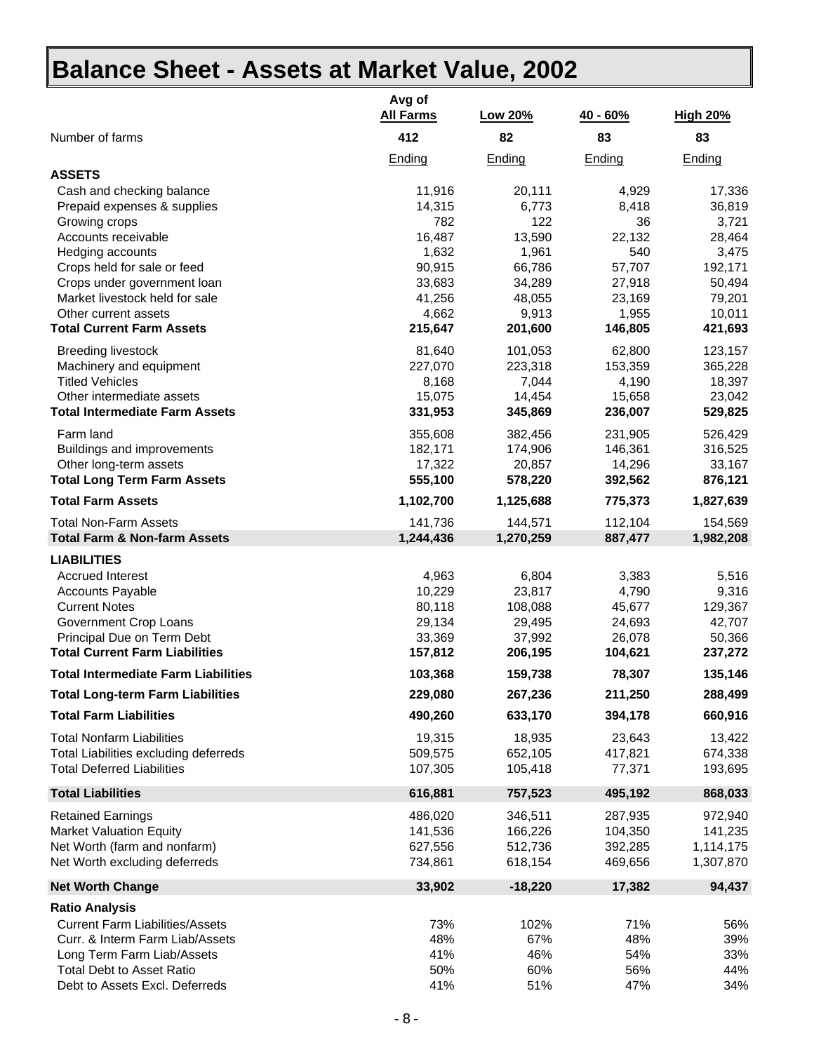# Balance Sheet - Assets at Market Value, 2002

| | Avg of All Farms | Low 20% | 40 - 60% | High 20% |
|---|---|---|---|---|
| Number of farms | **412** | **82** | **83** | **83** |
| | Ending | Ending | Ending | Ending |
| **ASSETS** | | | | |
| Cash and checking balance | 11,916 | 20,111 | 4,929 | 17,336 |
| Prepaid expenses & supplies | 14,315 | 6,773 | 8,418 | 36,819 |
| Growing crops | 782 | 122 | 36 | 3,721 |
| Accounts receivable | 16,487 | 13,590 | 22,132 | 28,464 |
| Hedging accounts | 1,632 | 1,961 | 540 | 3,475 |
| Crops held for sale or feed | 90,915 | 66,786 | 57,707 | 192,171 |
| Crops under government loan | 33,683 | 34,289 | 27,918 | 50,494 |
| Market livestock held for sale | 41,256 | 48,055 | 23,169 | 79,201 |
| Other current assets | 4,662 | 9,913 | 1,955 | 10,011 |
| **Total Current Farm Assets** | **215,647** | **201,600** | **146,805** | **421,693** |
| Breeding livestock | 81,640 | 101,053 | 62,800 | 123,157 |
| Machinery and equipment | 227,070 | 223,318 | 153,359 | 365,228 |
| Titled Vehicles | 8,168 | 7,044 | 4,190 | 18,397 |
| Other intermediate assets | 15,075 | 14,454 | 15,658 | 23,042 |
| **Total Intermediate Farm Assets** | **331,953** | **345,869** | **236,007** | **529,825** |
| Farm land | 355,608 | 382,456 | 231,905 | 526,429 |
| Buildings and improvements | 182,171 | 174,906 | 146,361 | 316,525 |
| Other long-term assets | 17,322 | 20,857 | 14,296 | 33,167 |
| **Total Long Term Farm Assets** | **555,100** | **578,220** | **392,562** | **876,121** |
| **Total Farm Assets** | **1,102,700** | **1,125,688** | **775,373** | **1,827,639** |
| Total Non-Farm Assets | 141,736 | 144,571 | 112,104 | 154,569 |
| **Total Farm & Non-farm Assets** | **1,244,436** | **1,270,259** | **887,477** | **1,982,208** |
| **LIABILITIES** | | | | |
| Accrued Interest | 4,963 | 6,804 | 3,383 | 5,516 |
| Accounts Payable | 10,229 | 23,817 | 4,790 | 9,316 |
| Current Notes | 80,118 | 108,088 | 45,677 | 129,367 |
| Government Crop Loans | 29,134 | 29,495 | 24,693 | 42,707 |
| Principal Due on Term Debt | 33,369 | 37,992 | 26,078 | 50,366 |
| **Total Current Farm Liabilities** | **157,812** | **206,195** | **104,621** | **237,272** |
| **Total Intermediate Farm Liabilities** | **103,368** | **159,738** | **78,307** | **135,146** |
| **Total Long-term Farm Liabilities** | **229,080** | **267,236** | **211,250** | **288,499** |
| **Total Farm Liabilities** | **490,260** | **633,170** | **394,178** | **660,916** |
| Total Nonfarm Liabilities | 19,315 | 18,935 | 23,643 | 13,422 |
| Total Liabilities excluding deferreds | 509,575 | 652,105 | 417,821 | 674,338 |
| Total Deferred Liabilities | 107,305 | 105,418 | 77,371 | 193,695 |
| **Total Liabilities** | **616,881** | **757,523** | **495,192** | **868,033** |
| Retained Earnings | 486,020 | 346,511 | 287,935 | 972,940 |
| Market Valuation Equity | 141,536 | 166,226 | 104,350 | 141,235 |
| Net Worth (farm and nonfarm) | 627,556 | 512,736 | 392,285 | 1,114,175 |
| Net Worth excluding deferreds | 734,861 | 618,154 | 469,656 | 1,307,870 |
| **Net Worth Change** | **33,902** | **-18,220** | **17,382** | **94,437** |
| **Ratio Analysis** | | | | |
| Current Farm Liabilities/Assets | 73% | 102% | 71% | 56% |
| Curr. & Interm Farm Liab/Assets | 48% | 67% | 48% | 39% |
| Long Term Farm Liab/Assets | 41% | 46% | 54% | 33% |
| Total Debt to Asset Ratio | 50% | 60% | 56% | 44% |
| Debt to Assets Excl. Deferreds | 41% | 51% | 47% | 34% |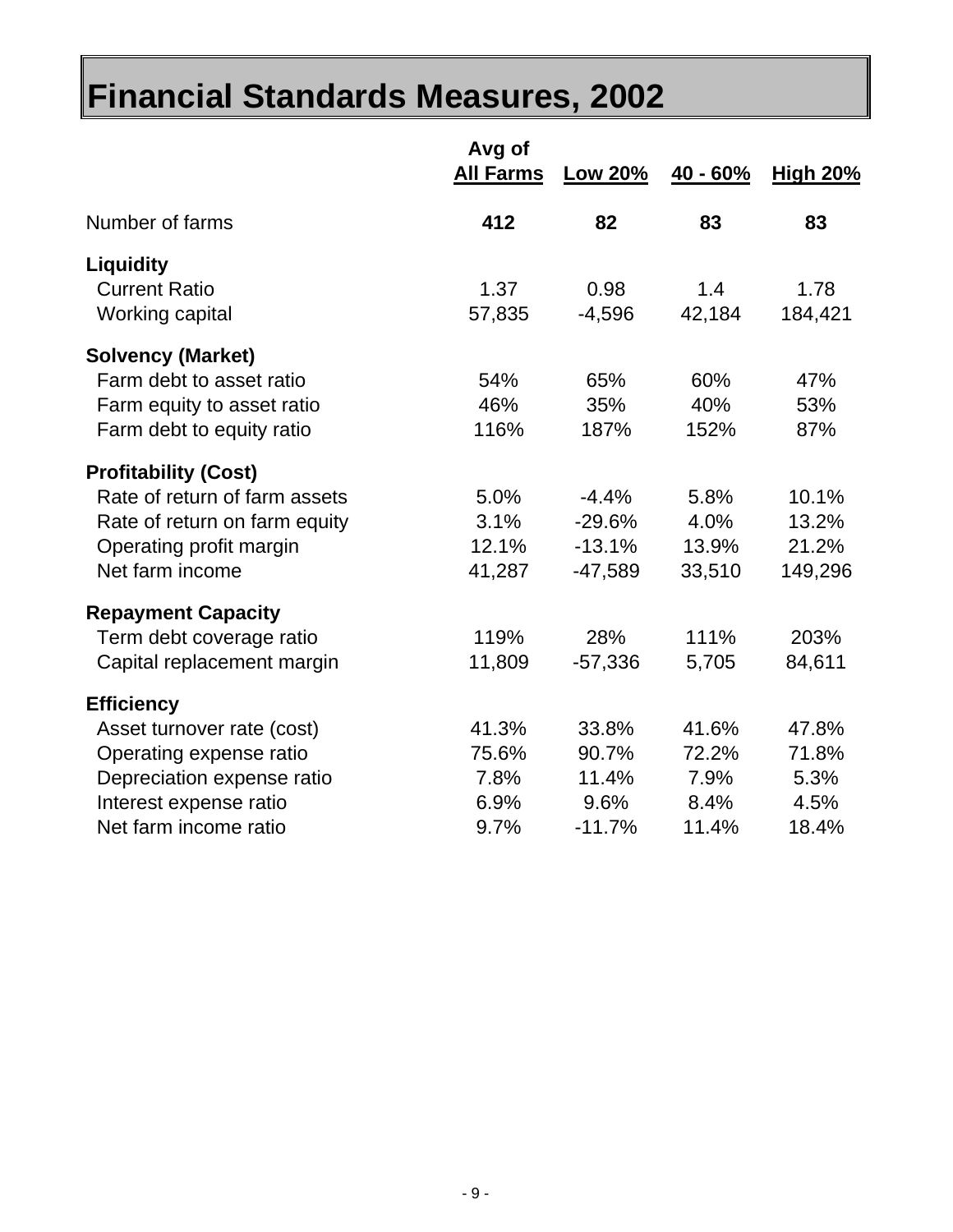# Financial Standards Measures, 2002

| | Avg of All Farms | Low 20% | 40 - 60% | High 20% |
|---|---|---|---|---|
| Number of farms | **412** | **82** | **83** | **83** |
| **Liquidity** | | | | |
| Current Ratio | 1.37 | 0.98 | 1.4 | 1.78 |
| Working capital | 57,835 | -4,596 | 42,184 | 184,421 |
| **Solvency (Market)** | | | | |
| Farm debt to asset ratio | 54% | 65% | 60% | 47% |
| Farm equity to asset ratio | 46% | 35% | 40% | 53% |
| Farm debt to equity ratio | 116% | 187% | 152% | 87% |
| **Profitability (Cost)** | | | | |
| Rate of return of farm assets | 5.0% | -4.4% | 5.8% | 10.1% |
| Rate of return on farm equity | 3.1% | -29.6% | 4.0% | 13.2% |
| Operating profit margin | 12.1% | -13.1% | 13.9% | 21.2% |
| Net farm income | 41,287 | -47,589 | 33,510 | 149,296 |
| **Repayment Capacity** | | | | |
| Term debt coverage ratio | 119% | 28% | 111% | 203% |
| Capital replacement margin | 11,809 | -57,336 | 5,705 | 84,611 |
| **Efficiency** | | | | |
| Asset turnover rate (cost) | 41.3% | 33.8% | 41.6% | 47.8% |
| Operating expense ratio | 75.6% | 90.7% | 72.2% | 71.8% |
| Depreciation expense ratio | 7.8% | 11.4% | 7.9% | 5.3% |
| Interest expense ratio | 6.9% | 9.6% | 8.4% | 4.5% |
| Net farm income ratio | 9.7% | -11.7% | 11.4% | 18.4% |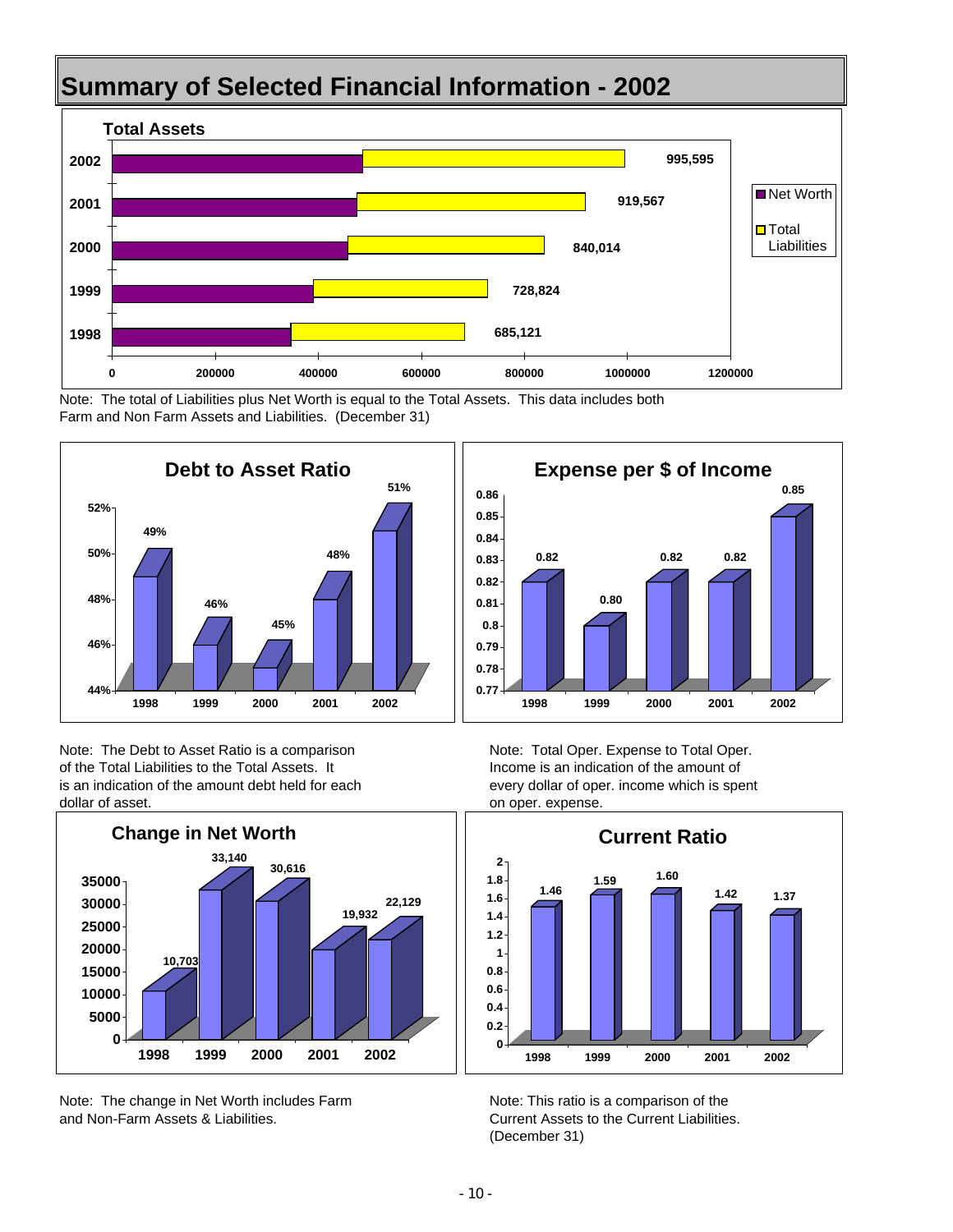# Summary of Selected Financial Information - 2002

**Total Assets**

| Year | Total Assets |
|---|---|
| 2002 | 995,595 |
| 2001 | 919,567 |
| 2000 | 840,014 |
| 1999 | 728,824 |
| 1998 | 685,121 |

Legend: Net Worth; Total Liabilities

Note: The total of Liabilities plus Net Worth is equal to the Total Assets. This data includes both Farm and Non Farm Assets and Liabilities. (December 31)

**Debt to Asset Ratio**

| 1998 | 1999 | 2000 | 2001 | 2002 |
|---|---|---|---|---|
| 49% | 46% | 45% | 48% | 51% |

Note: The Debt to Asset Ratio is a comparison of the Total Liabilities to the Total Assets. It is an indication of the amount debt held for each dollar of asset.

**Expense per $ of Income**

| 1998 | 1999 | 2000 | 2001 | 2002 |
|---|---|---|---|---|
| 0.82 | 0.80 | 0.82 | 0.82 | 0.85 |

Note: Total Oper. Expense to Total Oper. Income is an indication of the amount of every dollar of oper. income which is spent on oper. expense.

**Change in Net Worth**

| 1998 | 1999 | 2000 | 2001 | 2002 |
|---|---|---|---|---|
| 10,703 | 33,140 | 30,616 | 19,932 | 22,129 |

Note: The change in Net Worth includes Farm and Non-Farm Assets & Liabilities.

**Current Ratio**

| 1998 | 1999 | 2000 | 2001 | 2002 |
|---|---|---|---|---|
| 1.46 | 1.59 | 1.60 | 1.42 | 1.37 |

Note: This ratio is a comparison of the Current Assets to the Current Liabilities. (December 31)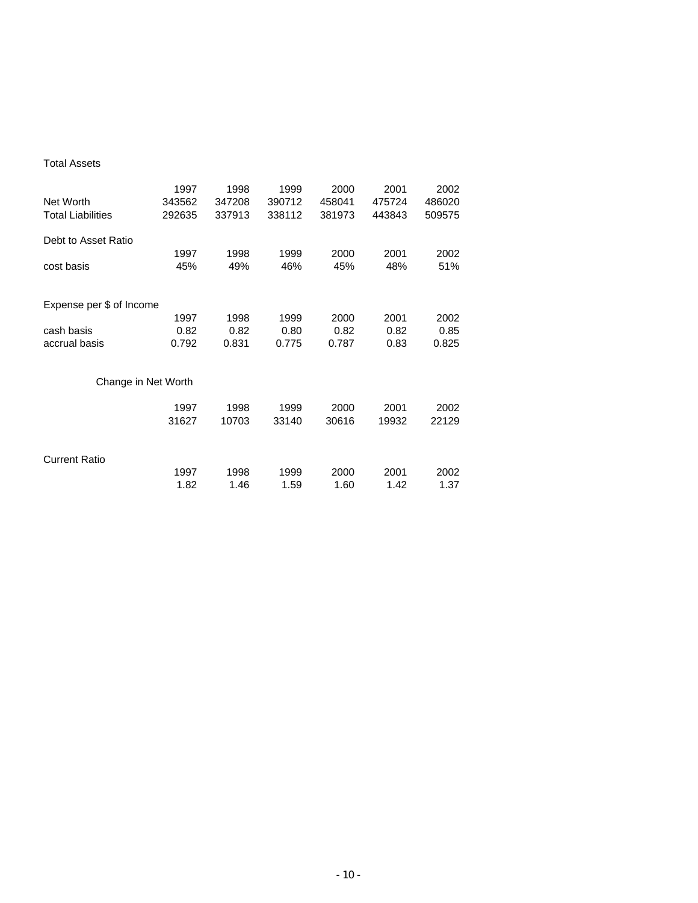Total Assets

| | 1997 | 1998 | 1999 | 2000 | 2001 | 2002 |
|---|---|---|---|---|---|---|
| Net Worth | 343562 | 347208 | 390712 | 458041 | 475724 | 486020 |
| Total Liabilities | 292635 | 337913 | 338112 | 381973 | 443843 | 509575 |

Debt to Asset Ratio

| | 1997 | 1998 | 1999 | 2000 | 2001 | 2002 |
|---|---|---|---|---|---|---|
| cost basis | 45% | 49% | 46% | 45% | 48% | 51% |

Expense per $ of Income

| | 1997 | 1998 | 1999 | 2000 | 2001 | 2002 |
|---|---|---|---|---|---|---|
| cash basis | 0.82 | 0.82 | 0.80 | 0.82 | 0.82 | 0.85 |
| accrual basis | 0.792 | 0.831 | 0.775 | 0.787 | 0.83 | 0.825 |

Change in Net Worth

| 1997 | 1998 | 1999 | 2000 | 2001 | 2002 |
|---|---|---|---|---|---|
| 31627 | 10703 | 33140 | 30616 | 19932 | 22129 |

Current Ratio

| 1997 | 1998 | 1999 | 2000 | 2001 | 2002 |
|---|---|---|---|---|---|
| 1.82 | 1.46 | 1.59 | 1.60 | 1.42 | 1.37 |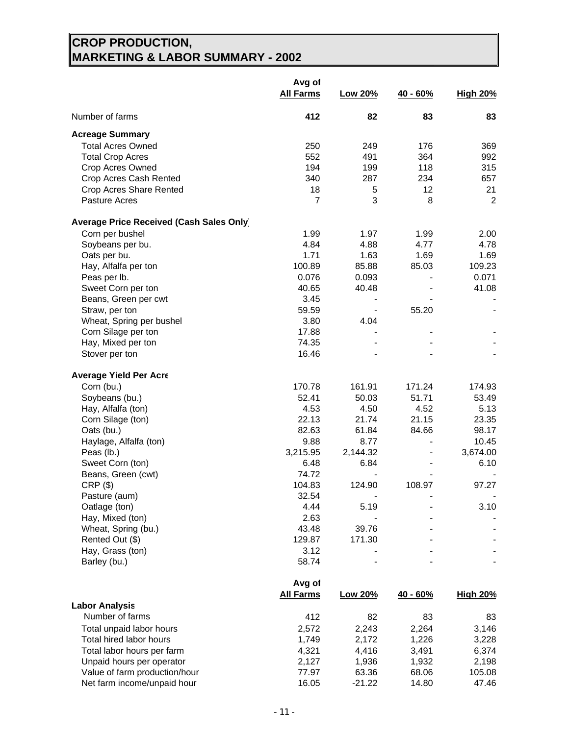# CROP PRODUCTION, MARKETING & LABOR SUMMARY - 2002

| | Avg of All Farms | Low 20% | 40 - 60% | High 20% |
|---|---|---|---|---|
| Number of farms | **412** | **82** | **83** | **83** |
| **Acreage Summary** | | | | |
| Total Acres Owned | 250 | 249 | 176 | 369 |
| Total Crop Acres | 552 | 491 | 364 | 992 |
| Crop Acres Owned | 194 | 199 | 118 | 315 |
| Crop Acres Cash Rented | 340 | 287 | 234 | 657 |
| Crop Acres Share Rented | 18 | 5 | 12 | 21 |
| Pasture Acres | 7 | 3 | 8 | 2 |
| **Average Price Received (Cash Sales Only)** | | | | |
| Corn per bushel | 1.99 | 1.97 | 1.99 | 2.00 |
| Soybeans per bu. | 4.84 | 4.88 | 4.77 | 4.78 |
| Oats per bu. | 1.71 | 1.63 | 1.69 | 1.69 |
| Hay, Alfalfa per ton | 100.89 | 85.88 | 85.03 | 109.23 |
| Peas per lb. | 0.076 | 0.093 | - | 0.071 |
| Sweet Corn per ton | 40.65 | 40.48 | - | 41.08 |
| Beans, Green per cwt | 3.45 | - | - | - |
| Straw, per ton | 59.59 | - | 55.20 | - |
| Wheat, Spring per bushel | 3.80 | 4.04 | | |
| Corn Silage per ton | 17.88 | - | - | - |
| Hay, Mixed per ton | 74.35 | - | - | - |
| Stover per ton | 16.46 | - | - | - |
| **Average Yield Per Acre** | | | | |
| Corn (bu.) | 170.78 | 161.91 | 171.24 | 174.93 |
| Soybeans (bu.) | 52.41 | 50.03 | 51.71 | 53.49 |
| Hay, Alfalfa (ton) | 4.53 | 4.50 | 4.52 | 5.13 |
| Corn Silage (ton) | 22.13 | 21.74 | 21.15 | 23.35 |
| Oats (bu.) | 82.63 | 61.84 | 84.66 | 98.17 |
| Haylage, Alfalfa (ton) | 9.88 | 8.77 | - | 10.45 |
| Peas (lb.) | 3,215.95 | 2,144.32 | - | 3,674.00 |
| Sweet Corn (ton) | 6.48 | 6.84 | - | 6.10 |
| Beans, Green (cwt) | 74.72 | - | - | - |
| CRP ($) | 104.83 | 124.90 | 108.97 | 97.27 |
| Pasture (aum) | 32.54 | - | - | - |
| Oatlage (ton) | 4.44 | 5.19 | - | 3.10 |
| Hay, Mixed (ton) | 2.63 | - | - | - |
| Wheat, Spring (bu.) | 43.48 | 39.76 | - | - |
| Rented Out ($) | 129.87 | 171.30 | - | - |
| Hay, Grass (ton) | 3.12 | - | - | - |
| Barley (bu.) | 58.74 | - | - | - |

| **Labor Analysis** | Avg of All Farms | Low 20% | 40 - 60% | High 20% |
|---|---|---|---|---|
| Number of farms | 412 | 82 | 83 | 83 |
| Total unpaid labor hours | 2,572 | 2,243 | 2,264 | 3,146 |
| Total hired labor hours | 1,749 | 2,172 | 1,226 | 3,228 |
| Total labor hours per farm | 4,321 | 4,416 | 3,491 | 6,374 |
| Unpaid hours per operator | 2,127 | 1,936 | 1,932 | 2,198 |
| Value of farm production/hour | 77.97 | 63.36 | 68.06 | 105.08 |
| Net farm income/unpaid hour | 16.05 | -21.22 | 14.80 | 47.46 |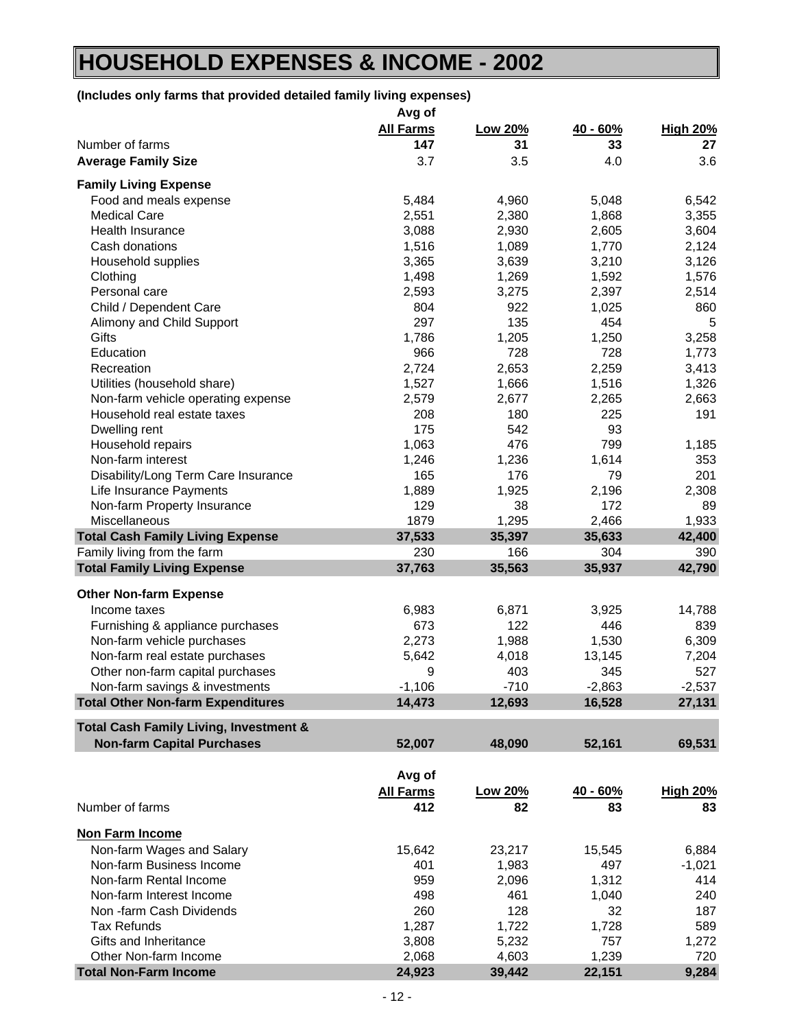# HOUSEHOLD EXPENSES & INCOME - 2002

**(Includes only farms that provided detailed family living expenses)**

| | Avg of All Farms | Low 20% | 40 - 60% | High 20% |
|---|---|---|---|---|
| Number of farms | **147** | **31** | **33** | **27** |
| **Average Family Size** | 3.7 | 3.5 | 4.0 | 3.6 |
| **Family Living Expense** | | | | |
| Food and meals expense | 5,484 | 4,960 | 5,048 | 6,542 |
| Medical Care | 2,551 | 2,380 | 1,868 | 3,355 |
| Health Insurance | 3,088 | 2,930 | 2,605 | 3,604 |
| Cash donations | 1,516 | 1,089 | 1,770 | 2,124 |
| Household supplies | 3,365 | 3,639 | 3,210 | 3,126 |
| Clothing | 1,498 | 1,269 | 1,592 | 1,576 |
| Personal care | 2,593 | 3,275 | 2,397 | 2,514 |
| Child / Dependent Care | 804 | 922 | 1,025 | 860 |
| Alimony and Child Support | 297 | 135 | 454 | 5 |
| Gifts | 1,786 | 1,205 | 1,250 | 3,258 |
| Education | 966 | 728 | 728 | 1,773 |
| Recreation | 2,724 | 2,653 | 2,259 | 3,413 |
| Utilities (household share) | 1,527 | 1,666 | 1,516 | 1,326 |
| Non-farm vehicle operating expense | 2,579 | 2,677 | 2,265 | 2,663 |
| Household real estate taxes | 208 | 180 | 225 | 191 |
| Dwelling rent | 175 | 542 | 93 | |
| Household repairs | 1,063 | 476 | 799 | 1,185 |
| Non-farm interest | 1,246 | 1,236 | 1,614 | 353 |
| Disability/Long Term Care Insurance | 165 | 176 | 79 | 201 |
| Life Insurance Payments | 1,889 | 1,925 | 2,196 | 2,308 |
| Non-farm Property Insurance | 129 | 38 | 172 | 89 |
| Miscellaneous | 1879 | 1,295 | 2,466 | 1,933 |
| **Total Cash Family Living Expense** | **37,533** | **35,397** | **35,633** | **42,400** |
| Family living from the farm | 230 | 166 | 304 | 390 |
| **Total Family Living Expense** | **37,763** | **35,563** | **35,937** | **42,790** |
| **Other Non-farm Expense** | | | | |
| Income taxes | 6,983 | 6,871 | 3,925 | 14,788 |
| Furnishing & appliance purchases | 673 | 122 | 446 | 839 |
| Non-farm vehicle purchases | 2,273 | 1,988 | 1,530 | 6,309 |
| Non-farm real estate purchases | 5,642 | 4,018 | 13,145 | 7,204 |
| Other non-farm capital purchases | 9 | 403 | 345 | 527 |
| Non-farm savings & investments | -1,106 | -710 | -2,863 | -2,537 |
| **Total Other Non-farm Expenditures** | **14,473** | **12,693** | **16,528** | **27,131** |
| **Total Cash Family Living, Investment & Non-farm Capital Purchases** | **52,007** | **48,090** | **52,161** | **69,531** |

| | Avg of All Farms | Low 20% | 40 - 60% | High 20% |
|---|---|---|---|---|
| Number of farms | **412** | **82** | **83** | **83** |
| **Non Farm Income** | | | | |
| Non-farm Wages and Salary | 15,642 | 23,217 | 15,545 | 6,884 |
| Non-farm Business Income | 401 | 1,983 | 497 | -1,021 |
| Non-farm Rental Income | 959 | 2,096 | 1,312 | 414 |
| Non-farm Interest Income | 498 | 461 | 1,040 | 240 |
| Non -farm Cash Dividends | 260 | 128 | 32 | 187 |
| Tax Refunds | 1,287 | 1,722 | 1,728 | 589 |
| Gifts and Inheritance | 3,808 | 5,232 | 757 | 1,272 |
| Other Non-farm Income | 2,068 | 4,603 | 1,239 | 720 |
| **Total Non-Farm Income** | **24,923** | **39,442** | **22,151** | **9,284** |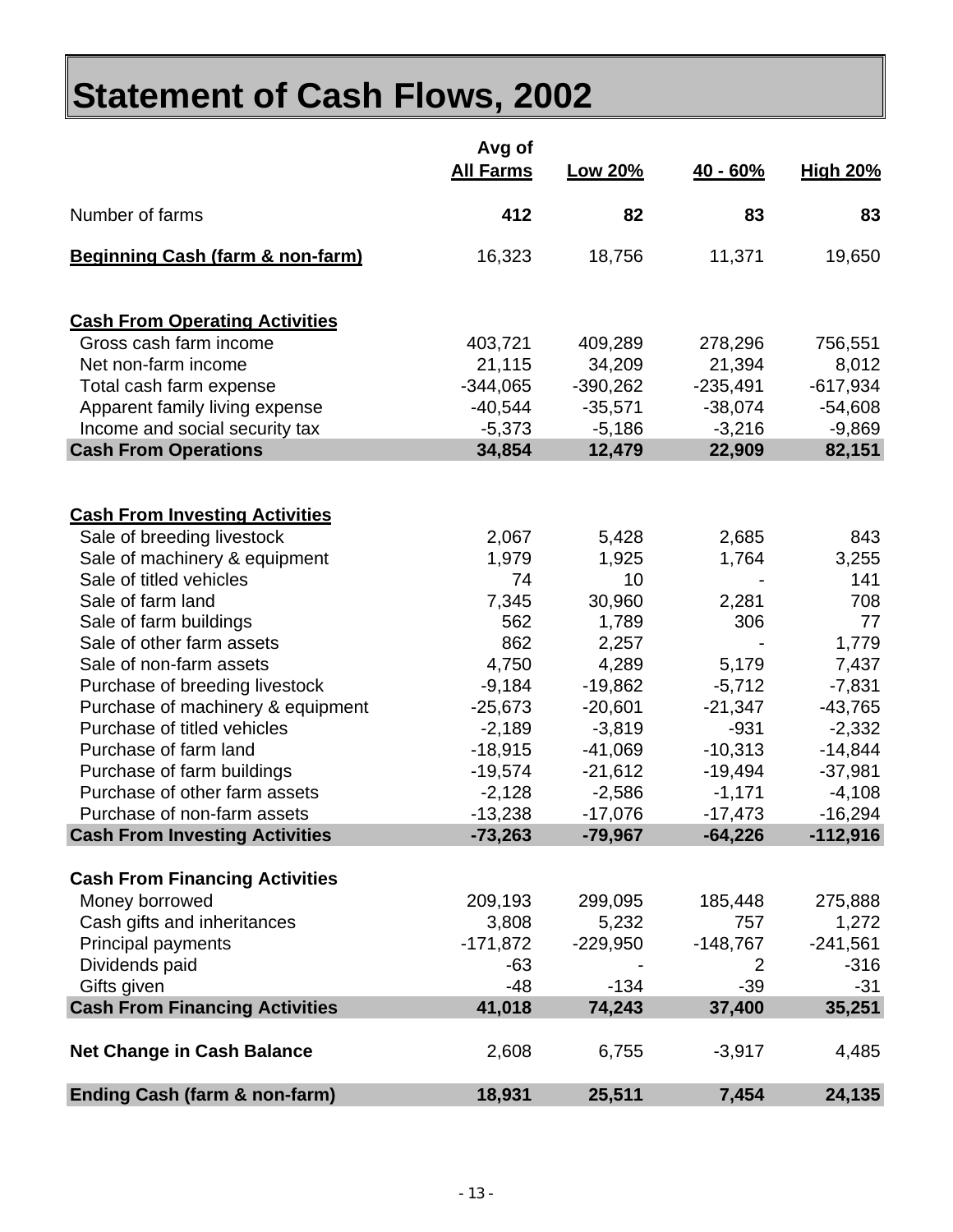# Statement of Cash Flows, 2002

| | Avg of All Farms | Low 20% | 40 - 60% | High 20% |
|---|---|---|---|---|
| Number of farms | **412** | **82** | **83** | **83** |
| **Beginning Cash (farm & non-farm)** | 16,323 | 18,756 | 11,371 | 19,650 |
| **Cash From Operating Activities** | | | | |
| Gross cash farm income | 403,721 | 409,289 | 278,296 | 756,551 |
| Net non-farm income | 21,115 | 34,209 | 21,394 | 8,012 |
| Total cash farm expense | -344,065 | -390,262 | -235,491 | -617,934 |
| Apparent family living expense | -40,544 | -35,571 | -38,074 | -54,608 |
| Income and social security tax | -5,373 | -5,186 | -3,216 | -9,869 |
| **Cash From Operations** | **34,854** | **12,479** | **22,909** | **82,151** |
| **Cash From Investing Activities** | | | | |
| Sale of breeding livestock | 2,067 | 5,428 | 2,685 | 843 |
| Sale of machinery & equipment | 1,979 | 1,925 | 1,764 | 3,255 |
| Sale of titled vehicles | 74 | 10 | - | 141 |
| Sale of farm land | 7,345 | 30,960 | 2,281 | 708 |
| Sale of farm buildings | 562 | 1,789 | 306 | 77 |
| Sale of other farm assets | 862 | 2,257 | - | 1,779 |
| Sale of non-farm assets | 4,750 | 4,289 | 5,179 | 7,437 |
| Purchase of breeding livestock | -9,184 | -19,862 | -5,712 | -7,831 |
| Purchase of machinery & equipment | -25,673 | -20,601 | -21,347 | -43,765 |
| Purchase of titled vehicles | -2,189 | -3,819 | -931 | -2,332 |
| Purchase of farm land | -18,915 | -41,069 | -10,313 | -14,844 |
| Purchase of farm buildings | -19,574 | -21,612 | -19,494 | -37,981 |
| Purchase of other farm assets | -2,128 | -2,586 | -1,171 | -4,108 |
| Purchase of non-farm assets | -13,238 | -17,076 | -17,473 | -16,294 |
| **Cash From Investing Activities** | **-73,263** | **-79,967** | **-64,226** | **-112,916** |
| **Cash From Financing Activities** | | | | |
| Money borrowed | 209,193 | 299,095 | 185,448 | 275,888 |
| Cash gifts and inheritances | 3,808 | 5,232 | 757 | 1,272 |
| Principal payments | -171,872 | -229,950 | -148,767 | -241,561 |
| Dividends paid | -63 | - | 2 | -316 |
| Gifts given | -48 | -134 | -39 | -31 |
| **Cash From Financing Activities** | **41,018** | **74,243** | **37,400** | **35,251** |
| **Net Change in Cash Balance** | 2,608 | 6,755 | -3,917 | 4,485 |
| **Ending Cash (farm & non-farm)** | **18,931** | **25,511** | **7,454** | **24,135** |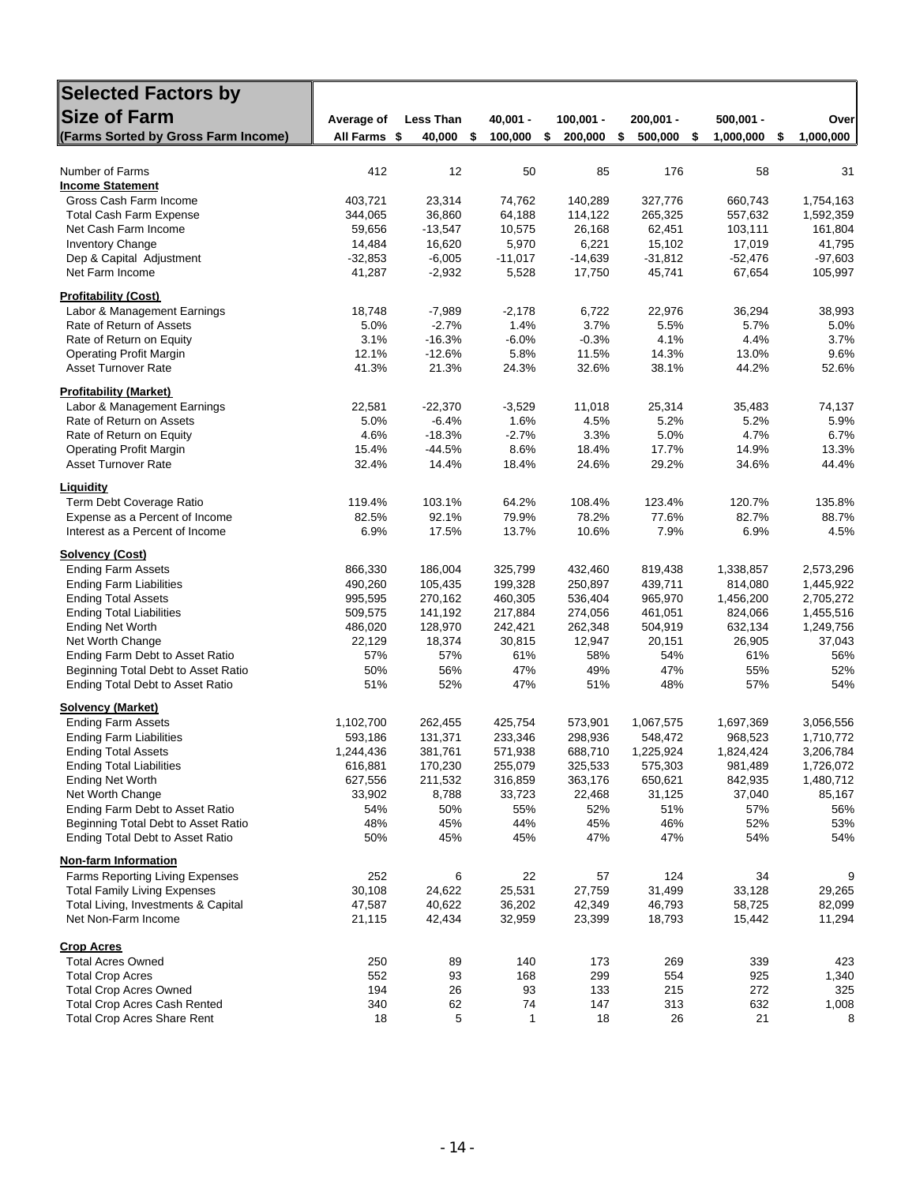| **Selected Factors by Size of Farm (Farms Sorted by Gross Farm Income)** | Average of All Farms | Less Than $ 40,000 | 40,001 - $ 100,000 | 100,001 - $ 200,000 | 200,001 - $ 500,000 | 500,001 - $ 1,000,000 | Over $ 1,000,000 |
|---|---|---|---|---|---|---|---|
| Number of Farms | 412 | 12 | 50 | 85 | 176 | 58 | 31 |
| **Income Statement** | | | | | | | |
| Gross Cash Farm Income | 403,721 | 23,314 | 74,762 | 140,289 | 327,776 | 660,743 | 1,754,163 |
| Total Cash Farm Expense | 344,065 | 36,860 | 64,188 | 114,122 | 265,325 | 557,632 | 1,592,359 |
| Net Cash Farm Income | 59,656 | -13,547 | 10,575 | 26,168 | 62,451 | 103,111 | 161,804 |
| Inventory Change | 14,484 | 16,620 | 5,970 | 6,221 | 15,102 | 17,019 | 41,795 |
| Dep & Capital Adjustment | -32,853 | -6,005 | -11,017 | -14,639 | -31,812 | -52,476 | -97,603 |
| Net Farm Income | 41,287 | -2,932 | 5,528 | 17,750 | 45,741 | 67,654 | 105,997 |
| **Profitability (Cost)** | | | | | | | |
| Labor & Management Earnings | 18,748 | -7,989 | -2,178 | 6,722 | 22,976 | 36,294 | 38,993 |
| Rate of Return of Assets | 5.0% | -2.7% | 1.4% | 3.7% | 5.5% | 5.7% | 5.0% |
| Rate of Return on Equity | 3.1% | -16.3% | -6.0% | -0.3% | 4.1% | 4.4% | 3.7% |
| Operating Profit Margin | 12.1% | -12.6% | 5.8% | 11.5% | 14.3% | 13.0% | 9.6% |
| Asset Turnover Rate | 41.3% | 21.3% | 24.3% | 32.6% | 38.1% | 44.2% | 52.6% |
| **Profitability (Market)** | | | | | | | |
| Labor & Management Earnings | 22,581 | -22,370 | -3,529 | 11,018 | 25,314 | 35,483 | 74,137 |
| Rate of Return on Assets | 5.0% | -6.4% | 1.6% | 4.5% | 5.2% | 5.2% | 5.9% |
| Rate of Return on Equity | 4.6% | -18.3% | -2.7% | 3.3% | 5.0% | 4.7% | 6.7% |
| Operating Profit Margin | 15.4% | -44.5% | 8.6% | 18.4% | 17.7% | 14.9% | 13.3% |
| Asset Turnover Rate | 32.4% | 14.4% | 18.4% | 24.6% | 29.2% | 34.6% | 44.4% |
| **Liquidity** | | | | | | | |
| Term Debt Coverage Ratio | 119.4% | 103.1% | 64.2% | 108.4% | 123.4% | 120.7% | 135.8% |
| Expense as a Percent of Income | 82.5% | 92.1% | 79.9% | 78.2% | 77.6% | 82.7% | 88.7% |
| Interest as a Percent of Income | 6.9% | 17.5% | 13.7% | 10.6% | 7.9% | 6.9% | 4.5% |
| **Solvency (Cost)** | | | | | | | |
| Ending Farm Assets | 866,330 | 186,004 | 325,799 | 432,460 | 819,438 | 1,338,857 | 2,573,296 |
| Ending Farm Liabilities | 490,260 | 105,435 | 199,328 | 250,897 | 439,711 | 814,080 | 1,445,922 |
| Ending Total Assets | 995,595 | 270,162 | 460,305 | 536,404 | 965,970 | 1,456,200 | 2,705,272 |
| Ending Total Liabilities | 509,575 | 141,192 | 217,884 | 274,056 | 461,051 | 824,066 | 1,455,516 |
| Ending Net Worth | 486,020 | 128,970 | 242,421 | 262,348 | 504,919 | 632,134 | 1,249,756 |
| Net Worth Change | 22,129 | 18,374 | 30,815 | 12,947 | 20,151 | 26,905 | 37,043 |
| Ending Farm Debt to Asset Ratio | 57% | 57% | 61% | 58% | 54% | 61% | 56% |
| Beginning Total Debt to Asset Ratio | 50% | 56% | 47% | 49% | 47% | 55% | 52% |
| Ending Total Debt to Asset Ratio | 51% | 52% | 47% | 51% | 48% | 57% | 54% |
| **Solvency (Market)** | | | | | | | |
| Ending Farm Assets | 1,102,700 | 262,455 | 425,754 | 573,901 | 1,067,575 | 1,697,369 | 3,056,556 |
| Ending Farm Liabilities | 593,186 | 131,371 | 233,346 | 298,936 | 548,472 | 968,523 | 1,710,772 |
| Ending Total Assets | 1,244,436 | 381,761 | 571,938 | 688,710 | 1,225,924 | 1,824,424 | 3,206,784 |
| Ending Total Liabilities | 616,881 | 170,230 | 255,079 | 325,533 | 575,303 | 981,489 | 1,726,072 |
| Ending Net Worth | 627,556 | 211,532 | 316,859 | 363,176 | 650,621 | 842,935 | 1,480,712 |
| Net Worth Change | 33,902 | 8,788 | 33,723 | 22,468 | 31,125 | 37,040 | 85,167 |
| Ending Farm Debt to Asset Ratio | 54% | 50% | 55% | 52% | 51% | 57% | 56% |
| Beginning Total Debt to Asset Ratio | 48% | 45% | 44% | 45% | 46% | 52% | 53% |
| Ending Total Debt to Asset Ratio | 50% | 45% | 45% | 47% | 47% | 54% | 54% |
| **Non-farm Information** | | | | | | | |
| Farms Reporting Living Expenses | 252 | 6 | 22 | 57 | 124 | 34 | 9 |
| Total Family Living Expenses | 30,108 | 24,622 | 25,531 | 27,759 | 31,499 | 33,128 | 29,265 |
| Total Living, Investments & Capital | 47,587 | 40,622 | 36,202 | 42,349 | 46,793 | 58,725 | 82,099 |
| Net Non-Farm Income | 21,115 | 42,434 | 32,959 | 23,399 | 18,793 | 15,442 | 11,294 |
| **Crop Acres** | | | | | | | |
| Total Acres Owned | 250 | 89 | 140 | 173 | 269 | 339 | 423 |
| Total Crop Acres | 552 | 93 | 168 | 299 | 554 | 925 | 1,340 |
| Total Crop Acres Owned | 194 | 26 | 93 | 133 | 215 | 272 | 325 |
| Total Crop Acres Cash Rented | 340 | 62 | 74 | 147 | 313 | 632 | 1,008 |
| Total Crop Acres Share Rent | 18 | 5 | 1 | 18 | 26 | 21 | 8 |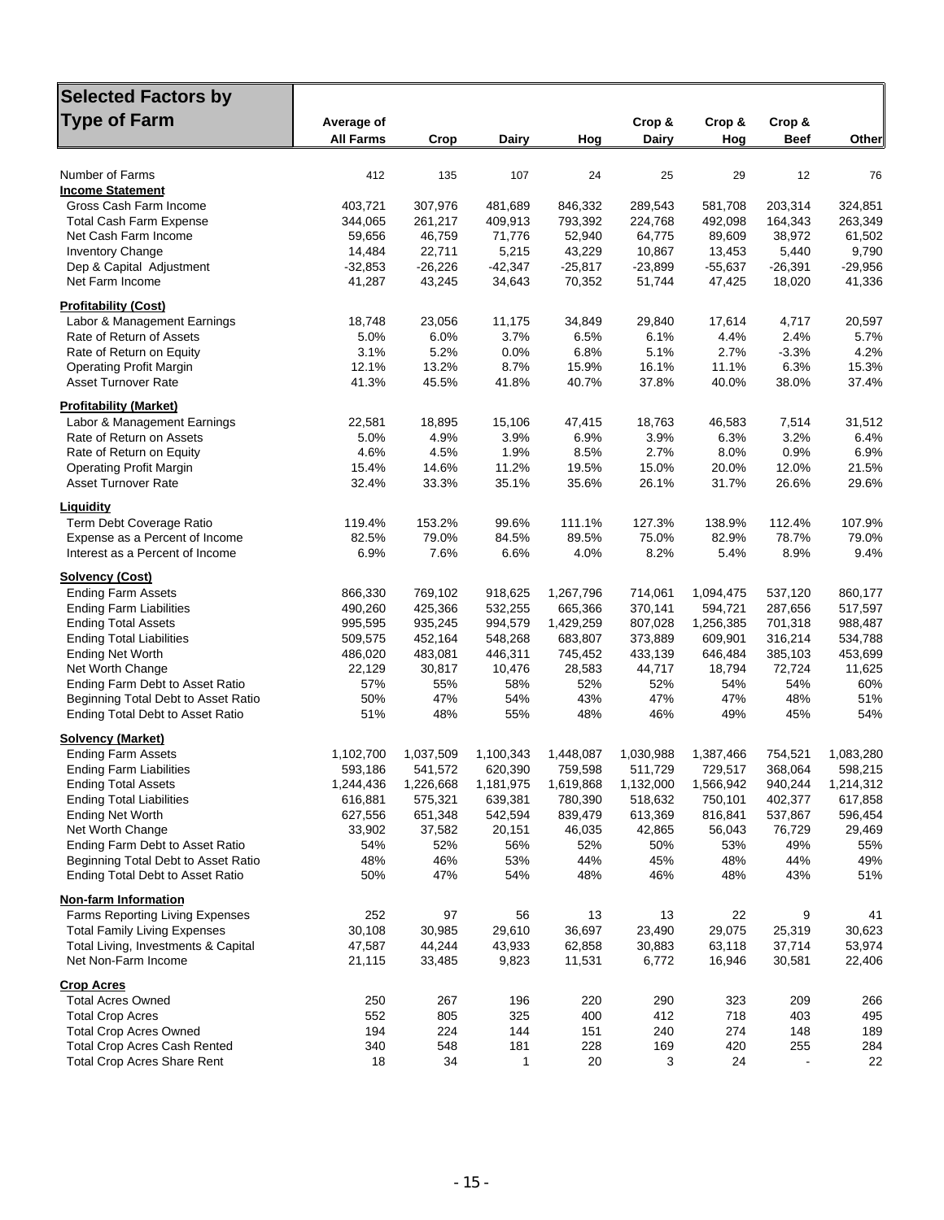# Selected Factors by Type of Farm

| | Average of All Farms | Crop | Dairy | Hog | Crop & Dairy | Crop & Hog | Crop & Beef | Other |
|---|---|---|---|---|---|---|---|---|
| Number of Farms | 412 | 135 | 107 | 24 | 25 | 29 | 12 | 76 |
| **Income Statement** | | | | | | | | |
| Gross Cash Farm Income | 403,721 | 307,976 | 481,689 | 846,332 | 289,543 | 581,708 | 203,314 | 324,851 |
| Total Cash Farm Expense | 344,065 | 261,217 | 409,913 | 793,392 | 224,768 | 492,098 | 164,343 | 263,349 |
| Net Cash Farm Income | 59,656 | 46,759 | 71,776 | 52,940 | 64,775 | 89,609 | 38,972 | 61,502 |
| Inventory Change | 14,484 | 22,711 | 5,215 | 43,229 | 10,867 | 13,453 | 5,440 | 9,790 |
| Dep & Capital Adjustment | -32,853 | -26,226 | -42,347 | -25,817 | -23,899 | -55,637 | -26,391 | -29,956 |
| Net Farm Income | 41,287 | 43,245 | 34,643 | 70,352 | 51,744 | 47,425 | 18,020 | 41,336 |
| **Profitability (Cost)** | | | | | | | | |
| Labor & Management Earnings | 18,748 | 23,056 | 11,175 | 34,849 | 29,840 | 17,614 | 4,717 | 20,597 |
| Rate of Return of Assets | 5.0% | 6.0% | 3.7% | 6.5% | 6.1% | 4.4% | 2.4% | 5.7% |
| Rate of Return on Equity | 3.1% | 5.2% | 0.0% | 6.8% | 5.1% | 2.7% | -3.3% | 4.2% |
| Operating Profit Margin | 12.1% | 13.2% | 8.7% | 15.9% | 16.1% | 11.1% | 6.3% | 15.3% |
| Asset Turnover Rate | 41.3% | 45.5% | 41.8% | 40.7% | 37.8% | 40.0% | 38.0% | 37.4% |
| **Profitability (Market)** | | | | | | | | |
| Labor & Management Earnings | 22,581 | 18,895 | 15,106 | 47,415 | 18,763 | 46,583 | 7,514 | 31,512 |
| Rate of Return on Assets | 5.0% | 4.9% | 3.9% | 6.9% | 3.9% | 6.3% | 3.2% | 6.4% |
| Rate of Return on Equity | 4.6% | 4.5% | 1.9% | 8.5% | 2.7% | 8.0% | 0.9% | 6.9% |
| Operating Profit Margin | 15.4% | 14.6% | 11.2% | 19.5% | 15.0% | 20.0% | 12.0% | 21.5% |
| Asset Turnover Rate | 32.4% | 33.3% | 35.1% | 35.6% | 26.1% | 31.7% | 26.6% | 29.6% |
| **Liquidity** | | | | | | | | |
| Term Debt Coverage Ratio | 119.4% | 153.2% | 99.6% | 111.1% | 127.3% | 138.9% | 112.4% | 107.9% |
| Expense as a Percent of Income | 82.5% | 79.0% | 84.5% | 89.5% | 75.0% | 82.9% | 78.7% | 79.0% |
| Interest as a Percent of Income | 6.9% | 7.6% | 6.6% | 4.0% | 8.2% | 5.4% | 8.9% | 9.4% |
| **Solvency (Cost)** | | | | | | | | |
| Ending Farm Assets | 866,330 | 769,102 | 918,625 | 1,267,796 | 714,061 | 1,094,475 | 537,120 | 860,177 |
| Ending Farm Liabilities | 490,260 | 425,366 | 532,255 | 665,366 | 370,141 | 594,721 | 287,656 | 517,597 |
| Ending Total Assets | 995,595 | 935,245 | 994,579 | 1,429,259 | 807,028 | 1,256,385 | 701,318 | 988,487 |
| Ending Total Liabilities | 509,575 | 452,164 | 548,268 | 683,807 | 373,889 | 609,901 | 316,214 | 534,788 |
| Ending Net Worth | 486,020 | 483,081 | 446,311 | 745,452 | 433,139 | 646,484 | 385,103 | 453,699 |
| Net Worth Change | 22,129 | 30,817 | 10,476 | 28,583 | 44,717 | 18,794 | 72,724 | 11,625 |
| Ending Farm Debt to Asset Ratio | 57% | 55% | 58% | 52% | 52% | 54% | 54% | 60% |
| Beginning Total Debt to Asset Ratio | 50% | 47% | 54% | 43% | 47% | 47% | 48% | 51% |
| Ending Total Debt to Asset Ratio | 51% | 48% | 55% | 48% | 46% | 49% | 45% | 54% |
| **Solvency (Market)** | | | | | | | | |
| Ending Farm Assets | 1,102,700 | 1,037,509 | 1,100,343 | 1,448,087 | 1,030,988 | 1,387,466 | 754,521 | 1,083,280 |
| Ending Farm Liabilities | 593,186 | 541,572 | 620,390 | 759,598 | 511,729 | 729,517 | 368,064 | 598,215 |
| Ending Total Assets | 1,244,436 | 1,226,668 | 1,181,975 | 1,619,868 | 1,132,000 | 1,566,942 | 940,244 | 1,214,312 |
| Ending Total Liabilities | 616,881 | 575,321 | 639,381 | 780,390 | 518,632 | 750,101 | 402,377 | 617,858 |
| Ending Net Worth | 627,556 | 651,348 | 542,594 | 839,479 | 613,369 | 816,841 | 537,867 | 596,454 |
| Net Worth Change | 33,902 | 37,582 | 20,151 | 46,035 | 42,865 | 56,043 | 76,729 | 29,469 |
| Ending Farm Debt to Asset Ratio | 54% | 52% | 56% | 52% | 50% | 53% | 49% | 55% |
| Beginning Total Debt to Asset Ratio | 48% | 46% | 53% | 44% | 45% | 48% | 44% | 49% |
| Ending Total Debt to Asset Ratio | 50% | 47% | 54% | 48% | 46% | 48% | 43% | 51% |
| **Non-farm Information** | | | | | | | | |
| Farms Reporting Living Expenses | 252 | 97 | 56 | 13 | 13 | 22 | 9 | 41 |
| Total Family Living Expenses | 30,108 | 30,985 | 29,610 | 36,697 | 23,490 | 29,075 | 25,319 | 30,623 |
| Total Living, Investments & Capital | 47,587 | 44,244 | 43,933 | 62,858 | 30,883 | 63,118 | 37,714 | 53,974 |
| Net Non-Farm Income | 21,115 | 33,485 | 9,823 | 11,531 | 6,772 | 16,946 | 30,581 | 22,406 |
| **Crop Acres** | | | | | | | | |
| Total Acres Owned | 250 | 267 | 196 | 220 | 290 | 323 | 209 | 266 |
| Total Crop Acres | 552 | 805 | 325 | 400 | 412 | 718 | 403 | 495 |
| Total Crop Acres Owned | 194 | 224 | 144 | 151 | 240 | 274 | 148 | 189 |
| Total Crop Acres Cash Rented | 340 | 548 | 181 | 228 | 169 | 420 | 255 | 284 |
| Total Crop Acres Share Rent | 18 | 34 | 1 | 20 | 3 | 24 | - | 22 |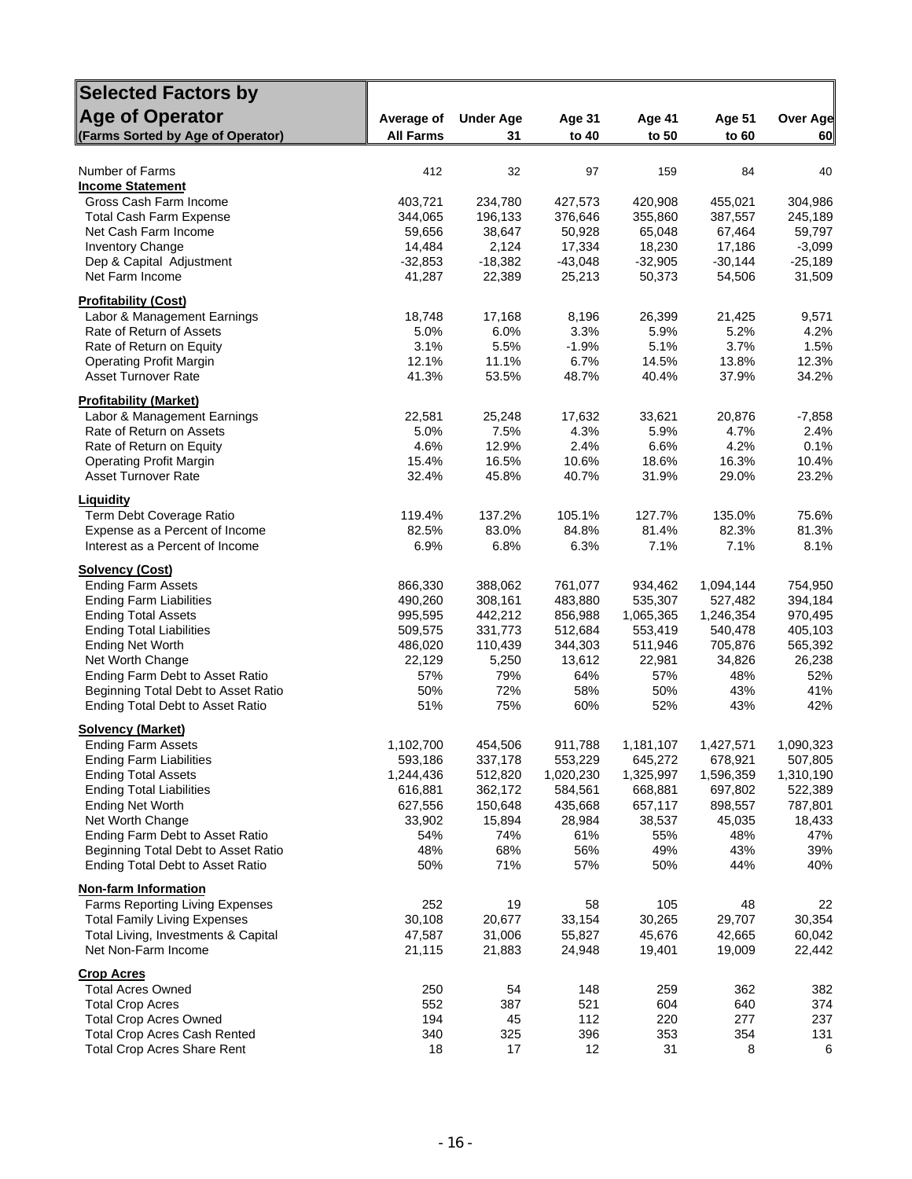| **Selected Factors by Age of Operator** (Farms Sorted by Age of Operator) | Average of All Farms | Under Age 31 | Age 31 to 40 | Age 41 to 50 | Age 51 to 60 | Over Age 60 |
|---|---|---|---|---|---|---|
| Number of Farms | 412 | 32 | 97 | 159 | 84 | 40 |
| **Income Statement** | | | | | | |
| Gross Cash Farm Income | 403,721 | 234,780 | 427,573 | 420,908 | 455,021 | 304,986 |
| Total Cash Farm Expense | 344,065 | 196,133 | 376,646 | 355,860 | 387,557 | 245,189 |
| Net Cash Farm Income | 59,656 | 38,647 | 50,928 | 65,048 | 67,464 | 59,797 |
| Inventory Change | 14,484 | 2,124 | 17,334 | 18,230 | 17,186 | -3,099 |
| Dep & Capital Adjustment | -32,853 | -18,382 | -43,048 | -32,905 | -30,144 | -25,189 |
| Net Farm Income | 41,287 | 22,389 | 25,213 | 50,373 | 54,506 | 31,509 |
| **Profitability (Cost)** | | | | | | |
| Labor & Management Earnings | 18,748 | 17,168 | 8,196 | 26,399 | 21,425 | 9,571 |
| Rate of Return of Assets | 5.0% | 6.0% | 3.3% | 5.9% | 5.2% | 4.2% |
| Rate of Return on Equity | 3.1% | 5.5% | -1.9% | 5.1% | 3.7% | 1.5% |
| Operating Profit Margin | 12.1% | 11.1% | 6.7% | 14.5% | 13.8% | 12.3% |
| Asset Turnover Rate | 41.3% | 53.5% | 48.7% | 40.4% | 37.9% | 34.2% |
| **Profitability (Market)** | | | | | | |
| Labor & Management Earnings | 22,581 | 25,248 | 17,632 | 33,621 | 20,876 | -7,858 |
| Rate of Return on Assets | 5.0% | 7.5% | 4.3% | 5.9% | 4.7% | 2.4% |
| Rate of Return on Equity | 4.6% | 12.9% | 2.4% | 6.6% | 4.2% | 0.1% |
| Operating Profit Margin | 15.4% | 16.5% | 10.6% | 18.6% | 16.3% | 10.4% |
| Asset Turnover Rate | 32.4% | 45.8% | 40.7% | 31.9% | 29.0% | 23.2% |
| **Liquidity** | | | | | | |
| Term Debt Coverage Ratio | 119.4% | 137.2% | 105.1% | 127.7% | 135.0% | 75.6% |
| Expense as a Percent of Income | 82.5% | 83.0% | 84.8% | 81.4% | 82.3% | 81.3% |
| Interest as a Percent of Income | 6.9% | 6.8% | 6.3% | 7.1% | 7.1% | 8.1% |
| **Solvency (Cost)** | | | | | | |
| Ending Farm Assets | 866,330 | 388,062 | 761,077 | 934,462 | 1,094,144 | 754,950 |
| Ending Farm Liabilities | 490,260 | 308,161 | 483,880 | 535,307 | 527,482 | 394,184 |
| Ending Total Assets | 995,595 | 442,212 | 856,988 | 1,065,365 | 1,246,354 | 970,495 |
| Ending Total Liabilities | 509,575 | 331,773 | 512,684 | 553,419 | 540,478 | 405,103 |
| Ending Net Worth | 486,020 | 110,439 | 344,303 | 511,946 | 705,876 | 565,392 |
| Net Worth Change | 22,129 | 5,250 | 13,612 | 22,981 | 34,826 | 26,238 |
| Ending Farm Debt to Asset Ratio | 57% | 79% | 64% | 57% | 48% | 52% |
| Beginning Total Debt to Asset Ratio | 50% | 72% | 58% | 50% | 43% | 41% |
| Ending Total Debt to Asset Ratio | 51% | 75% | 60% | 52% | 43% | 42% |
| **Solvency (Market)** | | | | | | |
| Ending Farm Assets | 1,102,700 | 454,506 | 911,788 | 1,181,107 | 1,427,571 | 1,090,323 |
| Ending Farm Liabilities | 593,186 | 337,178 | 553,229 | 645,272 | 678,921 | 507,805 |
| Ending Total Assets | 1,244,436 | 512,820 | 1,020,230 | 1,325,997 | 1,596,359 | 1,310,190 |
| Ending Total Liabilities | 616,881 | 362,172 | 584,561 | 668,881 | 697,802 | 522,389 |
| Ending Net Worth | 627,556 | 150,648 | 435,668 | 657,117 | 898,557 | 787,801 |
| Net Worth Change | 33,902 | 15,894 | 28,984 | 38,537 | 45,035 | 18,433 |
| Ending Farm Debt to Asset Ratio | 54% | 74% | 61% | 55% | 48% | 47% |
| Beginning Total Debt to Asset Ratio | 48% | 68% | 56% | 49% | 43% | 39% |
| Ending Total Debt to Asset Ratio | 50% | 71% | 57% | 50% | 44% | 40% |
| **Non-farm Information** | | | | | | |
| Farms Reporting Living Expenses | 252 | 19 | 58 | 105 | 48 | 22 |
| Total Family Living Expenses | 30,108 | 20,677 | 33,154 | 30,265 | 29,707 | 30,354 |
| Total Living, Investments & Capital | 47,587 | 31,006 | 55,827 | 45,676 | 42,665 | 60,042 |
| Net Non-Farm Income | 21,115 | 21,883 | 24,948 | 19,401 | 19,009 | 22,442 |
| **Crop Acres** | | | | | | |
| Total Acres Owned | 250 | 54 | 148 | 259 | 362 | 382 |
| Total Crop Acres | 552 | 387 | 521 | 604 | 640 | 374 |
| Total Crop Acres Owned | 194 | 45 | 112 | 220 | 277 | 237 |
| Total Crop Acres Cash Rented | 340 | 325 | 396 | 353 | 354 | 131 |
| Total Crop Acres Share Rent | 18 | 17 | 12 | 31 | 8 | 6 |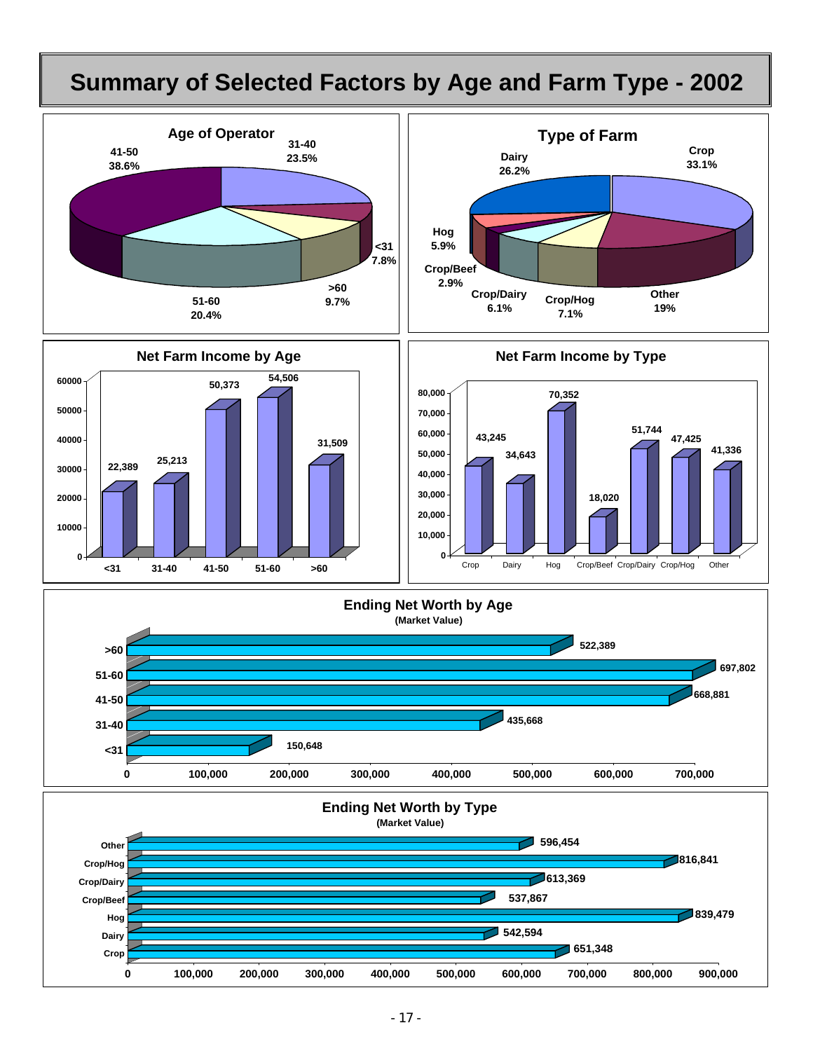# Summary of Selected Factors by Age and Farm Type - 2002

## Age of Operator

| Age | Percent |
|---|---|
| <31 | 7.8% |
| 31-40 | 23.5% |
| 41-50 | 38.6% |
| 51-60 | 20.4% |
| >60 | 9.7% |

## Type of Farm

| Type | Percent |
|---|---|
| Crop | 33.1% |
| Dairy | 26.2% |
| Hog | 5.9% |
| Crop/Beef | 2.9% |
| Crop/Dairy | 6.1% |
| Crop/Hog | 7.1% |
| Other | 19% |

## Net Farm Income by Age

| Age | Net Farm Income |
|---|---|
| <31 | 22,389 |
| 31-40 | 25,213 |
| 41-50 | 50,373 |
| 51-60 | 54,506 |
| >60 | 31,509 |

## Net Farm Income by Type

| Type | Net Farm Income |
|---|---|
| Crop | 43,245 |
| Dairy | 34,643 |
| Hog | 70,352 |
| Crop/Beef | 18,020 |
| Crop/Dairy | 51,744 |
| Crop/Hog | 47,425 |
| Other | 41,336 |

## Ending Net Worth by Age

(Market Value)

| Age | Ending Net Worth |
|---|---|
| >60 | 522,389 |
| 51-60 | 697,802 |
| 41-50 | 668,881 |
| 31-40 | 435,668 |
| <31 | 150,648 |

## Ending Net Worth by Type

(Market Value)

| Type | Ending Net Worth |
|---|---|
| Other | 596,454 |
| Crop/Hog | 816,841 |
| Crop/Dairy | 613,369 |
| Crop/Beef | 537,867 |
| Hog | 839,479 |
| Dairy | 542,594 |
| Crop | 651,348 |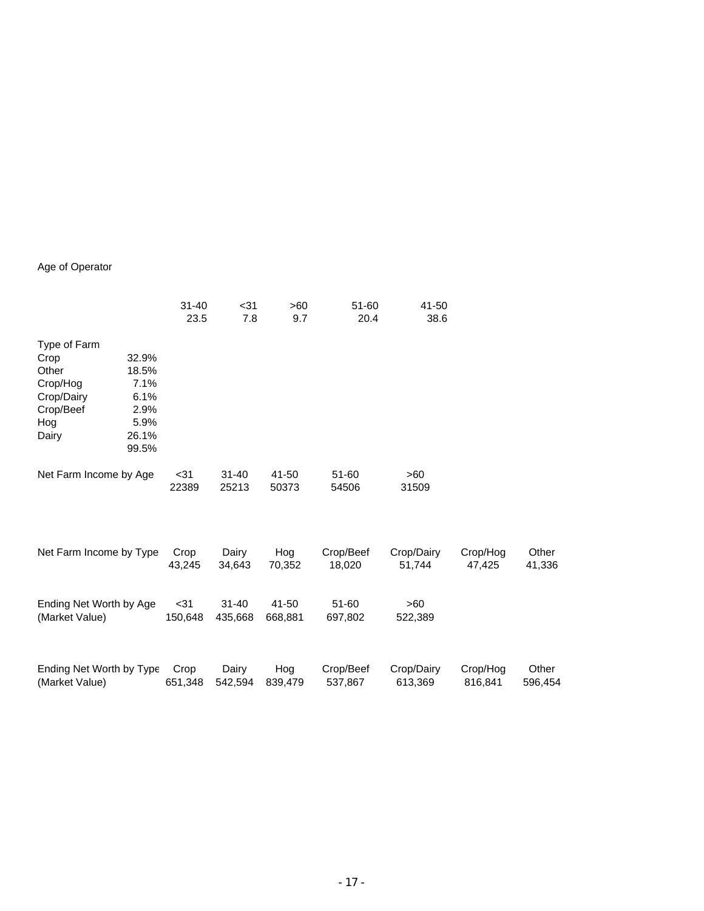Age of Operator

| 31-40 | <31 | >60 | 51-60 | 41-50 |
|---|---|---|---|---|
| 23.5 | 7.8 | 9.7 | 20.4 | 38.6 |

| Type of Farm | |
|---|---|
| Crop | 32.9% |
| Other | 18.5% |
| Crop/Hog | 7.1% |
| Crop/Dairy | 6.1% |
| Crop/Beef | 2.9% |
| Hog | 5.9% |
| Dairy | 26.1% |
| | 99.5% |

| Net Farm Income by Age | <31 | 31-40 | 41-50 | 51-60 | >60 |
|---|---|---|---|---|---|
| | 22389 | 25213 | 50373 | 54506 | 31509 |

| Net Farm Income by Type | Crop | Dairy | Hog | Crop/Beef | Crop/Dairy | Crop/Hog | Other |
|---|---|---|---|---|---|---|---|
| | 43,245 | 34,643 | 70,352 | 18,020 | 51,744 | 47,425 | 41,336 |

| Ending Net Worth by Age | <31 | 31-40 | 41-50 | 51-60 | >60 |
|---|---|---|---|---|---|
| (Market Value) | 150,648 | 435,668 | 668,881 | 697,802 | 522,389 |

| Ending Net Worth by Type | Crop | Dairy | Hog | Crop/Beef | Crop/Dairy | Crop/Hog | Other |
|---|---|---|---|---|---|---|---|
| (Market Value) | 651,348 | 542,594 | 839,479 | 537,867 | 613,369 | 816,841 | 596,454 |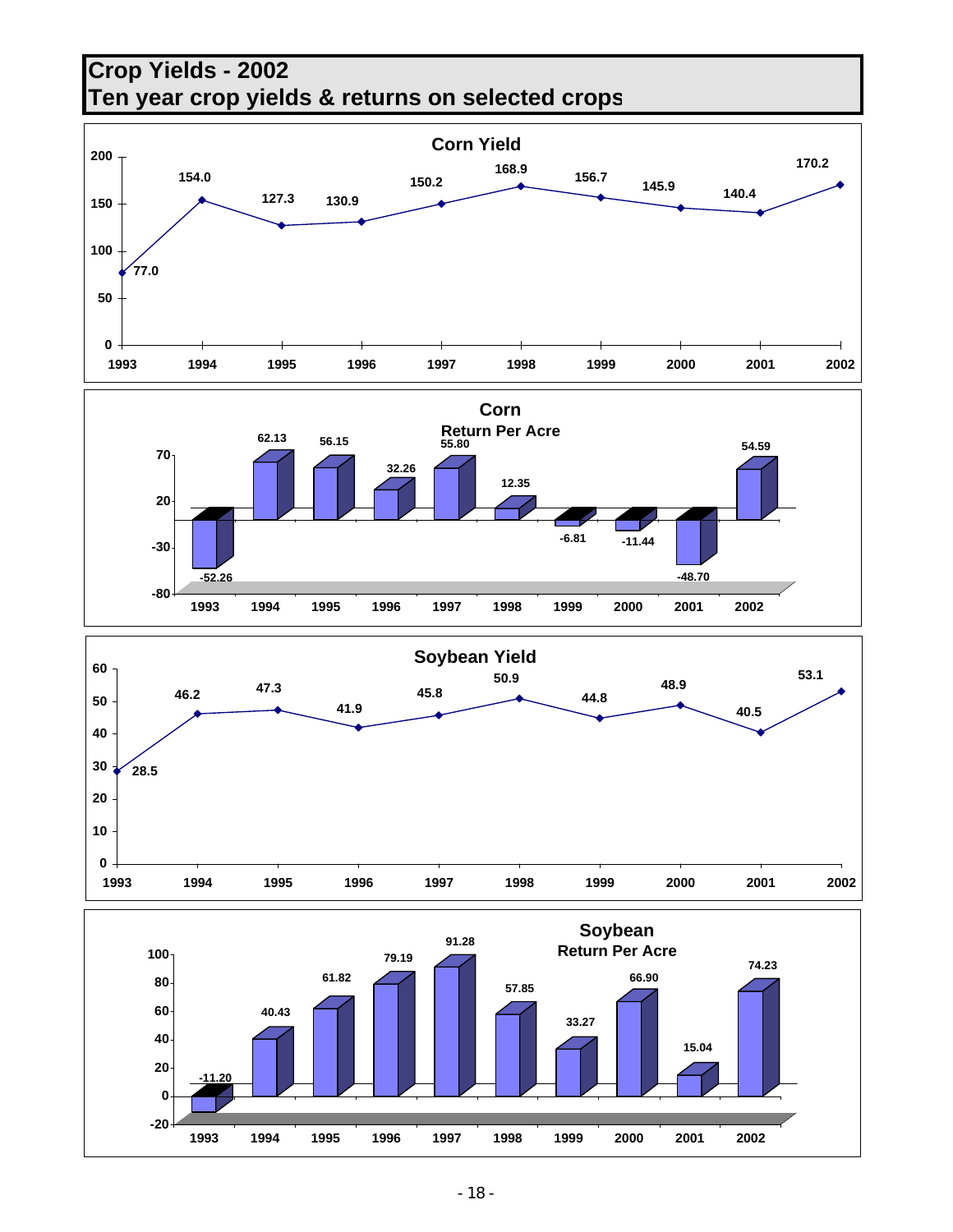# Crop Yields - 2002
## Ten year crop yields & returns on selected crops

**Corn Yield**

| Year | Yield |
|---|---|
| 1993 | 77.0 |
| 1994 | 154.0 |
| 1995 | 127.3 |
| 1996 | 130.9 |
| 1997 | 150.2 |
| 1998 | 168.9 |
| 1999 | 156.7 |
| 2000 | 145.9 |
| 2001 | 140.4 |
| 2002 | 170.2 |

**Corn**
**Return Per Acre**

| Year | Return |
|---|---|
| 1993 | -52.26 |
| 1994 | 62.13 |
| 1995 | 56.15 |
| 1996 | 32.26 |
| 1997 | 55.80 |
| 1998 | 12.35 |
| 1999 | -6.81 |
| 2000 | -11.44 |
| 2001 | -48.70 |
| 2002 | 54.59 |

**Soybean Yield**

| Year | Yield |
|---|---|
| 1993 | 28.5 |
| 1994 | 46.2 |
| 1995 | 47.3 |
| 1996 | 41.9 |
| 1997 | 45.8 |
| 1998 | 50.9 |
| 1999 | 44.8 |
| 2000 | 48.9 |
| 2001 | 40.5 |
| 2002 | 53.1 |

**Soybean**
**Return Per Acre**

| Year | Return |
|---|---|
| 1993 | -11.20 |
| 1994 | 40.43 |
| 1995 | 61.82 |
| 1996 | 79.19 |
| 1997 | 91.28 |
| 1998 | 57.85 |
| 1999 | 33.27 |
| 2000 | 66.90 |
| 2001 | 15.04 |
| 2002 | 74.23 |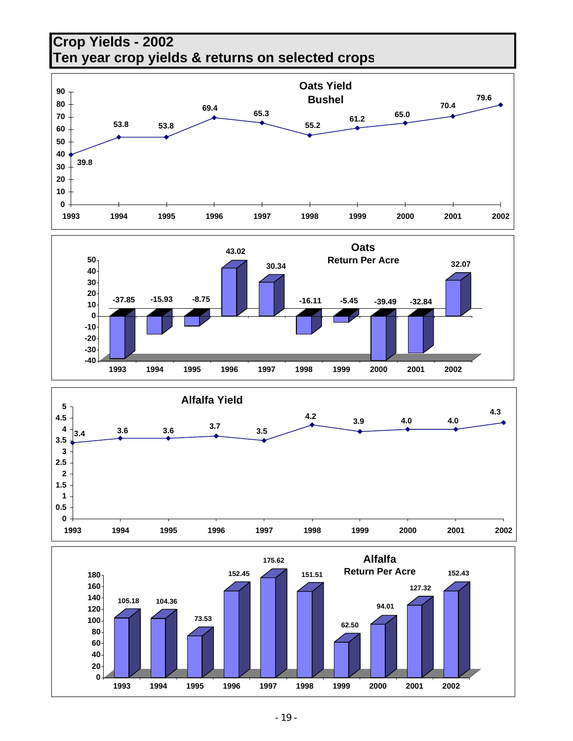# Crop Yields - 2002
## Ten year crop yields & returns on selected crops

**Oats Yield Bushel**

| Year | Yield |
|---|---|
| 1993 | 39.8 |
| 1994 | 53.8 |
| 1995 | 53.8 |
| 1996 | 69.4 |
| 1997 | 65.3 |
| 1998 | 55.2 |
| 1999 | 61.2 |
| 2000 | 65.0 |
| 2001 | 70.4 |
| 2002 | 79.6 |

**Oats Return Per Acre**

| Year | Return |
|---|---|
| 1993 | -37.85 |
| 1994 | -15.93 |
| 1995 | -8.75 |
| 1996 | 43.02 |
| 1997 | 30.34 |
| 1998 | -16.11 |
| 1999 | -5.45 |
| 2000 | -39.49 |
| 2001 | -32.84 |
| 2002 | 32.07 |

**Alfalfa Yield**

| Year | Yield |
|---|---|
| 1993 | 3.4 |
| 1994 | 3.6 |
| 1995 | 3.6 |
| 1996 | 3.7 |
| 1997 | 3.5 |
| 1998 | 4.2 |
| 1999 | 3.9 |
| 2000 | 4.0 |
| 2001 | 4.0 |
| 2002 | 4.3 |

**Alfalfa Return Per Acre**

| Year | Return |
|---|---|
| 1993 | 105.18 |
| 1994 | 104.36 |
| 1995 | 73.53 |
| 1996 | 152.45 |
| 1997 | 175.62 |
| 1998 | 151.51 |
| 1999 | 62.50 |
| 2000 | 94.01 |
| 2001 | 127.32 |
| 2002 | 152.43 |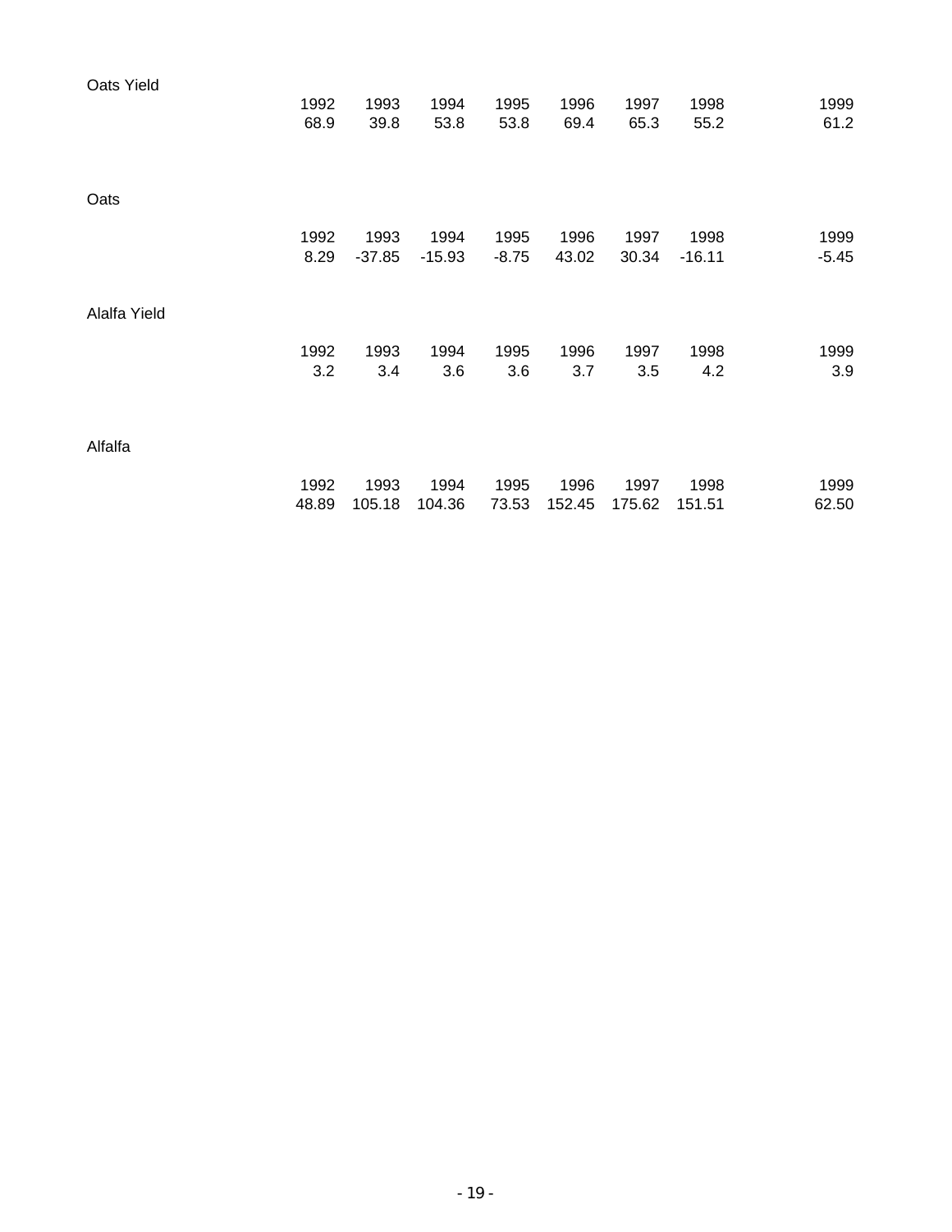Oats Yield

| 1992 | 1993 | 1994 | 1995 | 1996 | 1997 | 1998 | 1999 |
|---|---|---|---|---|---|---|---|
| 68.9 | 39.8 | 53.8 | 53.8 | 69.4 | 65.3 | 55.2 | 61.2 |

Oats

| 1992 | 1993 | 1994 | 1995 | 1996 | 1997 | 1998 | 1999 |
|---|---|---|---|---|---|---|---|
| 8.29 | -37.85 | -15.93 | -8.75 | 43.02 | 30.34 | -16.11 | -5.45 |

Alalfa Yield

| 1992 | 1993 | 1994 | 1995 | 1996 | 1997 | 1998 | 1999 |
|---|---|---|---|---|---|---|---|
| 3.2 | 3.4 | 3.6 | 3.6 | 3.7 | 3.5 | 4.2 | 3.9 |

Alfalfa

| 1992 | 1993 | 1994 | 1995 | 1996 | 1997 | 1998 | 1999 |
|---|---|---|---|---|---|---|---|
| 48.89 | 105.18 | 104.36 | 73.53 | 152.45 | 175.62 | 151.51 | 62.50 |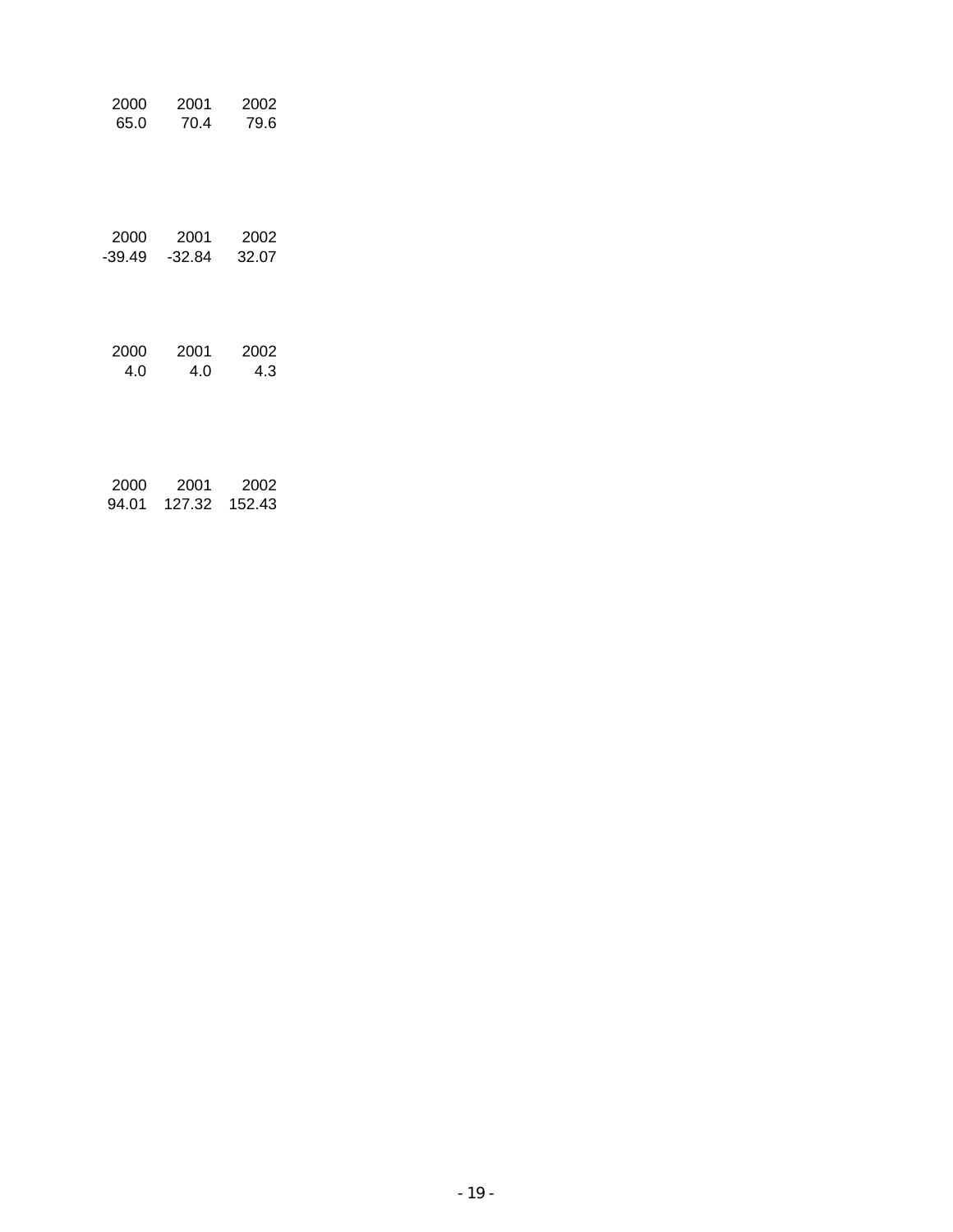| 2000 | 2001 | 2002 |
| --- | --- | --- |
| 65.0 | 70.4 | 79.6 |

| 2000 | 2001 | 2002 |
| --- | --- | --- |
| -39.49 | -32.84 | 32.07 |

| 2000 | 2001 | 2002 |
| --- | --- | --- |
| 4.0 | 4.0 | 4.3 |

| 2000 | 2001 | 2002 |
| --- | --- | --- |
| 94.01 | 127.32 | 152.43 |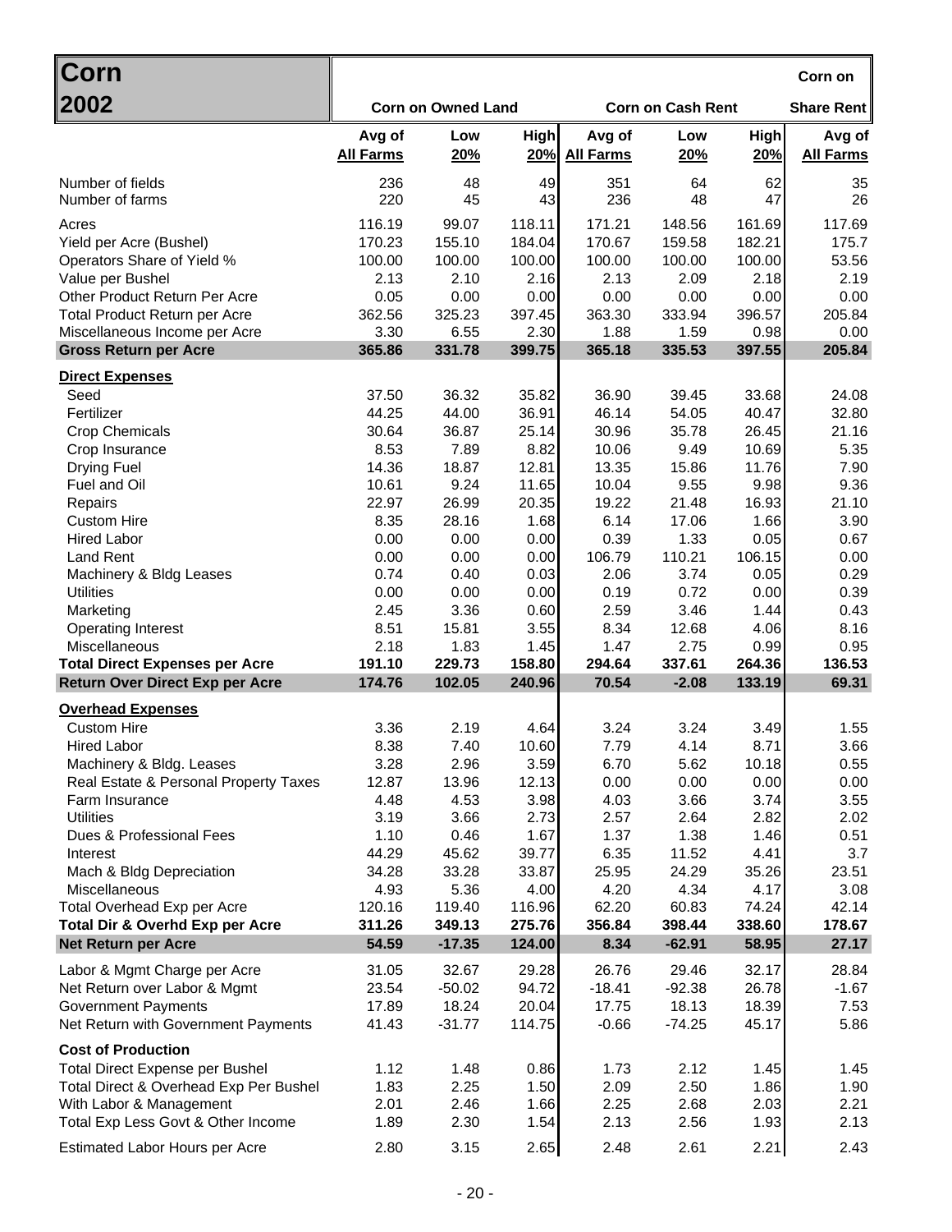| Corn 2002 | Corn on Owned Land | | | Corn on Cash Rent | | | Corn on Share Rent |
|---|---|---|---|---|---|---|---|
| | Avg of All Farms | Low 20% | High 20% | Avg of All Farms | Low 20% | High 20% | Avg of All Farms |
| Number of fields | 236 | 48 | 49 | 351 | 64 | 62 | 35 |
| Number of farms | 220 | 45 | 43 | 236 | 48 | 47 | 26 |
| Acres | 116.19 | 99.07 | 118.11 | 171.21 | 148.56 | 161.69 | 117.69 |
| Yield per Acre (Bushel) | 170.23 | 155.10 | 184.04 | 170.67 | 159.58 | 182.21 | 175.7 |
| Operators Share of Yield % | 100.00 | 100.00 | 100.00 | 100.00 | 100.00 | 100.00 | 53.56 |
| Value per Bushel | 2.13 | 2.10 | 2.16 | 2.13 | 2.09 | 2.18 | 2.19 |
| Other Product Return Per Acre | 0.05 | 0.00 | 0.00 | 0.00 | 0.00 | 0.00 | 0.00 |
| Total Product Return per Acre | 362.56 | 325.23 | 397.45 | 363.30 | 333.94 | 396.57 | 205.84 |
| Miscellaneous Income per Acre | 3.30 | 6.55 | 2.30 | 1.88 | 1.59 | 0.98 | 0.00 |
| **Gross Return per Acre** | **365.86** | **331.78** | **399.75** | **365.18** | **335.53** | **397.55** | **205.84** |
| **Direct Expenses** | | | | | | | |
| Seed | 37.50 | 36.32 | 35.82 | 36.90 | 39.45 | 33.68 | 24.08 |
| Fertilizer | 44.25 | 44.00 | 36.91 | 46.14 | 54.05 | 40.47 | 32.80 |
| Crop Chemicals | 30.64 | 36.87 | 25.14 | 30.96 | 35.78 | 26.45 | 21.16 |
| Crop Insurance | 8.53 | 7.89 | 8.82 | 10.06 | 9.49 | 10.69 | 5.35 |
| Drying Fuel | 14.36 | 18.87 | 12.81 | 13.35 | 15.86 | 11.76 | 7.90 |
| Fuel and Oil | 10.61 | 9.24 | 11.65 | 10.04 | 9.55 | 9.98 | 9.36 |
| Repairs | 22.97 | 26.99 | 20.35 | 19.22 | 21.48 | 16.93 | 21.10 |
| Custom Hire | 8.35 | 28.16 | 1.68 | 6.14 | 17.06 | 1.66 | 3.90 |
| Hired Labor | 0.00 | 0.00 | 0.00 | 0.39 | 1.33 | 0.05 | 0.67 |
| Land Rent | 0.00 | 0.00 | 0.00 | 106.79 | 110.21 | 106.15 | 0.00 |
| Machinery & Bldg Leases | 0.74 | 0.40 | 0.03 | 2.06 | 3.74 | 0.05 | 0.29 |
| Utilities | 0.00 | 0.00 | 0.00 | 0.19 | 0.72 | 0.00 | 0.39 |
| Marketing | 2.45 | 3.36 | 0.60 | 2.59 | 3.46 | 1.44 | 0.43 |
| Operating Interest | 8.51 | 15.81 | 3.55 | 8.34 | 12.68 | 4.06 | 8.16 |
| Miscellaneous | 2.18 | 1.83 | 1.45 | 1.47 | 2.75 | 0.99 | 0.95 |
| **Total Direct Expenses per Acre** | **191.10** | **229.73** | **158.80** | **294.64** | **337.61** | **264.36** | **136.53** |
| **Return Over Direct Exp per Acre** | **174.76** | **102.05** | **240.96** | **70.54** | **-2.08** | **133.19** | **69.31** |
| **Overhead Expenses** | | | | | | | |
| Custom Hire | 3.36 | 2.19 | 4.64 | 3.24 | 3.24 | 3.49 | 1.55 |
| Hired Labor | 8.38 | 7.40 | 10.60 | 7.79 | 4.14 | 8.71 | 3.66 |
| Machinery & Bldg. Leases | 3.28 | 2.96 | 3.59 | 6.70 | 5.62 | 10.18 | 0.55 |
| Real Estate & Personal Property Taxes | 12.87 | 13.96 | 12.13 | 0.00 | 0.00 | 0.00 | 0.00 |
| Farm Insurance | 4.48 | 4.53 | 3.98 | 4.03 | 3.66 | 3.74 | 3.55 |
| Utilities | 3.19 | 3.66 | 2.73 | 2.57 | 2.64 | 2.82 | 2.02 |
| Dues & Professional Fees | 1.10 | 0.46 | 1.67 | 1.37 | 1.38 | 1.46 | 0.51 |
| Interest | 44.29 | 45.62 | 39.77 | 6.35 | 11.52 | 4.41 | 3.7 |
| Mach & Bldg Depreciation | 34.28 | 33.28 | 33.87 | 25.95 | 24.29 | 35.26 | 23.51 |
| Miscellaneous | 4.93 | 5.36 | 4.00 | 4.20 | 4.34 | 4.17 | 3.08 |
| Total Overhead Exp per Acre | 120.16 | 119.40 | 116.96 | 62.20 | 60.83 | 74.24 | 42.14 |
| **Total Dir & Overhd Exp per Acre** | **311.26** | **349.13** | **275.76** | **356.84** | **398.44** | **338.60** | **178.67** |
| **Net Return per Acre** | **54.59** | **-17.35** | **124.00** | **8.34** | **-62.91** | **58.95** | **27.17** |
| Labor & Mgmt Charge per Acre | 31.05 | 32.67 | 29.28 | 26.76 | 29.46 | 32.17 | 28.84 |
| Net Return over Labor & Mgmt | 23.54 | -50.02 | 94.72 | -18.41 | -92.38 | 26.78 | -1.67 |
| Government Payments | 17.89 | 18.24 | 20.04 | 17.75 | 18.13 | 18.39 | 7.53 |
| Net Return with Government Payments | 41.43 | -31.77 | 114.75 | -0.66 | -74.25 | 45.17 | 5.86 |
| **Cost of Production** | | | | | | | |
| Total Direct Expense per Bushel | 1.12 | 1.48 | 0.86 | 1.73 | 2.12 | 1.45 | 1.45 |
| Total Direct & Overhead Exp Per Bushel | 1.83 | 2.25 | 1.50 | 2.09 | 2.50 | 1.86 | 1.90 |
| With Labor & Management | 2.01 | 2.46 | 1.66 | 2.25 | 2.68 | 2.03 | 2.21 |
| Total Exp Less Govt & Other Income | 1.89 | 2.30 | 1.54 | 2.13 | 2.56 | 1.93 | 2.13 |
| Estimated Labor Hours per Acre | 2.80 | 3.15 | 2.65 | 2.48 | 2.61 | 2.21 | 2.43 |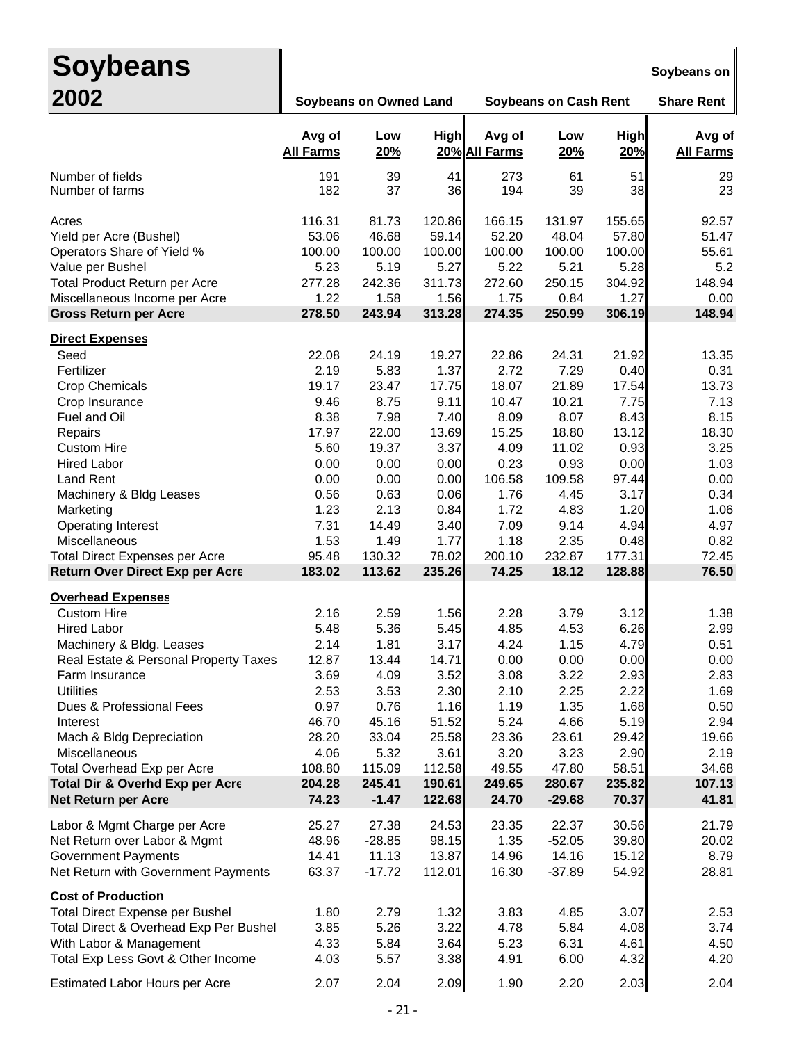# Soybeans 2002

| | Soybeans on Owned Land | | | Soybeans on Cash Rent | | | Soybeans on Share Rent |
|---|---|---|---|---|---|---|---|
| | Avg of All Farms | Low 20% | High 20% | Avg of All Farms | Low 20% | High 20% | Avg of All Farms |
| Number of fields | 191 | 39 | 41 | 273 | 61 | 51 | 29 |
| Number of farms | 182 | 37 | 36 | 194 | 39 | 38 | 23 |
| Acres | 116.31 | 81.73 | 120.86 | 166.15 | 131.97 | 155.65 | 92.57 |
| Yield per Acre (Bushel) | 53.06 | 46.68 | 59.14 | 52.20 | 48.04 | 57.80 | 51.47 |
| Operators Share of Yield % | 100.00 | 100.00 | 100.00 | 100.00 | 100.00 | 100.00 | 55.61 |
| Value per Bushel | 5.23 | 5.19 | 5.27 | 5.22 | 5.21 | 5.28 | 5.2 |
| Total Product Return per Acre | 277.28 | 242.36 | 311.73 | 272.60 | 250.15 | 304.92 | 148.94 |
| Miscellaneous Income per Acre | 1.22 | 1.58 | 1.56 | 1.75 | 0.84 | 1.27 | 0.00 |
| **Gross Return per Acre** | **278.50** | **243.94** | **313.28** | **274.35** | **250.99** | **306.19** | **148.94** |
| **Direct Expenses** | | | | | | | |
| Seed | 22.08 | 24.19 | 19.27 | 22.86 | 24.31 | 21.92 | 13.35 |
| Fertilizer | 2.19 | 5.83 | 1.37 | 2.72 | 7.29 | 0.40 | 0.31 |
| Crop Chemicals | 19.17 | 23.47 | 17.75 | 18.07 | 21.89 | 17.54 | 13.73 |
| Crop Insurance | 9.46 | 8.75 | 9.11 | 10.47 | 10.21 | 7.75 | 7.13 |
| Fuel and Oil | 8.38 | 7.98 | 7.40 | 8.09 | 8.07 | 8.43 | 8.15 |
| Repairs | 17.97 | 22.00 | 13.69 | 15.25 | 18.80 | 13.12 | 18.30 |
| Custom Hire | 5.60 | 19.37 | 3.37 | 4.09 | 11.02 | 0.93 | 3.25 |
| Hired Labor | 0.00 | 0.00 | 0.00 | 0.23 | 0.93 | 0.00 | 1.03 |
| Land Rent | 0.00 | 0.00 | 0.00 | 106.58 | 109.58 | 97.44 | 0.00 |
| Machinery & Bldg Leases | 0.56 | 0.63 | 0.06 | 1.76 | 4.45 | 3.17 | 0.34 |
| Marketing | 1.23 | 2.13 | 0.84 | 1.72 | 4.83 | 1.20 | 1.06 |
| Operating Interest | 7.31 | 14.49 | 3.40 | 7.09 | 9.14 | 4.94 | 4.97 |
| Miscellaneous | 1.53 | 1.49 | 1.77 | 1.18 | 2.35 | 0.48 | 0.82 |
| Total Direct Expenses per Acre | 95.48 | 130.32 | 78.02 | 200.10 | 232.87 | 177.31 | 72.45 |
| **Return Over Direct Exp per Acre** | **183.02** | **113.62** | **235.26** | **74.25** | **18.12** | **128.88** | **76.50** |
| **Overhead Expenses** | | | | | | | |
| Custom Hire | 2.16 | 2.59 | 1.56 | 2.28 | 3.79 | 3.12 | 1.38 |
| Hired Labor | 5.48 | 5.36 | 5.45 | 4.85 | 4.53 | 6.26 | 2.99 |
| Machinery & Bldg. Leases | 2.14 | 1.81 | 3.17 | 4.24 | 1.15 | 4.79 | 0.51 |
| Real Estate & Personal Property Taxes | 12.87 | 13.44 | 14.71 | 0.00 | 0.00 | 0.00 | 0.00 |
| Farm Insurance | 3.69 | 4.09 | 3.52 | 3.08 | 3.22 | 2.93 | 2.83 |
| Utilities | 2.53 | 3.53 | 2.30 | 2.10 | 2.25 | 2.22 | 1.69 |
| Dues & Professional Fees | 0.97 | 0.76 | 1.16 | 1.19 | 1.35 | 1.68 | 0.50 |
| Interest | 46.70 | 45.16 | 51.52 | 5.24 | 4.66 | 5.19 | 2.94 |
| Mach & Bldg Depreciation | 28.20 | 33.04 | 25.58 | 23.36 | 23.61 | 29.42 | 19.66 |
| Miscellaneous | 4.06 | 5.32 | 3.61 | 3.20 | 3.23 | 2.90 | 2.19 |
| Total Overhead Exp per Acre | 108.80 | 115.09 | 112.58 | 49.55 | 47.80 | 58.51 | 34.68 |
| **Total Dir & Overhd Exp per Acre** | **204.28** | **245.41** | **190.61** | **249.65** | **280.67** | **235.82** | **107.13** |
| **Net Return per Acre** | **74.23** | **-1.47** | **122.68** | **24.70** | **-29.68** | **70.37** | **41.81** |
| Labor & Mgmt Charge per Acre | 25.27 | 27.38 | 24.53 | 23.35 | 22.37 | 30.56 | 21.79 |
| Net Return over Labor & Mgmt | 48.96 | -28.85 | 98.15 | 1.35 | -52.05 | 39.80 | 20.02 |
| Government Payments | 14.41 | 11.13 | 13.87 | 14.96 | 14.16 | 15.12 | 8.79 |
| Net Return with Government Payments | 63.37 | -17.72 | 112.01 | 16.30 | -37.89 | 54.92 | 28.81 |
| **Cost of Production** | | | | | | | |
| Total Direct Expense per Bushel | 1.80 | 2.79 | 1.32 | 3.83 | 4.85 | 3.07 | 2.53 |
| Total Direct & Overhead Exp Per Bushel | 3.85 | 5.26 | 3.22 | 4.78 | 5.84 | 4.08 | 3.74 |
| With Labor & Management | 4.33 | 5.84 | 3.64 | 5.23 | 6.31 | 4.61 | 4.50 |
| Total Exp Less Govt & Other Income | 4.03 | 5.57 | 3.38 | 4.91 | 6.00 | 4.32 | 4.20 |
| Estimated Labor Hours per Acre | 2.07 | 2.04 | 2.09 | 1.90 | 2.20 | 2.03 | 2.04 |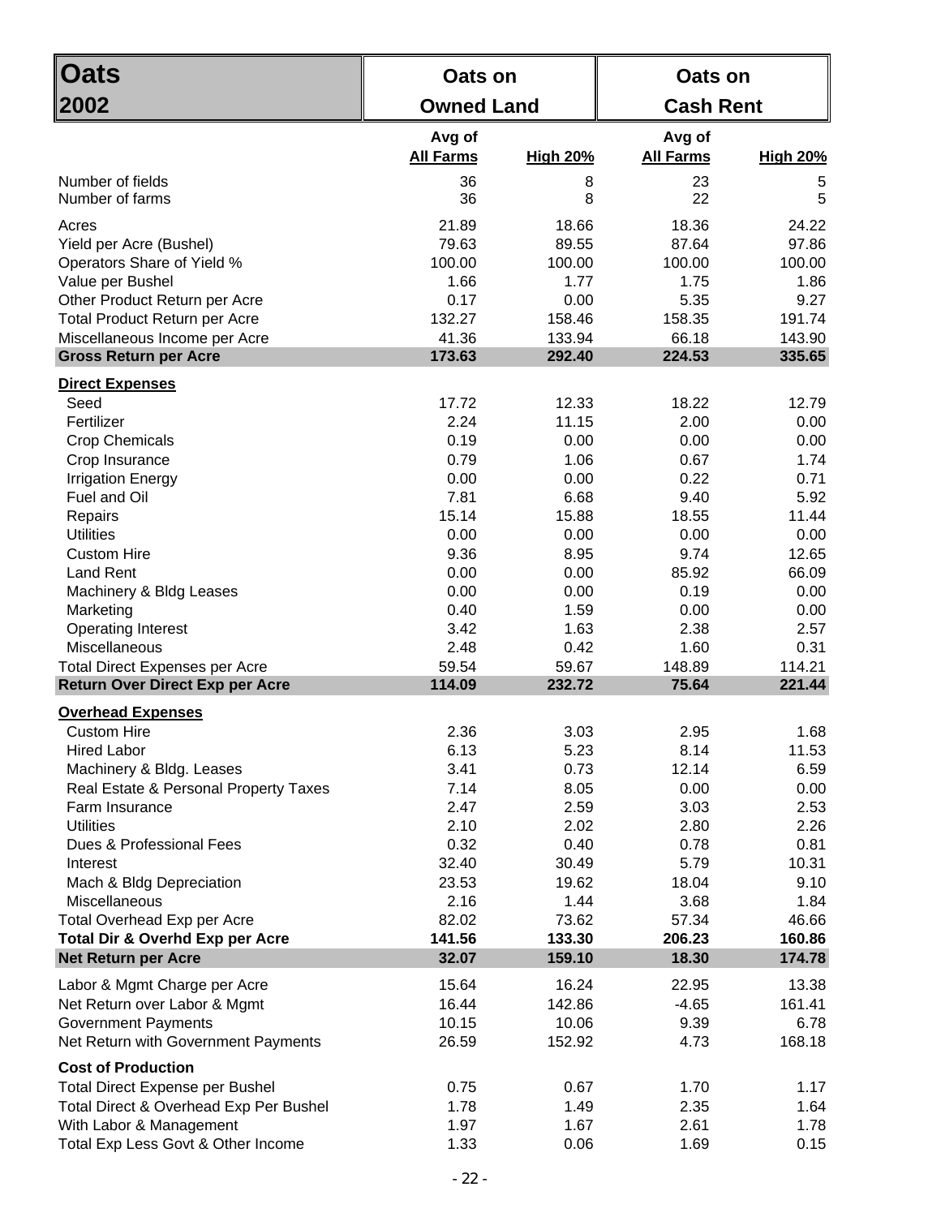| Oats 2002 | Oats on Owned Land | | Oats on Cash Rent | |
|---|---|---|---|---|
| | Avg of All Farms | High 20% | Avg of All Farms | High 20% |
| Number of fields | 36 | 8 | 23 | 5 |
| Number of farms | 36 | 8 | 22 | 5 |
| Acres | 21.89 | 18.66 | 18.36 | 24.22 |
| Yield per Acre (Bushel) | 79.63 | 89.55 | 87.64 | 97.86 |
| Operators Share of Yield % | 100.00 | 100.00 | 100.00 | 100.00 |
| Value per Bushel | 1.66 | 1.77 | 1.75 | 1.86 |
| Other Product Return per Acre | 0.17 | 0.00 | 5.35 | 9.27 |
| Total Product Return per Acre | 132.27 | 158.46 | 158.35 | 191.74 |
| Miscellaneous Income per Acre | 41.36 | 133.94 | 66.18 | 143.90 |
| **Gross Return per Acre** | **173.63** | **292.40** | **224.53** | **335.65** |
| **Direct Expenses** | | | | |
| Seed | 17.72 | 12.33 | 18.22 | 12.79 |
| Fertilizer | 2.24 | 11.15 | 2.00 | 0.00 |
| Crop Chemicals | 0.19 | 0.00 | 0.00 | 0.00 |
| Crop Insurance | 0.79 | 1.06 | 0.67 | 1.74 |
| Irrigation Energy | 0.00 | 0.00 | 0.22 | 0.71 |
| Fuel and Oil | 7.81 | 6.68 | 9.40 | 5.92 |
| Repairs | 15.14 | 15.88 | 18.55 | 11.44 |
| Utilities | 0.00 | 0.00 | 0.00 | 0.00 |
| Custom Hire | 9.36 | 8.95 | 9.74 | 12.65 |
| Land Rent | 0.00 | 0.00 | 85.92 | 66.09 |
| Machinery & Bldg Leases | 0.00 | 0.00 | 0.19 | 0.00 |
| Marketing | 0.40 | 1.59 | 0.00 | 0.00 |
| Operating Interest | 3.42 | 1.63 | 2.38 | 2.57 |
| Miscellaneous | 2.48 | 0.42 | 1.60 | 0.31 |
| Total Direct Expenses per Acre | 59.54 | 59.67 | 148.89 | 114.21 |
| **Return Over Direct Exp per Acre** | **114.09** | **232.72** | **75.64** | **221.44** |
| **Overhead Expenses** | | | | |
| Custom Hire | 2.36 | 3.03 | 2.95 | 1.68 |
| Hired Labor | 6.13 | 5.23 | 8.14 | 11.53 |
| Machinery & Bldg. Leases | 3.41 | 0.73 | 12.14 | 6.59 |
| Real Estate & Personal Property Taxes | 7.14 | 8.05 | 0.00 | 0.00 |
| Farm Insurance | 2.47 | 2.59 | 3.03 | 2.53 |
| Utilities | 2.10 | 2.02 | 2.80 | 2.26 |
| Dues & Professional Fees | 0.32 | 0.40 | 0.78 | 0.81 |
| Interest | 32.40 | 30.49 | 5.79 | 10.31 |
| Mach & Bldg Depreciation | 23.53 | 19.62 | 18.04 | 9.10 |
| Miscellaneous | 2.16 | 1.44 | 3.68 | 1.84 |
| Total Overhead Exp per Acre | 82.02 | 73.62 | 57.34 | 46.66 |
| **Total Dir & Overhd Exp per Acre** | **141.56** | **133.30** | **206.23** | **160.86** |
| **Net Return per Acre** | **32.07** | **159.10** | **18.30** | **174.78** |
| Labor & Mgmt Charge per Acre | 15.64 | 16.24 | 22.95 | 13.38 |
| Net Return over Labor & Mgmt | 16.44 | 142.86 | -4.65 | 161.41 |
| Government Payments | 10.15 | 10.06 | 9.39 | 6.78 |
| Net Return with Government Payments | 26.59 | 152.92 | 4.73 | 168.18 |
| **Cost of Production** | | | | |
| Total Direct Expense per Bushel | 0.75 | 0.67 | 1.70 | 1.17 |
| Total Direct & Overhead Exp Per Bushel | 1.78 | 1.49 | 2.35 | 1.64 |
| With Labor & Management | 1.97 | 1.67 | 2.61 | 1.78 |
| Total Exp Less Govt & Other Income | 1.33 | 0.06 | 1.69 | 0.15 |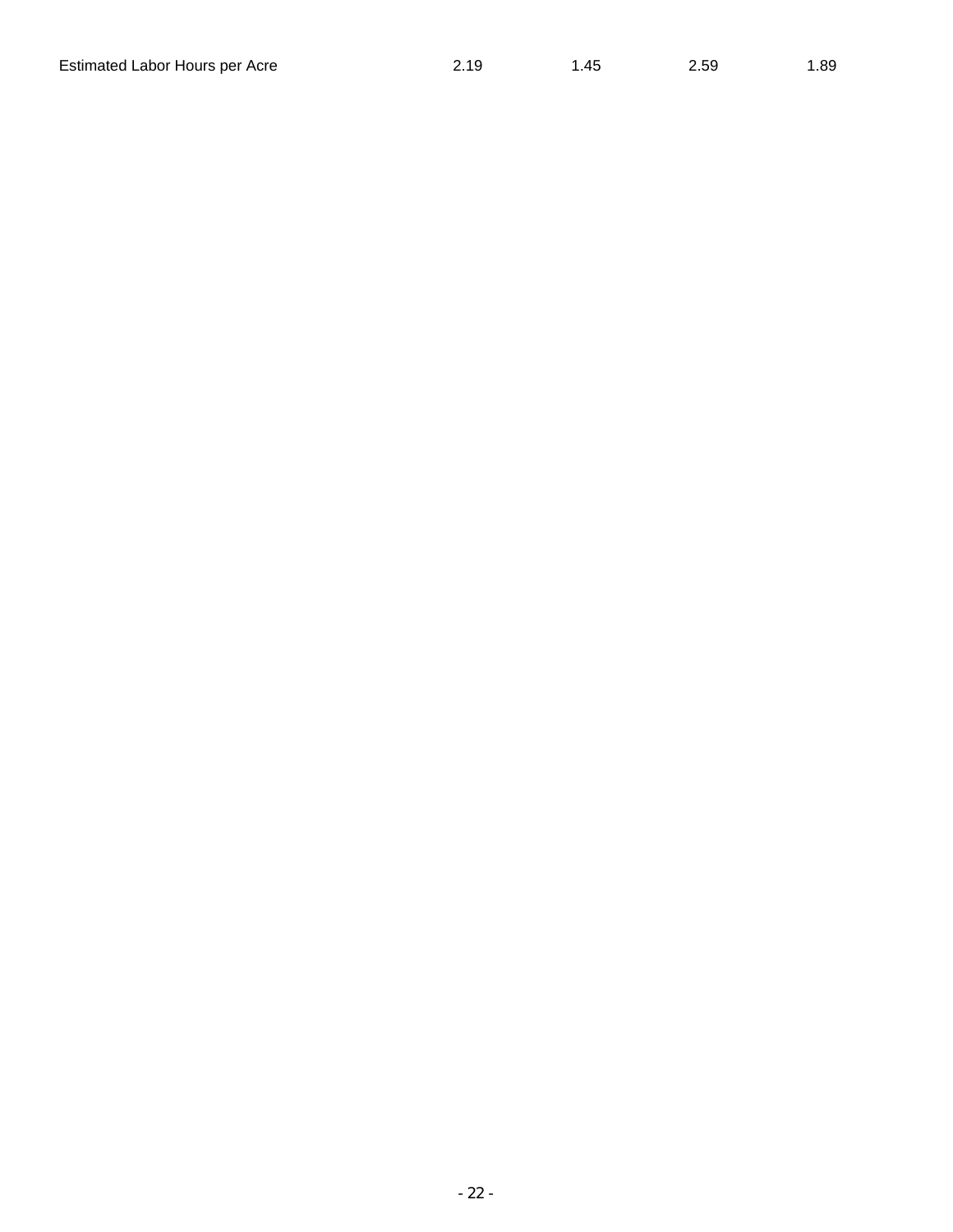| | | | | |
|---|---|---|---|---|
| Estimated Labor Hours per Acre | 2.19 | 1.45 | 2.59 | 1.89 |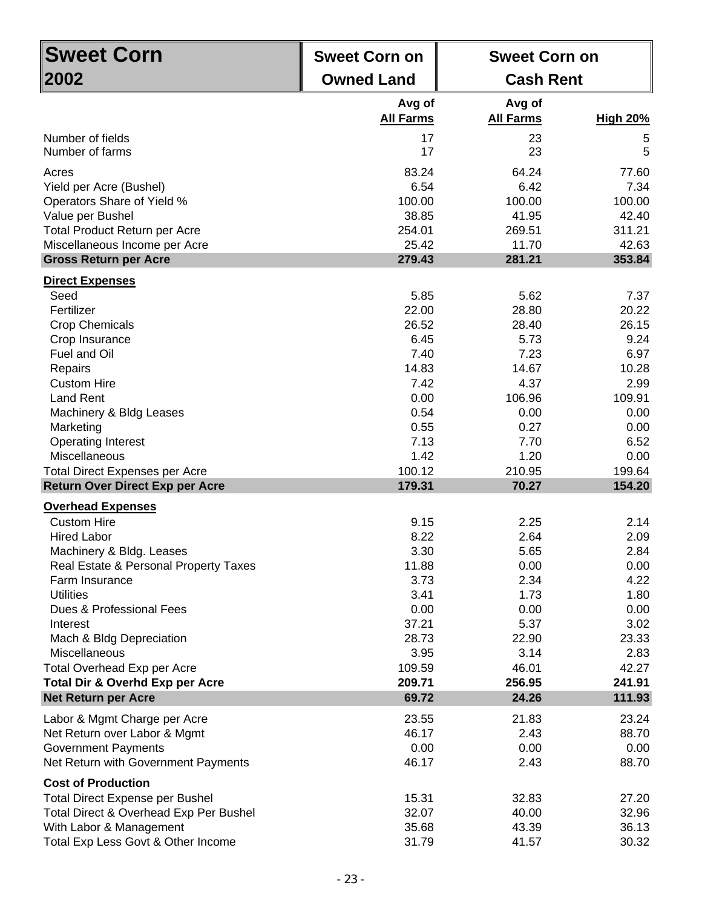| Sweet Corn 2002 | Sweet Corn on Owned Land | Sweet Corn on Cash Rent | |
|---|---|---|---|
| | Avg of All Farms | Avg of All Farms | High 20% |
| Number of fields | 17 | 23 | 5 |
| Number of farms | 17 | 23 | 5 |
| Acres | 83.24 | 64.24 | 77.60 |
| Yield per Acre (Bushel) | 6.54 | 6.42 | 7.34 |
| Operators Share of Yield % | 100.00 | 100.00 | 100.00 |
| Value per Bushel | 38.85 | 41.95 | 42.40 |
| Total Product Return per Acre | 254.01 | 269.51 | 311.21 |
| Miscellaneous Income per Acre | 25.42 | 11.70 | 42.63 |
| **Gross Return per Acre** | **279.43** | **281.21** | **353.84** |
| **Direct Expenses** | | | |
| Seed | 5.85 | 5.62 | 7.37 |
| Fertilizer | 22.00 | 28.80 | 20.22 |
| Crop Chemicals | 26.52 | 28.40 | 26.15 |
| Crop Insurance | 6.45 | 5.73 | 9.24 |
| Fuel and Oil | 7.40 | 7.23 | 6.97 |
| Repairs | 14.83 | 14.67 | 10.28 |
| Custom Hire | 7.42 | 4.37 | 2.99 |
| Land Rent | 0.00 | 106.96 | 109.91 |
| Machinery & Bldg Leases | 0.54 | 0.00 | 0.00 |
| Marketing | 0.55 | 0.27 | 0.00 |
| Operating Interest | 7.13 | 7.70 | 6.52 |
| Miscellaneous | 1.42 | 1.20 | 0.00 |
| Total Direct Expenses per Acre | 100.12 | 210.95 | 199.64 |
| **Return Over Direct Exp per Acre** | **179.31** | **70.27** | **154.20** |
| **Overhead Expenses** | | | |
| Custom Hire | 9.15 | 2.25 | 2.14 |
| Hired Labor | 8.22 | 2.64 | 2.09 |
| Machinery & Bldg. Leases | 3.30 | 5.65 | 2.84 |
| Real Estate & Personal Property Taxes | 11.88 | 0.00 | 0.00 |
| Farm Insurance | 3.73 | 2.34 | 4.22 |
| Utilities | 3.41 | 1.73 | 1.80 |
| Dues & Professional Fees | 0.00 | 0.00 | 0.00 |
| Interest | 37.21 | 5.37 | 3.02 |
| Mach & Bldg Depreciation | 28.73 | 22.90 | 23.33 |
| Miscellaneous | 3.95 | 3.14 | 2.83 |
| Total Overhead Exp per Acre | 109.59 | 46.01 | 42.27 |
| **Total Dir & Overhd Exp per Acre** | **209.71** | **256.95** | **241.91** |
| **Net Return per Acre** | **69.72** | **24.26** | **111.93** |
| Labor & Mgmt Charge per Acre | 23.55 | 21.83 | 23.24 |
| Net Return over Labor & Mgmt | 46.17 | 2.43 | 88.70 |
| Government Payments | 0.00 | 0.00 | 0.00 |
| Net Return with Government Payments | 46.17 | 2.43 | 88.70 |
| **Cost of Production** | | | |
| Total Direct Expense per Bushel | 15.31 | 32.83 | 27.20 |
| Total Direct & Overhead Exp Per Bushel | 32.07 | 40.00 | 32.96 |
| With Labor & Management | 35.68 | 43.39 | 36.13 |
| Total Exp Less Govt & Other Income | 31.79 | 41.57 | 30.32 |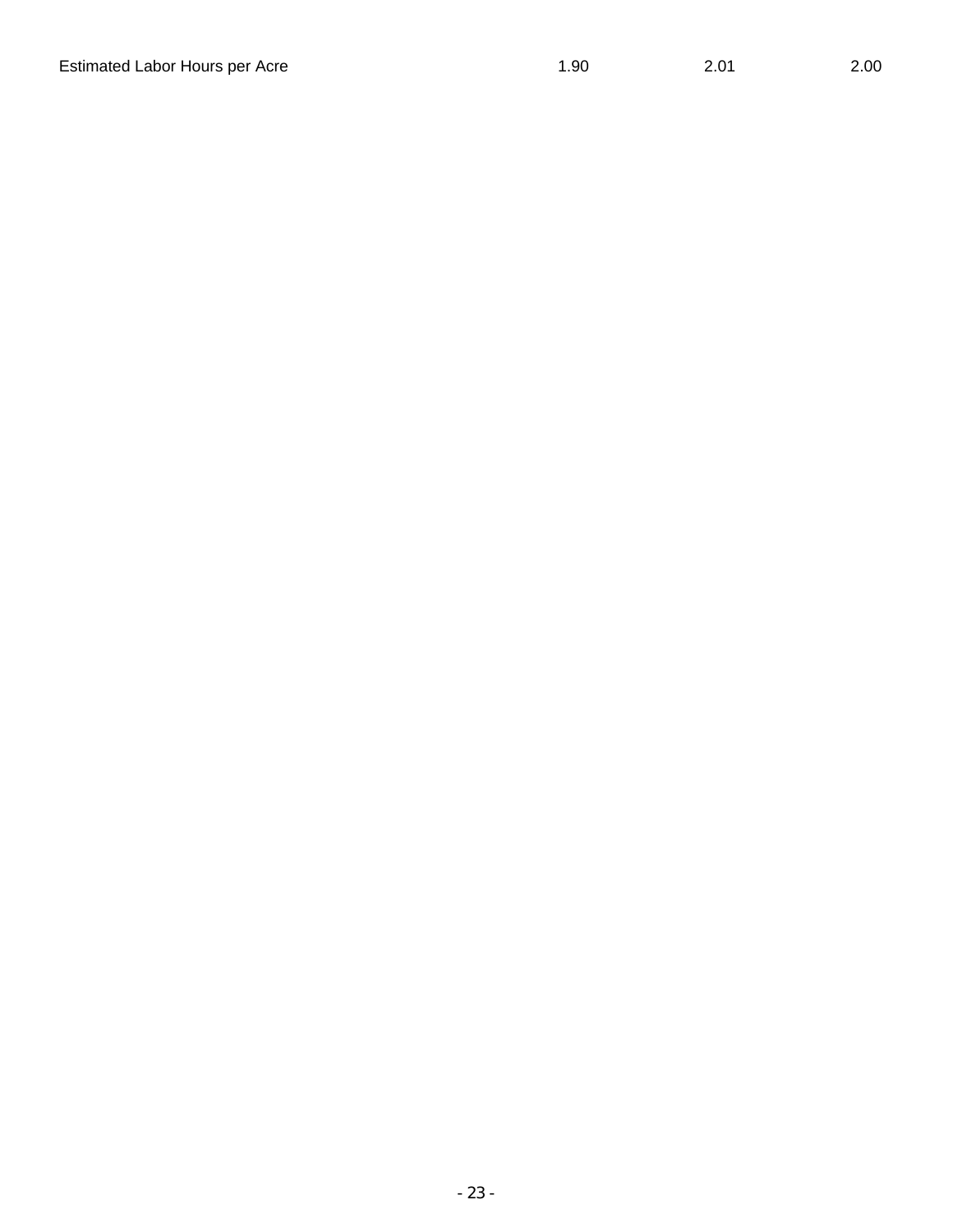| | | | |
|---|---|---|---|
| Estimated Labor Hours per Acre | 1.90 | 2.01 | 2.00 |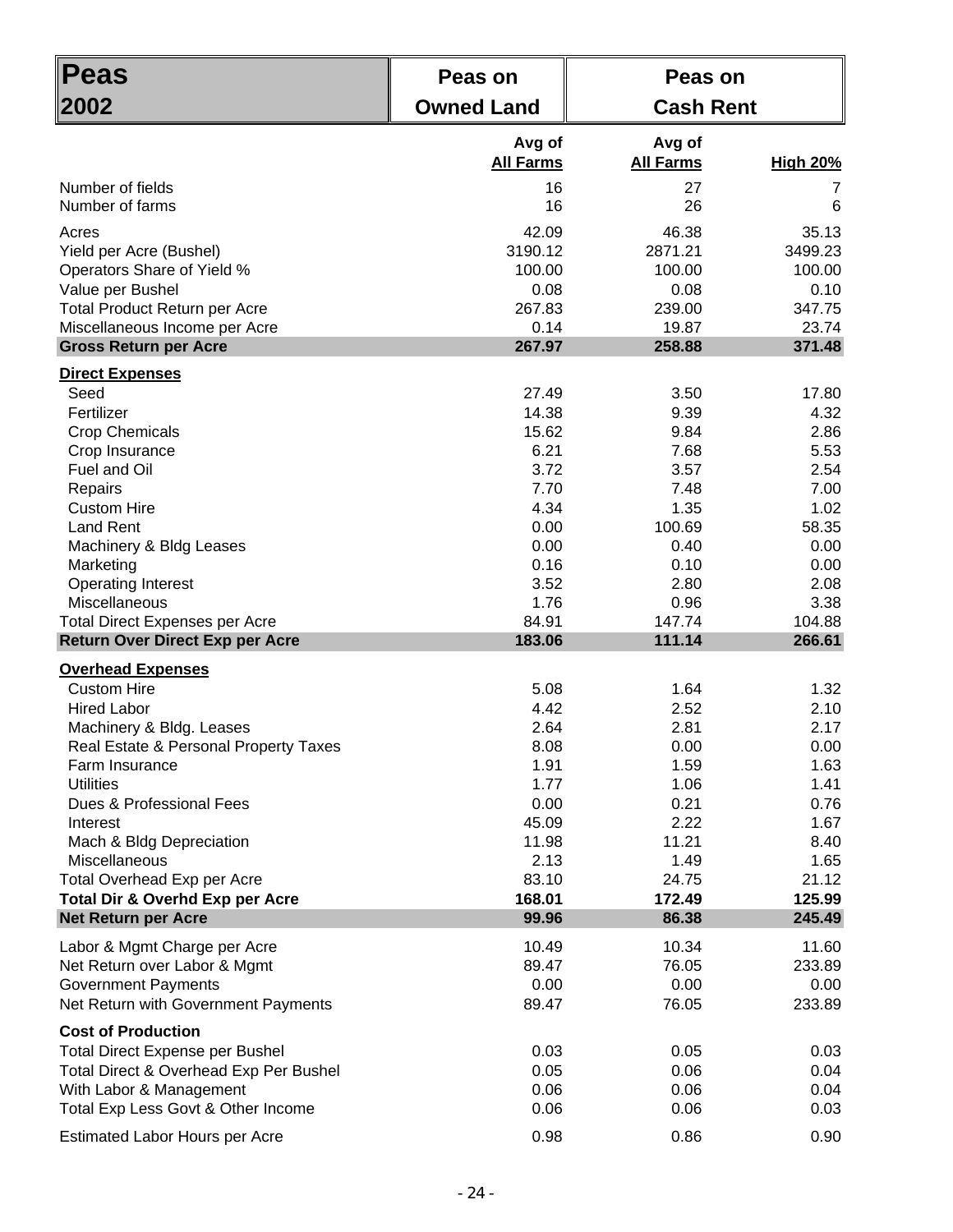| Peas 2002 | Peas on Owned Land | Peas on Cash Rent | |
|---|---|---|---|
| | **Avg of All Farms** | **Avg of All Farms** | **High 20%** |
| Number of fields | 16 | 27 | 7 |
| Number of farms | 16 | 26 | 6 |
| Acres | 42.09 | 46.38 | 35.13 |
| Yield per Acre (Bushel) | 3190.12 | 2871.21 | 3499.23 |
| Operators Share of Yield % | 100.00 | 100.00 | 100.00 |
| Value per Bushel | 0.08 | 0.08 | 0.10 |
| Total Product Return per Acre | 267.83 | 239.00 | 347.75 |
| Miscellaneous Income per Acre | 0.14 | 19.87 | 23.74 |
| **Gross Return per Acre** | **267.97** | **258.88** | **371.48** |
| **Direct Expenses** | | | |
| Seed | 27.49 | 3.50 | 17.80 |
| Fertilizer | 14.38 | 9.39 | 4.32 |
| Crop Chemicals | 15.62 | 9.84 | 2.86 |
| Crop Insurance | 6.21 | 7.68 | 5.53 |
| Fuel and Oil | 3.72 | 3.57 | 2.54 |
| Repairs | 7.70 | 7.48 | 7.00 |
| Custom Hire | 4.34 | 1.35 | 1.02 |
| Land Rent | 0.00 | 100.69 | 58.35 |
| Machinery & Bldg Leases | 0.00 | 0.40 | 0.00 |
| Marketing | 0.16 | 0.10 | 0.00 |
| Operating Interest | 3.52 | 2.80 | 2.08 |
| Miscellaneous | 1.76 | 0.96 | 3.38 |
| Total Direct Expenses per Acre | 84.91 | 147.74 | 104.88 |
| **Return Over Direct Exp per Acre** | **183.06** | **111.14** | **266.61** |
| **Overhead Expenses** | | | |
| Custom Hire | 5.08 | 1.64 | 1.32 |
| Hired Labor | 4.42 | 2.52 | 2.10 |
| Machinery & Bldg. Leases | 2.64 | 2.81 | 2.17 |
| Real Estate & Personal Property Taxes | 8.08 | 0.00 | 0.00 |
| Farm Insurance | 1.91 | 1.59 | 1.63 |
| Utilities | 1.77 | 1.06 | 1.41 |
| Dues & Professional Fees | 0.00 | 0.21 | 0.76 |
| Interest | 45.09 | 2.22 | 1.67 |
| Mach & Bldg Depreciation | 11.98 | 11.21 | 8.40 |
| Miscellaneous | 2.13 | 1.49 | 1.65 |
| Total Overhead Exp per Acre | 83.10 | 24.75 | 21.12 |
| **Total Dir & Overhd Exp per Acre** | **168.01** | **172.49** | **125.99** |
| **Net Return per Acre** | **99.96** | **86.38** | **245.49** |
| Labor & Mgmt Charge per Acre | 10.49 | 10.34 | 11.60 |
| Net Return over Labor & Mgmt | 89.47 | 76.05 | 233.89 |
| Government Payments | 0.00 | 0.00 | 0.00 |
| Net Return with Government Payments | 89.47 | 76.05 | 233.89 |
| **Cost of Production** | | | |
| Total Direct Expense per Bushel | 0.03 | 0.05 | 0.03 |
| Total Direct & Overhead Exp Per Bushel | 0.05 | 0.06 | 0.04 |
| With Labor & Management | 0.06 | 0.06 | 0.04 |
| Total Exp Less Govt & Other Income | 0.06 | 0.06 | 0.03 |
| Estimated Labor Hours per Acre | 0.98 | 0.86 | 0.90 |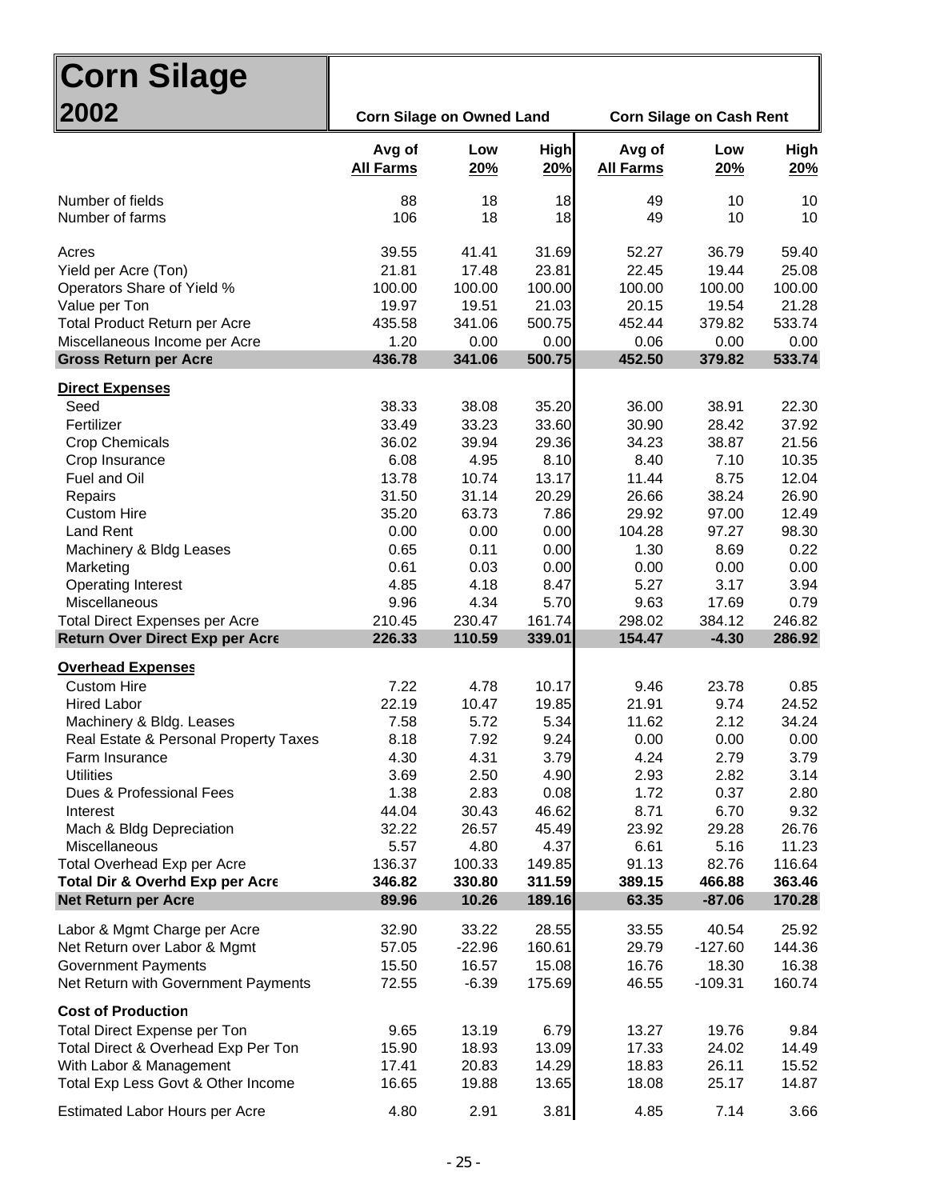# Corn Silage
## 2002

| | Corn Silage on Owned Land | | | Corn Silage on Cash Rent | | |
|---|---|---|---|---|---|---|
| | Avg of All Farms | Low 20% | High 20% | Avg of All Farms | Low 20% | High 20% |
| Number of fields | 88 | 18 | 18 | 49 | 10 | 10 |
| Number of farms | 106 | 18 | 18 | 49 | 10 | 10 |
| Acres | 39.55 | 41.41 | 31.69 | 52.27 | 36.79 | 59.40 |
| Yield per Acre (Ton) | 21.81 | 17.48 | 23.81 | 22.45 | 19.44 | 25.08 |
| Operators Share of Yield % | 100.00 | 100.00 | 100.00 | 100.00 | 100.00 | 100.00 |
| Value per Ton | 19.97 | 19.51 | 21.03 | 20.15 | 19.54 | 21.28 |
| Total Product Return per Acre | 435.58 | 341.06 | 500.75 | 452.44 | 379.82 | 533.74 |
| Miscellaneous Income per Acre | 1.20 | 0.00 | 0.00 | 0.06 | 0.00 | 0.00 |
| **Gross Return per Acre** | **436.78** | **341.06** | **500.75** | **452.50** | **379.82** | **533.74** |
| **Direct Expenses** | | | | | | |
| Seed | 38.33 | 38.08 | 35.20 | 36.00 | 38.91 | 22.30 |
| Fertilizer | 33.49 | 33.23 | 33.60 | 30.90 | 28.42 | 37.92 |
| Crop Chemicals | 36.02 | 39.94 | 29.36 | 34.23 | 38.87 | 21.56 |
| Crop Insurance | 6.08 | 4.95 | 8.10 | 8.40 | 7.10 | 10.35 |
| Fuel and Oil | 13.78 | 10.74 | 13.17 | 11.44 | 8.75 | 12.04 |
| Repairs | 31.50 | 31.14 | 20.29 | 26.66 | 38.24 | 26.90 |
| Custom Hire | 35.20 | 63.73 | 7.86 | 29.92 | 97.00 | 12.49 |
| Land Rent | 0.00 | 0.00 | 0.00 | 104.28 | 97.27 | 98.30 |
| Machinery & Bldg Leases | 0.65 | 0.11 | 0.00 | 1.30 | 8.69 | 0.22 |
| Marketing | 0.61 | 0.03 | 0.00 | 0.00 | 0.00 | 0.00 |
| Operating Interest | 4.85 | 4.18 | 8.47 | 5.27 | 3.17 | 3.94 |
| Miscellaneous | 9.96 | 4.34 | 5.70 | 9.63 | 17.69 | 0.79 |
| Total Direct Expenses per Acre | 210.45 | 230.47 | 161.74 | 298.02 | 384.12 | 246.82 |
| **Return Over Direct Exp per Acre** | **226.33** | **110.59** | **339.01** | **154.47** | **-4.30** | **286.92** |
| **Overhead Expenses** | | | | | | |
| Custom Hire | 7.22 | 4.78 | 10.17 | 9.46 | 23.78 | 0.85 |
| Hired Labor | 22.19 | 10.47 | 19.85 | 21.91 | 9.74 | 24.52 |
| Machinery & Bldg. Leases | 7.58 | 5.72 | 5.34 | 11.62 | 2.12 | 34.24 |
| Real Estate & Personal Property Taxes | 8.18 | 7.92 | 9.24 | 0.00 | 0.00 | 0.00 |
| Farm Insurance | 4.30 | 4.31 | 3.79 | 4.24 | 2.79 | 3.79 |
| Utilities | 3.69 | 2.50 | 4.90 | 2.93 | 2.82 | 3.14 |
| Dues & Professional Fees | 1.38 | 2.83 | 0.08 | 1.72 | 0.37 | 2.80 |
| Interest | 44.04 | 30.43 | 46.62 | 8.71 | 6.70 | 9.32 |
| Mach & Bldg Depreciation | 32.22 | 26.57 | 45.49 | 23.92 | 29.28 | 26.76 |
| Miscellaneous | 5.57 | 4.80 | 4.37 | 6.61 | 5.16 | 11.23 |
| Total Overhead Exp per Acre | 136.37 | 100.33 | 149.85 | 91.13 | 82.76 | 116.64 |
| **Total Dir & Overhd Exp per Acre** | **346.82** | **330.80** | **311.59** | **389.15** | **466.88** | **363.46** |
| **Net Return per Acre** | **89.96** | **10.26** | **189.16** | **63.35** | **-87.06** | **170.28** |
| Labor & Mgmt Charge per Acre | 32.90 | 33.22 | 28.55 | 33.55 | 40.54 | 25.92 |
| Net Return over Labor & Mgmt | 57.05 | -22.96 | 160.61 | 29.79 | -127.60 | 144.36 |
| Government Payments | 15.50 | 16.57 | 15.08 | 16.76 | 18.30 | 16.38 |
| Net Return with Government Payments | 72.55 | -6.39 | 175.69 | 46.55 | -109.31 | 160.74 |
| **Cost of Production** | | | | | | |
| Total Direct Expense per Ton | 9.65 | 13.19 | 6.79 | 13.27 | 19.76 | 9.84 |
| Total Direct & Overhead Exp Per Ton | 15.90 | 18.93 | 13.09 | 17.33 | 24.02 | 14.49 |
| With Labor & Management | 17.41 | 20.83 | 14.29 | 18.83 | 26.11 | 15.52 |
| Total Exp Less Govt & Other Income | 16.65 | 19.88 | 13.65 | 18.08 | 25.17 | 14.87 |
| Estimated Labor Hours per Acre | 4.80 | 2.91 | 3.81 | 4.85 | 7.14 | 3.66 |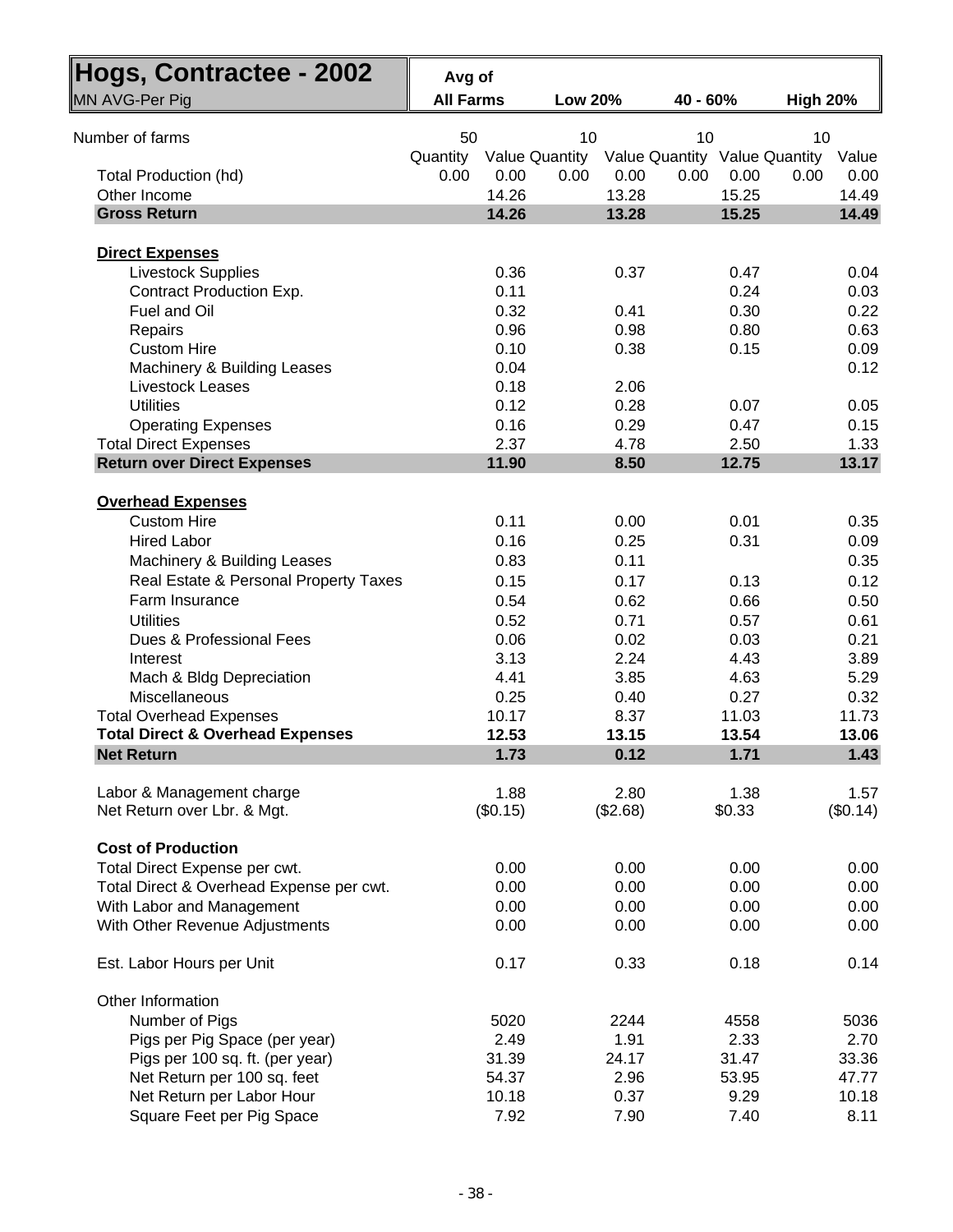# Hogs, Contractee - 2002

MN AVG-Per Pig

| | Avg of All Farms | | Low 20% | | 40 - 60% | | High 20% | |
|---|---|---|---|---|---|---|---|---|
| Number of farms | 50 | | 10 | | 10 | | 10 | |
| | Quantity | Value | Quantity | Value | Quantity | Value | Quantity | Value |
| Total Production (hd) | 0.00 | 0.00 | 0.00 | 0.00 | 0.00 | 0.00 | 0.00 | 0.00 |
| Other Income | | 14.26 | | 13.28 | | 15.25 | | 14.49 |
| **Gross Return** | | **14.26** | | **13.28** | | **15.25** | | **14.49** |
| **Direct Expenses** | | | | | | | | |
| Livestock Supplies | | 0.36 | | 0.37 | | 0.47 | | 0.04 |
| Contract Production Exp. | | 0.11 | | | | 0.24 | | 0.03 |
| Fuel and Oil | | 0.32 | | 0.41 | | 0.30 | | 0.22 |
| Repairs | | 0.96 | | 0.98 | | 0.80 | | 0.63 |
| Custom Hire | | 0.10 | | 0.38 | | 0.15 | | 0.09 |
| Machinery & Building Leases | | 0.04 | | | | | | 0.12 |
| Livestock Leases | | 0.18 | | 2.06 | | | | |
| Utilities | | 0.12 | | 0.28 | | 0.07 | | 0.05 |
| Operating Expenses | | 0.16 | | 0.29 | | 0.47 | | 0.15 |
| Total Direct Expenses | | 2.37 | | 4.78 | | 2.50 | | 1.33 |
| **Return over Direct Expenses** | | **11.90** | | **8.50** | | **12.75** | | **13.17** |
| **Overhead Expenses** | | | | | | | | |
| Custom Hire | | 0.11 | | 0.00 | | 0.01 | | 0.35 |
| Hired Labor | | 0.16 | | 0.25 | | 0.31 | | 0.09 |
| Machinery & Building Leases | | 0.83 | | 0.11 | | | | 0.35 |
| Real Estate & Personal Property Taxes | | 0.15 | | 0.17 | | 0.13 | | 0.12 |
| Farm Insurance | | 0.54 | | 0.62 | | 0.66 | | 0.50 |
| Utilities | | 0.52 | | 0.71 | | 0.57 | | 0.61 |
| Dues & Professional Fees | | 0.06 | | 0.02 | | 0.03 | | 0.21 |
| Interest | | 3.13 | | 2.24 | | 4.43 | | 3.89 |
| Mach & Bldg Depreciation | | 4.41 | | 3.85 | | 4.63 | | 5.29 |
| Miscellaneous | | 0.25 | | 0.40 | | 0.27 | | 0.32 |
| Total Overhead Expenses | | 10.17 | | 8.37 | | 11.03 | | 11.73 |
| **Total Direct & Overhead Expenses** | | **12.53** | | **13.15** | | **13.54** | | **13.06** |
| **Net Return** | | **1.73** | | **0.12** | | **1.71** | | **1.43** |
| Labor & Management charge | | 1.88 | | 2.80 | | 1.38 | | 1.57 |
| Net Return over Lbr. & Mgt. | | ($0.15) | | ($2.68) | | $0.33 | | ($0.14) |
| **Cost of Production** | | | | | | | | |
| Total Direct Expense per cwt. | | 0.00 | | 0.00 | | 0.00 | | 0.00 |
| Total Direct & Overhead Expense per cwt. | | 0.00 | | 0.00 | | 0.00 | | 0.00 |
| With Labor and Management | | 0.00 | | 0.00 | | 0.00 | | 0.00 |
| With Other Revenue Adjustments | | 0.00 | | 0.00 | | 0.00 | | 0.00 |
| Est. Labor Hours per Unit | | 0.17 | | 0.33 | | 0.18 | | 0.14 |
| Other Information | | | | | | | | |
| Number of Pigs | | 5020 | | 2244 | | 4558 | | 5036 |
| Pigs per Pig Space (per year) | | 2.49 | | 1.91 | | 2.33 | | 2.70 |
| Pigs per 100 sq. ft. (per year) | | 31.39 | | 24.17 | | 31.47 | | 33.36 |
| Net Return per 100 sq. feet | | 54.37 | | 2.96 | | 53.95 | | 47.77 |
| Net Return per Labor Hour | | 10.18 | | 0.37 | | 9.29 | | 10.18 |
| Square Feet per Pig Space | | 7.92 | | 7.90 | | 7.40 | | 8.11 |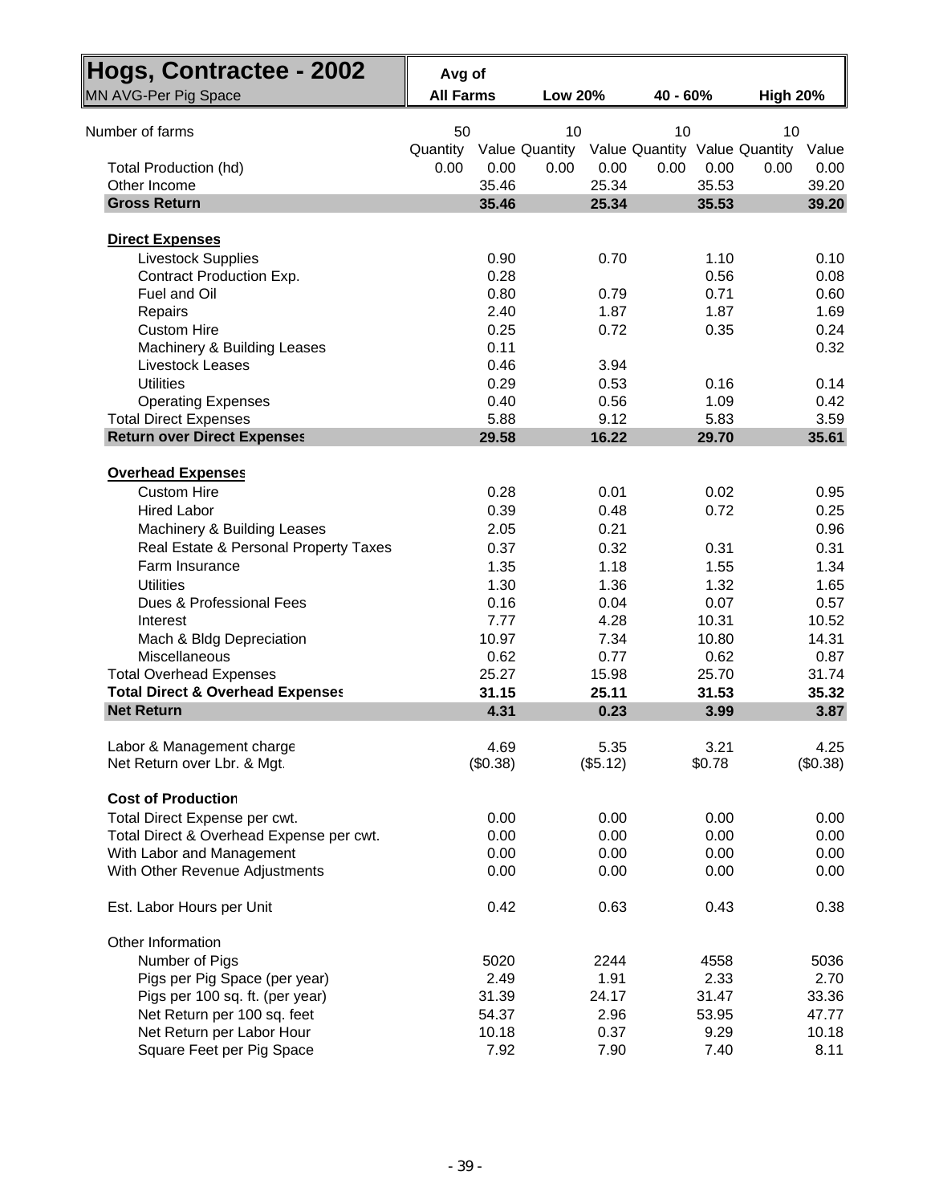## Hogs, Contractee - 2002

MN AVG-Per Pig Space

| | Avg of All Farms | | Low 20% | | 40 - 60% | | High 20% | |
|---|---|---|---|---|---|---|---|---|
| Number of farms | 50 | | 10 | | 10 | | 10 | |
| | Quantity | Value | Quantity | Value | Quantity | Value | Quantity | Value |
| Total Production (hd) | 0.00 | 0.00 | 0.00 | 0.00 | 0.00 | 0.00 | 0.00 | 0.00 |
| Other Income | | 35.46 | | 25.34 | | 35.53 | | 39.20 |
| **Gross Return** | | **35.46** | | **25.34** | | **35.53** | | **39.20** |
| **Direct Expenses** | | | | | | | | |
| Livestock Supplies | | 0.90 | | 0.70 | | 1.10 | | 0.10 |
| Contract Production Exp. | | 0.28 | | | | 0.56 | | 0.08 |
| Fuel and Oil | | 0.80 | | 0.79 | | 0.71 | | 0.60 |
| Repairs | | 2.40 | | 1.87 | | 1.87 | | 1.69 |
| Custom Hire | | 0.25 | | 0.72 | | 0.35 | | 0.24 |
| Machinery & Building Leases | | 0.11 | | | | | | 0.32 |
| Livestock Leases | | 0.46 | | 3.94 | | | | |
| Utilities | | 0.29 | | 0.53 | | 0.16 | | 0.14 |
| Operating Expenses | | 0.40 | | 0.56 | | 1.09 | | 0.42 |
| Total Direct Expenses | | 5.88 | | 9.12 | | 5.83 | | 3.59 |
| **Return over Direct Expenses** | | **29.58** | | **16.22** | | **29.70** | | **35.61** |
| **Overhead Expenses** | | | | | | | | |
| Custom Hire | | 0.28 | | 0.01 | | 0.02 | | 0.95 |
| Hired Labor | | 0.39 | | 0.48 | | 0.72 | | 0.25 |
| Machinery & Building Leases | | 2.05 | | 0.21 | | | | 0.96 |
| Real Estate & Personal Property Taxes | | 0.37 | | 0.32 | | 0.31 | | 0.31 |
| Farm Insurance | | 1.35 | | 1.18 | | 1.55 | | 1.34 |
| Utilities | | 1.30 | | 1.36 | | 1.32 | | 1.65 |
| Dues & Professional Fees | | 0.16 | | 0.04 | | 0.07 | | 0.57 |
| Interest | | 7.77 | | 4.28 | | 10.31 | | 10.52 |
| Mach & Bldg Depreciation | | 10.97 | | 7.34 | | 10.80 | | 14.31 |
| Miscellaneous | | 0.62 | | 0.77 | | 0.62 | | 0.87 |
| Total Overhead Expenses | | 25.27 | | 15.98 | | 25.70 | | 31.74 |
| **Total Direct & Overhead Expenses** | | **31.15** | | **25.11** | | **31.53** | | **35.32** |
| **Net Return** | | **4.31** | | **0.23** | | **3.99** | | **3.87** |
| Labor & Management charge | | 4.69 | | 5.35 | | 3.21 | | 4.25 |
| Net Return over Lbr. & Mgt. | | ($0.38) | | ($5.12) | | $0.78 | | ($0.38) |
| **Cost of Production** | | | | | | | | |
| Total Direct Expense per cwt. | | 0.00 | | 0.00 | | 0.00 | | 0.00 |
| Total Direct & Overhead Expense per cwt. | | 0.00 | | 0.00 | | 0.00 | | 0.00 |
| With Labor and Management | | 0.00 | | 0.00 | | 0.00 | | 0.00 |
| With Other Revenue Adjustments | | 0.00 | | 0.00 | | 0.00 | | 0.00 |
| Est. Labor Hours per Unit | | 0.42 | | 0.63 | | 0.43 | | 0.38 |
| Other Information | | | | | | | | |
| Number of Pigs | | 5020 | | 2244 | | 4558 | | 5036 |
| Pigs per Pig Space (per year) | | 2.49 | | 1.91 | | 2.33 | | 2.70 |
| Pigs per 100 sq. ft. (per year) | | 31.39 | | 24.17 | | 31.47 | | 33.36 |
| Net Return per 100 sq. feet | | 54.37 | | 2.96 | | 53.95 | | 47.77 |
| Net Return per Labor Hour | | 10.18 | | 0.37 | | 9.29 | | 10.18 |
| Square Feet per Pig Space | | 7.92 | | 7.90 | | 7.40 | | 8.11 |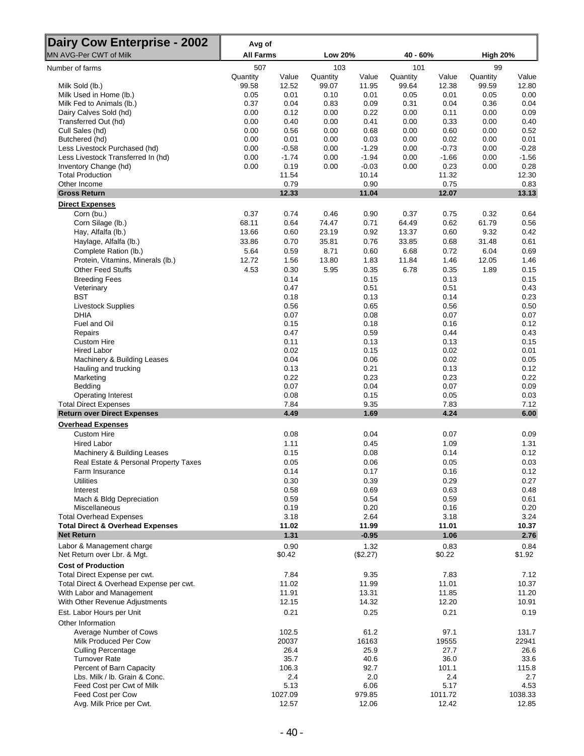# Dairy Cow Enterprise - 2002

| MN AVG-Per CWT of Milk | Avg of All Farms | | Low 20% | | 40 - 60% | | High 20% | |
|---|---|---|---|---|---|---|---|---|
| Number of farms | 507 | | 103 | | 101 | | 99 | |
| | Quantity | Value | Quantity | Value | Quantity | Value | Quantity | Value |
| Milk Sold (lb.) | 99.58 | 12.52 | 99.07 | 11.95 | 99.64 | 12.38 | 99.59 | 12.80 |
| Milk Used in Home (lb.) | 0.05 | 0.01 | 0.10 | 0.01 | 0.05 | 0.01 | 0.05 | 0.00 |
| Milk Fed to Animals (lb.) | 0.37 | 0.04 | 0.83 | 0.09 | 0.31 | 0.04 | 0.36 | 0.04 |
| Dairy Calves Sold (hd) | 0.00 | 0.12 | 0.00 | 0.22 | 0.00 | 0.11 | 0.00 | 0.09 |
| Transferred Out (hd) | 0.00 | 0.40 | 0.00 | 0.41 | 0.00 | 0.33 | 0.00 | 0.40 |
| Cull Sales (hd) | 0.00 | 0.56 | 0.00 | 0.68 | 0.00 | 0.60 | 0.00 | 0.52 |
| Butchered (hd) | 0.00 | 0.01 | 0.00 | 0.03 | 0.00 | 0.02 | 0.00 | 0.01 |
| Less Livestock Purchased (hd) | 0.00 | -0.58 | 0.00 | -1.29 | 0.00 | -0.73 | 0.00 | -0.28 |
| Less Livestock Transferred In (hd) | 0.00 | -1.74 | 0.00 | -1.94 | 0.00 | -1.66 | 0.00 | -1.56 |
| Inventory Change (hd) | 0.00 | 0.19 | 0.00 | -0.03 | 0.00 | 0.23 | 0.00 | 0.28 |
| Total Production | | 11.54 | | 10.14 | | 11.32 | | 12.30 |
| Other Income | | 0.79 | | 0.90 | | 0.75 | | 0.83 |
| **Gross Return** | | **12.33** | | **11.04** | | **12.07** | | **13.13** |
| **Direct Expenses** | | | | | | | | |
| Corn (bu.) | 0.37 | 0.74 | 0.46 | 0.90 | 0.37 | 0.75 | 0.32 | 0.64 |
| Corn Silage (lb.) | 68.11 | 0.64 | 74.47 | 0.71 | 64.49 | 0.62 | 61.79 | 0.56 |
| Hay, Alfalfa (lb.) | 13.66 | 0.60 | 23.19 | 0.92 | 13.37 | 0.60 | 9.32 | 0.42 |
| Haylage, Alfalfa (lb.) | 33.86 | 0.70 | 35.81 | 0.76 | 33.85 | 0.68 | 31.48 | 0.61 |
| Complete Ration (lb.) | 5.64 | 0.59 | 8.71 | 0.60 | 6.68 | 0.72 | 6.04 | 0.69 |
| Protein, Vitamins, Minerals (lb.) | 12.72 | 1.56 | 13.80 | 1.83 | 11.84 | 1.46 | 12.05 | 1.46 |
| Other Feed Stuffs | 4.53 | 0.30 | 5.95 | 0.35 | 6.78 | 0.35 | 1.89 | 0.15 |
| Breeding Fees | | 0.14 | | 0.15 | | 0.13 | | 0.15 |
| Veterinary | | 0.47 | | 0.51 | | 0.51 | | 0.43 |
| BST | | 0.18 | | 0.13 | | 0.14 | | 0.23 |
| Livestock Supplies | | 0.56 | | 0.65 | | 0.56 | | 0.50 |
| DHIA | | 0.07 | | 0.08 | | 0.07 | | 0.07 |
| Fuel and Oil | | 0.15 | | 0.18 | | 0.16 | | 0.12 |
| Repairs | | 0.47 | | 0.59 | | 0.44 | | 0.43 |
| Custom Hire | | 0.11 | | 0.13 | | 0.13 | | 0.15 |
| Hired Labor | | 0.02 | | 0.15 | | 0.02 | | 0.01 |
| Machinery & Building Leases | | 0.04 | | 0.06 | | 0.02 | | 0.05 |
| Hauling and trucking | | 0.13 | | 0.21 | | 0.13 | | 0.12 |
| Marketing | | 0.22 | | 0.23 | | 0.23 | | 0.22 |
| Bedding | | 0.07 | | 0.04 | | 0.07 | | 0.09 |
| Operating Interest | | 0.08 | | 0.15 | | 0.05 | | 0.03 |
| Total Direct Expenses | | 7.84 | | 9.35 | | 7.83 | | 7.12 |
| **Return over Direct Expenses** | | **4.49** | | **1.69** | | **4.24** | | **6.00** |
| **Overhead Expenses** | | | | | | | | |
| Custom Hire | | 0.08 | | 0.04 | | 0.07 | | 0.09 |
| Hired Labor | | 1.11 | | 0.45 | | 1.09 | | 1.31 |
| Machinery & Building Leases | | 0.15 | | 0.08 | | 0.14 | | 0.12 |
| Real Estate & Personal Property Taxes | | 0.05 | | 0.06 | | 0.05 | | 0.03 |
| Farm Insurance | | 0.14 | | 0.17 | | 0.16 | | 0.12 |
| Utilities | | 0.30 | | 0.39 | | 0.29 | | 0.27 |
| Interest | | 0.58 | | 0.69 | | 0.63 | | 0.48 |
| Mach & Bldg Depreciation | | 0.59 | | 0.54 | | 0.59 | | 0.61 |
| Miscellaneous | | 0.19 | | 0.20 | | 0.16 | | 0.20 |
| Total Overhead Expenses | | 3.18 | | 2.64 | | 3.18 | | 3.24 |
| **Total Direct & Overhead Expenses** | | **11.02** | | **11.99** | | **11.01** | | **10.37** |
| **Net Return** | | **1.31** | | **-0.95** | | **1.06** | | **2.76** |
| Labor & Management charge | | 0.90 | | 1.32 | | 0.83 | | 0.84 |
| Net Return over Lbr. & Mgt. | | $0.42 | | ($2.27) | | $0.22 | | $1.92 |
| **Cost of Production** | | | | | | | | |
| Total Direct Expense per cwt. | | 7.84 | | 9.35 | | 7.83 | | 7.12 |
| Total Direct & Overhead Expense per cwt. | | 11.02 | | 11.99 | | 11.01 | | 10.37 |
| With Labor and Management | | 11.91 | | 13.31 | | 11.85 | | 11.20 |
| With Other Revenue Adjustments | | 12.15 | | 14.32 | | 12.20 | | 10.91 |
| Est. Labor Hours per Unit | | 0.21 | | 0.25 | | 0.21 | | 0.19 |
| Other Information | | | | | | | | |
| Average Number of Cows | | 102.5 | | 61.2 | | 97.1 | | 131.7 |
| Milk Produced Per Cow | | 20037 | | 16163 | | 19555 | | 22941 |
| Culling Percentage | | 26.4 | | 25.9 | | 27.7 | | 26.6 |
| Turnover Rate | | 35.7 | | 40.6 | | 36.0 | | 33.6 |
| Percent of Barn Capacity | | 106.3 | | 92.7 | | 101.1 | | 115.8 |
| Lbs. Milk / lb. Grain & Conc. | | 2.4 | | 2.0 | | 2.4 | | 2.7 |
| Feed Cost per Cwt of Milk | | 5.13 | | 6.06 | | 5.17 | | 4.53 |
| Feed Cost per Cow | | 1027.09 | | 979.85 | | 1011.72 | | 1038.33 |
| Avg. Milk Price per Cwt. | | 12.57 | | 12.06 | | 12.42 | | 12.85 |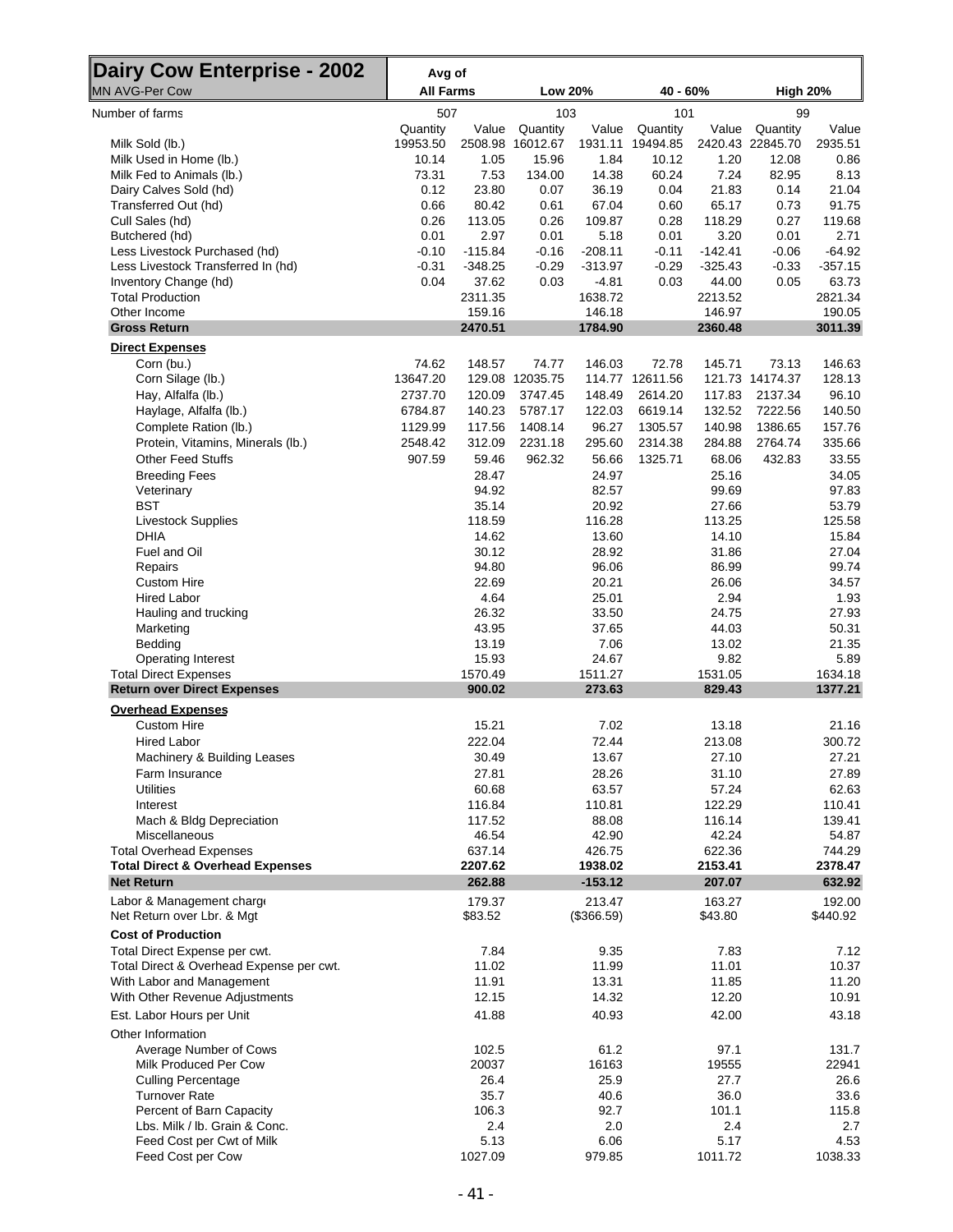# Dairy Cow Enterprise - 2002

MN AVG-Per Cow

| | Avg of All Farms | | Low 20% | | 40 - 60% | | High 20% | |
|---|---|---|---|---|---|---|---|---|
| Number of farms | 507 | | 103 | | 101 | | 99 | |
| | Quantity | Value | Quantity | Value | Quantity | Value | Quantity | Value |
| Milk Sold (lb.) | 19953.50 | 2508.98 | 16012.67 | 1931.11 | 19494.85 | 2420.43 | 22845.70 | 2935.51 |
| Milk Used in Home (lb.) | 10.14 | 1.05 | 15.96 | 1.84 | 10.12 | 1.20 | 12.08 | 0.86 |
| Milk Fed to Animals (lb.) | 73.31 | 7.53 | 134.00 | 14.38 | 60.24 | 7.24 | 82.95 | 8.13 |
| Dairy Calves Sold (hd) | 0.12 | 23.80 | 0.07 | 36.19 | 0.04 | 21.83 | 0.14 | 21.04 |
| Transferred Out (hd) | 0.66 | 80.42 | 0.61 | 67.04 | 0.60 | 65.17 | 0.73 | 91.75 |
| Cull Sales (hd) | 0.26 | 113.05 | 0.26 | 109.87 | 0.28 | 118.29 | 0.27 | 119.68 |
| Butchered (hd) | 0.01 | 2.97 | 0.01 | 5.18 | 0.01 | 3.20 | 0.01 | 2.71 |
| Less Livestock Purchased (hd) | -0.10 | -115.84 | -0.16 | -208.11 | -0.11 | -142.41 | -0.06 | -64.92 |
| Less Livestock Transferred In (hd) | -0.31 | -348.25 | -0.29 | -313.97 | -0.29 | -325.43 | -0.33 | -357.15 |
| Inventory Change (hd) | 0.04 | 37.62 | 0.03 | -4.81 | 0.03 | 44.00 | 0.05 | 63.73 |
| Total Production | | 2311.35 | | 1638.72 | | 2213.52 | | 2821.34 |
| Other Income | | 159.16 | | 146.18 | | 146.97 | | 190.05 |
| **Gross Return** | | **2470.51** | | **1784.90** | | **2360.48** | | **3011.39** |
| **Direct Expenses** | | | | | | | | |
| Corn (bu.) | 74.62 | 148.57 | 74.77 | 146.03 | 72.78 | 145.71 | 73.13 | 146.63 |
| Corn Silage (lb.) | 13647.20 | 129.08 | 12035.75 | 114.77 | 12611.56 | 121.73 | 14174.37 | 128.13 |
| Hay, Alfalfa (lb.) | 2737.70 | 120.09 | 3747.45 | 148.49 | 2614.20 | 117.83 | 2137.34 | 96.10 |
| Haylage, Alfalfa (lb.) | 6784.87 | 140.23 | 5787.17 | 122.03 | 6619.14 | 132.52 | 7222.56 | 140.50 |
| Complete Ration (lb.) | 1129.99 | 117.56 | 1408.14 | 96.27 | 1305.57 | 140.98 | 1386.65 | 157.76 |
| Protein, Vitamins, Minerals (lb.) | 2548.42 | 312.09 | 2231.18 | 295.60 | 2314.38 | 284.88 | 2764.74 | 335.66 |
| Other Feed Stuffs | 907.59 | 59.46 | 962.32 | 56.66 | 1325.71 | 68.06 | 432.83 | 33.55 |
| Breeding Fees | | 28.47 | | 24.97 | | 25.16 | | 34.05 |
| Veterinary | | 94.92 | | 82.57 | | 99.69 | | 97.83 |
| BST | | 35.14 | | 20.92 | | 27.66 | | 53.79 |
| Livestock Supplies | | 118.59 | | 116.28 | | 113.25 | | 125.58 |
| DHIA | | 14.62 | | 13.60 | | 14.10 | | 15.84 |
| Fuel and Oil | | 30.12 | | 28.92 | | 31.86 | | 27.04 |
| Repairs | | 94.80 | | 96.06 | | 86.99 | | 99.74 |
| Custom Hire | | 22.69 | | 20.21 | | 26.06 | | 34.57 |
| Hired Labor | | 4.64 | | 25.01 | | 2.94 | | 1.93 |
| Hauling and trucking | | 26.32 | | 33.50 | | 24.75 | | 27.93 |
| Marketing | | 43.95 | | 37.65 | | 44.03 | | 50.31 |
| Bedding | | 13.19 | | 7.06 | | 13.02 | | 21.35 |
| Operating Interest | | 15.93 | | 24.67 | | 9.82 | | 5.89 |
| Total Direct Expenses | | 1570.49 | | 1511.27 | | 1531.05 | | 1634.18 |
| **Return over Direct Expenses** | | **900.02** | | **273.63** | | **829.43** | | **1377.21** |
| **Overhead Expenses** | | | | | | | | |
| Custom Hire | | 15.21 | | 7.02 | | 13.18 | | 21.16 |
| Hired Labor | | 222.04 | | 72.44 | | 213.08 | | 300.72 |
| Machinery & Building Leases | | 30.49 | | 13.67 | | 27.10 | | 27.21 |
| Farm Insurance | | 27.81 | | 28.26 | | 31.10 | | 27.89 |
| Utilities | | 60.68 | | 63.57 | | 57.24 | | 62.63 |
| Interest | | 116.84 | | 110.81 | | 122.29 | | 110.41 |
| Mach & Bldg Depreciation | | 117.52 | | 88.08 | | 116.14 | | 139.41 |
| Miscellaneous | | 46.54 | | 42.90 | | 42.24 | | 54.87 |
| Total Overhead Expenses | | 637.14 | | 426.75 | | 622.36 | | 744.29 |
| **Total Direct & Overhead Expenses** | | **2207.62** | | **1938.02** | | **2153.41** | | **2378.47** |
| **Net Return** | | **262.88** | | **-153.12** | | **207.07** | | **632.92** |
| Labor & Management charge | | 179.37 | | 213.47 | | 163.27 | | 192.00 |
| Net Return over Lbr. & Mgt | | $83.52 | | ($366.59) | | $43.80 | | $440.92 |
| **Cost of Production** | | | | | | | | |
| Total Direct Expense per cwt. | | 7.84 | | 9.35 | | 7.83 | | 7.12 |
| Total Direct & Overhead Expense per cwt. | | 11.02 | | 11.99 | | 11.01 | | 10.37 |
| With Labor and Management | | 11.91 | | 13.31 | | 11.85 | | 11.20 |
| With Other Revenue Adjustments | | 12.15 | | 14.32 | | 12.20 | | 10.91 |
| Est. Labor Hours per Unit | | 41.88 | | 40.93 | | 42.00 | | 43.18 |
| Other Information | | | | | | | | |
| Average Number of Cows | | 102.5 | | 61.2 | | 97.1 | | 131.7 |
| Milk Produced Per Cow | | 20037 | | 16163 | | 19555 | | 22941 |
| Culling Percentage | | 26.4 | | 25.9 | | 27.7 | | 26.6 |
| Turnover Rate | | 35.7 | | 40.6 | | 36.0 | | 33.6 |
| Percent of Barn Capacity | | 106.3 | | 92.7 | | 101.1 | | 115.8 |
| Lbs. Milk / lb. Grain & Conc. | | 2.4 | | 2.0 | | 2.4 | | 2.7 |
| Feed Cost per Cwt of Milk | | 5.13 | | 6.06 | | 5.17 | | 4.53 |
| Feed Cost per Cow | | 1027.09 | | 979.85 | | 1011.72 | | 1038.33 |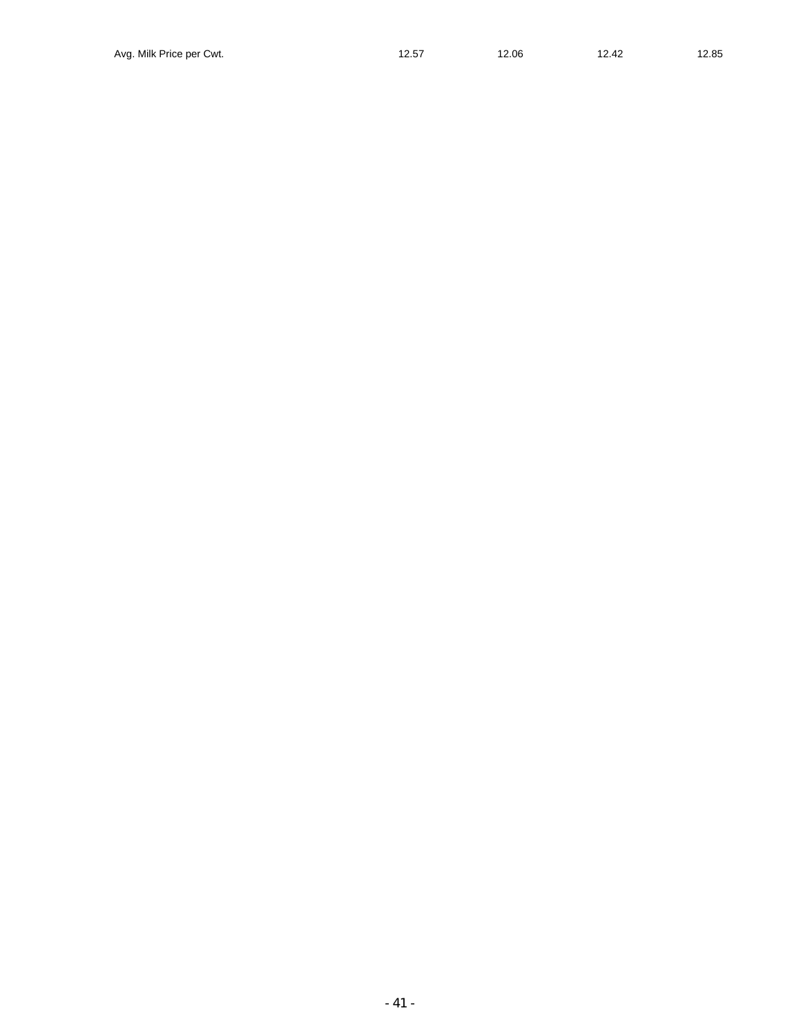| Avg. Milk Price per Cwt. | 12.57 | 12.06 | 12.42 | 12.85 |
|---|---|---|---|---|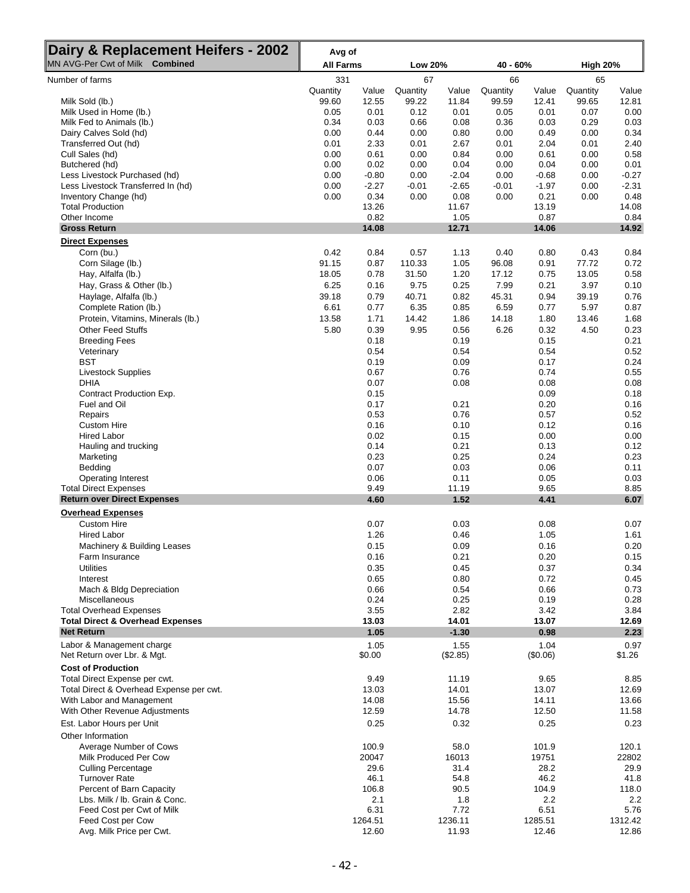# Dairy & Replacement Heifers - 2002

MN AVG-Per Cwt of Milk **Combined**

| | Avg of All Farms | | Low 20% | | 40 - 60% | | High 20% | |
|---|---|---|---|---|---|---|---|---|
| Number of farms | 331 | | 67 | | 66 | | 65 | |
| | Quantity | Value | Quantity | Value | Quantity | Value | Quantity | Value |
| Milk Sold (lb.) | 99.60 | 12.55 | 99.22 | 11.84 | 99.59 | 12.41 | 99.65 | 12.81 |
| Milk Used in Home (lb.) | 0.05 | 0.01 | 0.12 | 0.01 | 0.05 | 0.01 | 0.07 | 0.00 |
| Milk Fed to Animals (lb.) | 0.34 | 0.03 | 0.66 | 0.08 | 0.36 | 0.03 | 0.29 | 0.03 |
| Dairy Calves Sold (hd) | 0.00 | 0.44 | 0.00 | 0.80 | 0.00 | 0.49 | 0.00 | 0.34 |
| Transferred Out (hd) | 0.01 | 2.33 | 0.01 | 2.67 | 0.01 | 2.04 | 0.01 | 2.40 |
| Cull Sales (hd) | 0.00 | 0.61 | 0.00 | 0.84 | 0.00 | 0.61 | 0.00 | 0.58 |
| Butchered (hd) | 0.00 | 0.02 | 0.00 | 0.04 | 0.00 | 0.04 | 0.00 | 0.01 |
| Less Livestock Purchased (hd) | 0.00 | -0.80 | 0.00 | -2.04 | 0.00 | -0.68 | 0.00 | -0.27 |
| Less Livestock Transferred In (hd) | 0.00 | -2.27 | -0.01 | -2.65 | -0.01 | -1.97 | 0.00 | -2.31 |
| Inventory Change (hd) | 0.00 | 0.34 | 0.00 | 0.08 | 0.00 | 0.21 | 0.00 | 0.48 |
| Total Production | | 13.26 | | 11.67 | | 13.19 | | 14.08 |
| Other Income | | 0.82 | | 1.05 | | 0.87 | | 0.84 |
| **Gross Return** | | **14.08** | | **12.71** | | **14.06** | | **14.92** |
| **Direct Expenses** | | | | | | | | |
| Corn (bu.) | 0.42 | 0.84 | 0.57 | 1.13 | 0.40 | 0.80 | 0.43 | 0.84 |
| Corn Silage (lb.) | 91.15 | 0.87 | 110.33 | 1.05 | 96.08 | 0.91 | 77.72 | 0.72 |
| Hay, Alfalfa (lb.) | 18.05 | 0.78 | 31.50 | 1.20 | 17.12 | 0.75 | 13.05 | 0.58 |
| Hay, Grass & Other (lb.) | 6.25 | 0.16 | 9.75 | 0.25 | 7.99 | 0.21 | 3.97 | 0.10 |
| Haylage, Alfalfa (lb.) | 39.18 | 0.79 | 40.71 | 0.82 | 45.31 | 0.94 | 39.19 | 0.76 |
| Complete Ration (lb.) | 6.61 | 0.77 | 6.35 | 0.85 | 6.59 | 0.77 | 5.97 | 0.87 |
| Protein, Vitamins, Minerals (lb.) | 13.58 | 1.71 | 14.42 | 1.86 | 14.18 | 1.80 | 13.46 | 1.68 |
| Other Feed Stuffs | 5.80 | 0.39 | 9.95 | 0.56 | 6.26 | 0.32 | 4.50 | 0.23 |
| Breeding Fees | | 0.18 | | 0.19 | | 0.15 | | 0.21 |
| Veterinary | | 0.54 | | 0.54 | | 0.54 | | 0.52 |
| BST | | 0.19 | | 0.09 | | 0.17 | | 0.24 |
| Livestock Supplies | | 0.67 | | 0.76 | | 0.74 | | 0.55 |
| DHIA | | 0.07 | | 0.08 | | 0.08 | | 0.08 |
| Contract Production Exp. | | 0.15 | | | | 0.09 | | 0.18 |
| Fuel and Oil | | 0.17 | | 0.21 | | 0.20 | | 0.16 |
| Repairs | | 0.53 | | 0.76 | | 0.57 | | 0.52 |
| Custom Hire | | 0.16 | | 0.10 | | 0.12 | | 0.16 |
| Hired Labor | | 0.02 | | 0.15 | | 0.00 | | 0.00 |
| Hauling and trucking | | 0.14 | | 0.21 | | 0.13 | | 0.12 |
| Marketing | | 0.23 | | 0.25 | | 0.24 | | 0.23 |
| Bedding | | 0.07 | | 0.03 | | 0.06 | | 0.11 |
| Operating Interest | | 0.06 | | 0.11 | | 0.05 | | 0.03 |
| Total Direct Expenses | | 9.49 | | 11.19 | | 9.65 | | 8.85 |
| **Return over Direct Expenses** | | **4.60** | | **1.52** | | **4.41** | | **6.07** |
| **Overhead Expenses** | | | | | | | | |
| Custom Hire | | 0.07 | | 0.03 | | 0.08 | | 0.07 |
| Hired Labor | | 1.26 | | 0.46 | | 1.05 | | 1.61 |
| Machinery & Building Leases | | 0.15 | | 0.09 | | 0.16 | | 0.20 |
| Farm Insurance | | 0.16 | | 0.21 | | 0.20 | | 0.15 |
| Utilities | | 0.35 | | 0.45 | | 0.37 | | 0.34 |
| Interest | | 0.65 | | 0.80 | | 0.72 | | 0.45 |
| Mach & Bldg Depreciation | | 0.66 | | 0.54 | | 0.66 | | 0.73 |
| Miscellaneous | | 0.24 | | 0.25 | | 0.19 | | 0.28 |
| Total Overhead Expenses | | 3.55 | | 2.82 | | 3.42 | | 3.84 |
| **Total Direct & Overhead Expenses** | | **13.03** | | **14.01** | | **13.07** | | **12.69** |
| **Net Return** | | **1.05** | | **-1.30** | | **0.98** | | **2.23** |
| Labor & Management charge | | 1.05 | | 1.55 | | 1.04 | | 0.97 |
| Net Return over Lbr. & Mgt. | | $0.00 | | ($2.85) | | ($0.06) | | $1.26 |
| **Cost of Production** | | | | | | | | |
| Total Direct Expense per cwt. | | 9.49 | | 11.19 | | 9.65 | | 8.85 |
| Total Direct & Overhead Expense per cwt. | | 13.03 | | 14.01 | | 13.07 | | 12.69 |
| With Labor and Management | | 14.08 | | 15.56 | | 14.11 | | 13.66 |
| With Other Revenue Adjustments | | 12.59 | | 14.78 | | 12.50 | | 11.58 |
| Est. Labor Hours per Unit | | 0.25 | | 0.32 | | 0.25 | | 0.23 |
| Other Information | | | | | | | | |
| Average Number of Cows | | 100.9 | | 58.0 | | 101.9 | | 120.1 |
| Milk Produced Per Cow | | 20047 | | 16013 | | 19751 | | 22802 |
| Culling Percentage | | 29.6 | | 31.4 | | 28.2 | | 29.9 |
| Turnover Rate | | 46.1 | | 54.8 | | 46.2 | | 41.8 |
| Percent of Barn Capacity | | 106.8 | | 90.5 | | 104.9 | | 118.0 |
| Lbs. Milk / lb. Grain & Conc. | | 2.1 | | 1.8 | | 2.2 | | 2.2 |
| Feed Cost per Cwt of Milk | | 6.31 | | 7.72 | | 6.51 | | 5.76 |
| Feed Cost per Cow | | 1264.51 | | 1236.11 | | 1285.51 | | 1312.42 |
| Avg. Milk Price per Cwt. | | 12.60 | | 11.93 | | 12.46 | | 12.86 |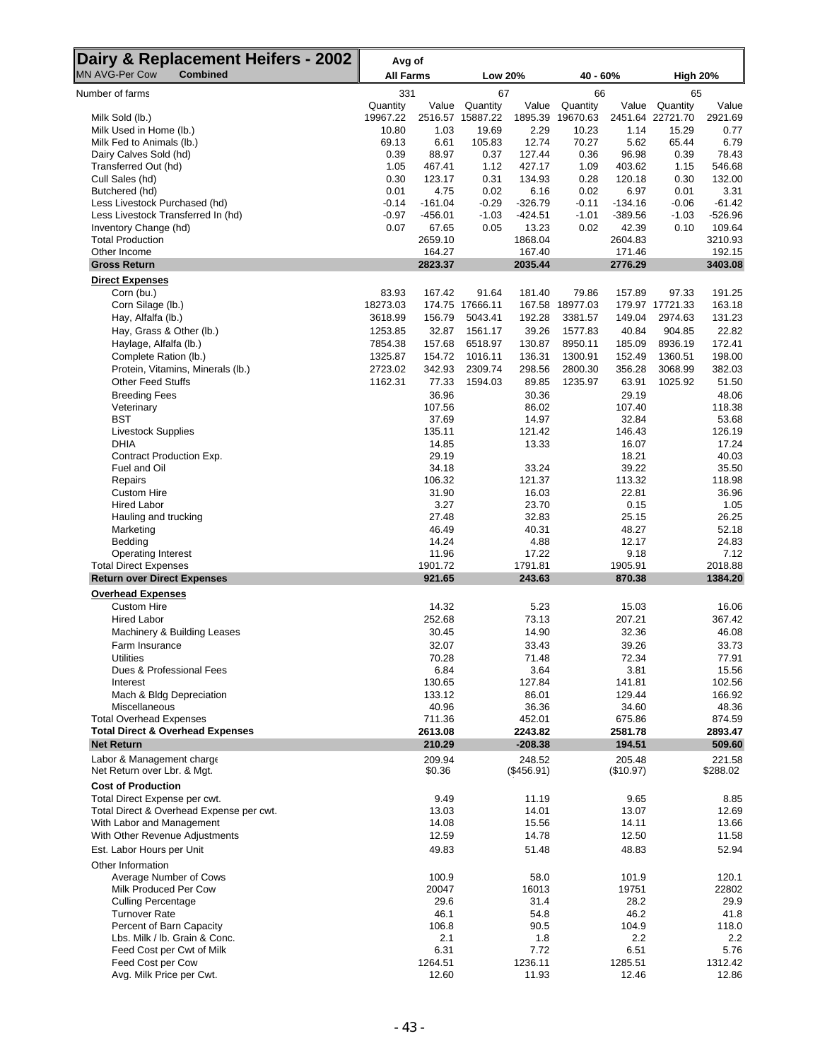# Dairy & Replacement Heifers - 2002

MN AVG-Per Cow **Combined**

| | Avg of All Farms | | Low 20% | | 40 - 60% | | High 20% | |
|---|---|---|---|---|---|---|---|---|
| Number of farms | 331 | | 67 | | 66 | | 65 | |
| | Quantity | Value | Quantity | Value | Quantity | Value | Quantity | Value |
| Milk Sold (lb.) | 19967.22 | 2516.57 | 15887.22 | 1895.39 | 19670.63 | 2451.64 | 22721.70 | 2921.69 |
| Milk Used in Home (lb.) | 10.80 | 1.03 | 19.69 | 2.29 | 10.23 | 1.14 | 15.29 | 0.77 |
| Milk Fed to Animals (lb.) | 69.13 | 6.61 | 105.83 | 12.74 | 70.27 | 5.62 | 65.44 | 6.79 |
| Dairy Calves Sold (hd) | 0.39 | 88.97 | 0.37 | 127.44 | 0.36 | 96.98 | 0.39 | 78.43 |
| Transferred Out (hd) | 1.05 | 467.41 | 1.12 | 427.17 | 1.09 | 403.62 | 1.15 | 546.68 |
| Cull Sales (hd) | 0.30 | 123.17 | 0.31 | 134.93 | 0.28 | 120.18 | 0.30 | 132.00 |
| Butchered (hd) | 0.01 | 4.75 | 0.02 | 6.16 | 0.02 | 6.97 | 0.01 | 3.31 |
| Less Livestock Purchased (hd) | -0.14 | -161.04 | -0.29 | -326.79 | -0.11 | -134.16 | -0.06 | -61.42 |
| Less Livestock Transferred In (hd) | -0.97 | -456.01 | -1.03 | -424.51 | -1.01 | -389.56 | -1.03 | -526.96 |
| Inventory Change (hd) | 0.07 | 67.65 | 0.05 | 13.23 | 0.02 | 42.39 | 0.10 | 109.64 |
| Total Production | | 2659.10 | | 1868.04 | | 2604.83 | | 3210.93 |
| Other Income | | 164.27 | | 167.40 | | 171.46 | | 192.15 |
| **Gross Return** | | **2823.37** | | **2035.44** | | **2776.29** | | **3403.08** |
| **Direct Expenses** | | | | | | | | |
| Corn (bu.) | 83.93 | 167.42 | 91.64 | 181.40 | 79.86 | 157.89 | 97.33 | 191.25 |
| Corn Silage (lb.) | 18273.03 | 174.75 | 17666.11 | 167.58 | 18977.03 | 179.97 | 17721.33 | 163.18 |
| Hay, Alfalfa (lb.) | 3618.99 | 156.79 | 5043.41 | 192.28 | 3381.57 | 149.04 | 2974.63 | 131.23 |
| Hay, Grass & Other (lb.) | 1253.85 | 32.87 | 1561.17 | 39.26 | 1577.83 | 40.84 | 904.85 | 22.82 |
| Haylage, Alfalfa (lb.) | 7854.38 | 157.68 | 6518.97 | 130.87 | 8950.11 | 185.09 | 8936.19 | 172.41 |
| Complete Ration (lb.) | 1325.87 | 154.72 | 1016.11 | 136.31 | 1300.91 | 152.49 | 1360.51 | 198.00 |
| Protein, Vitamins, Minerals (lb.) | 2723.02 | 342.93 | 2309.74 | 298.56 | 2800.30 | 356.28 | 3068.99 | 382.03 |
| Other Feed Stuffs | 1162.31 | 77.33 | 1594.03 | 89.85 | 1235.97 | 63.91 | 1025.92 | 51.50 |
| Breeding Fees | | 36.96 | | 30.36 | | 29.19 | | 48.06 |
| Veterinary | | 107.56 | | 86.02 | | 107.40 | | 118.38 |
| BST | | 37.69 | | 14.97 | | 32.84 | | 53.68 |
| Livestock Supplies | | 135.11 | | 121.42 | | 146.43 | | 126.19 |
| DHIA | | 14.85 | | 13.33 | | 16.07 | | 17.24 |
| Contract Production Exp. | | 29.19 | | | | 18.21 | | 40.03 |
| Fuel and Oil | | 34.18 | | 33.24 | | 39.22 | | 35.50 |
| Repairs | | 106.32 | | 121.37 | | 113.32 | | 118.98 |
| Custom Hire | | 31.90 | | 16.03 | | 22.81 | | 36.96 |
| Hired Labor | | 3.27 | | 23.70 | | 0.15 | | 1.05 |
| Hauling and trucking | | 27.48 | | 32.83 | | 25.15 | | 26.25 |
| Marketing | | 46.49 | | 40.31 | | 48.27 | | 52.18 |
| Bedding | | 14.24 | | 4.88 | | 12.17 | | 24.83 |
| Operating Interest | | 11.96 | | 17.22 | | 9.18 | | 7.12 |
| Total Direct Expenses | | 1901.72 | | 1791.81 | | 1905.91 | | 2018.88 |
| **Return over Direct Expenses** | | **921.65** | | **243.63** | | **870.38** | | **1384.20** |
| **Overhead Expenses** | | | | | | | | |
| Custom Hire | | 14.32 | | 5.23 | | 15.03 | | 16.06 |
| Hired Labor | | 252.68 | | 73.13 | | 207.21 | | 367.42 |
| Machinery & Building Leases | | 30.45 | | 14.90 | | 32.36 | | 46.08 |
| Farm Insurance | | 32.07 | | 33.43 | | 39.26 | | 33.73 |
| Utilities | | 70.28 | | 71.48 | | 72.34 | | 77.91 |
| Dues & Professional Fees | | 6.84 | | 3.64 | | 3.81 | | 15.56 |
| Interest | | 130.65 | | 127.84 | | 141.81 | | 102.56 |
| Mach & Bldg Depreciation | | 133.12 | | 86.01 | | 129.44 | | 166.92 |
| Miscellaneous | | 40.96 | | 36.36 | | 34.60 | | 48.36 |
| Total Overhead Expenses | | 711.36 | | 452.01 | | 675.86 | | 874.59 |
| **Total Direct & Overhead Expenses** | | **2613.08** | | **2243.82** | | **2581.78** | | **2893.47** |
| **Net Return** | | **210.29** | | **-208.38** | | **194.51** | | **509.60** |
| Labor & Management charge | | 209.94 | | 248.52 | | 205.48 | | 221.58 |
| Net Return over Lbr. & Mgt. | | $0.36 | | ($456.91) | | ($10.97) | | $288.02 |
| **Cost of Production** | | | | | | | | |
| Total Direct Expense per cwt. | | 9.49 | | 11.19 | | 9.65 | | 8.85 |
| Total Direct & Overhead Expense per cwt. | | 13.03 | | 14.01 | | 13.07 | | 12.69 |
| With Labor and Management | | 14.08 | | 15.56 | | 14.11 | | 13.66 |
| With Other Revenue Adjustments | | 12.59 | | 14.78 | | 12.50 | | 11.58 |
| Est. Labor Hours per Unit | | 49.83 | | 51.48 | | 48.83 | | 52.94 |
| Other Information | | | | | | | | |
| Average Number of Cows | | 100.9 | | 58.0 | | 101.9 | | 120.1 |
| Milk Produced Per Cow | | 20047 | | 16013 | | 19751 | | 22802 |
| Culling Percentage | | 29.6 | | 31.4 | | 28.2 | | 29.9 |
| Turnover Rate | | 46.1 | | 54.8 | | 46.2 | | 41.8 |
| Percent of Barn Capacity | | 106.8 | | 90.5 | | 104.9 | | 118.0 |
| Lbs. Milk / lb. Grain & Conc. | | 2.1 | | 1.8 | | 2.2 | | 2.2 |
| Feed Cost per Cwt of Milk | | 6.31 | | 7.72 | | 6.51 | | 5.76 |
| Feed Cost per Cow | | 1264.51 | | 1236.11 | | 1285.51 | | 1312.42 |
| Avg. Milk Price per Cwt. | | 12.60 | | 11.93 | | 12.46 | | 12.86 |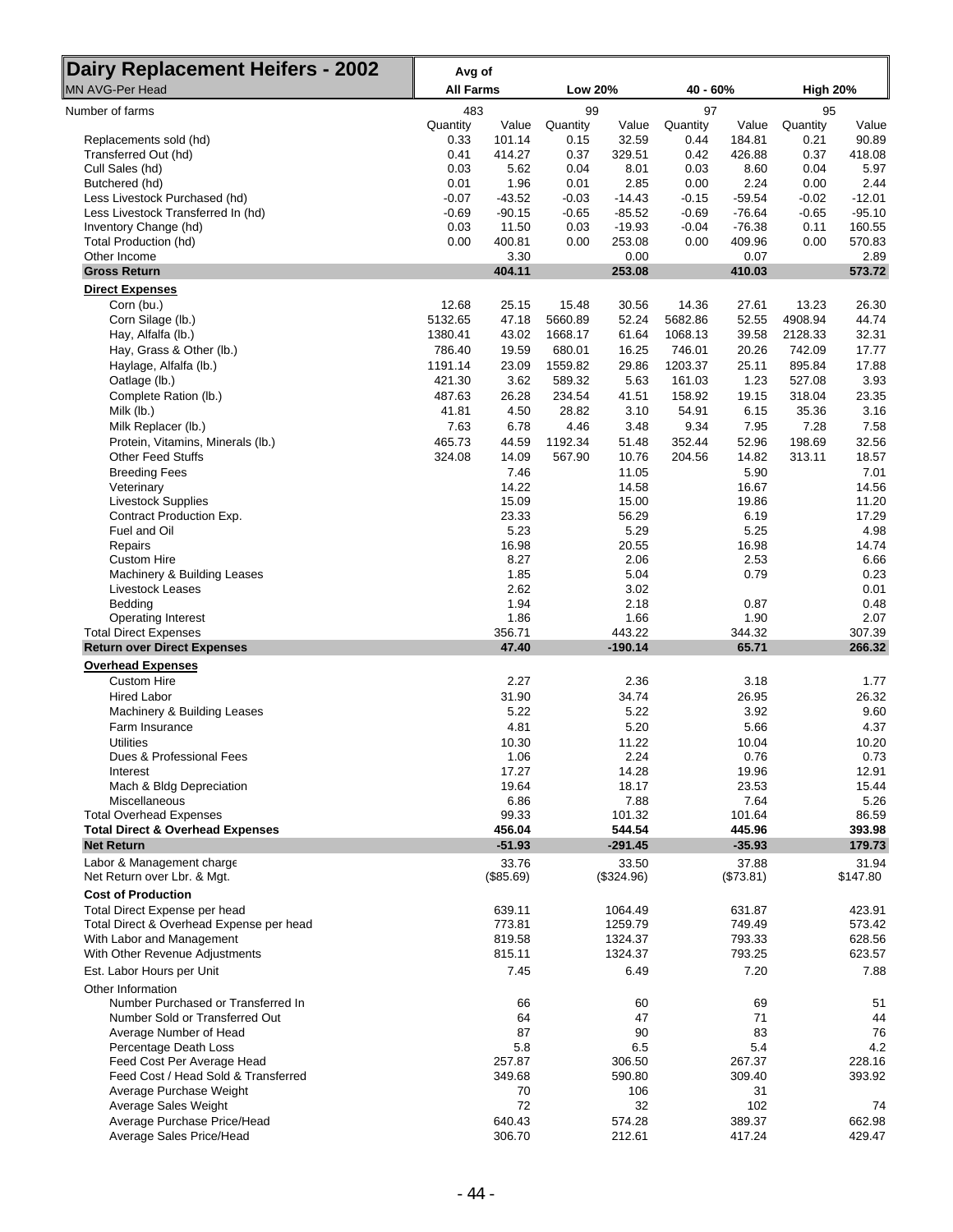# Dairy Replacement Heifers - 2002

MN AVG-Per Head

| | Avg of All Farms | | Low 20% | | 40 - 60% | | High 20% | |
|---|---|---|---|---|---|---|---|---|
| Number of farms | 483 | | 99 | | 97 | | 95 | |
| | Quantity | Value | Quantity | Value | Quantity | Value | Quantity | Value |
| Replacements sold (hd) | 0.33 | 101.14 | 0.15 | 32.59 | 0.44 | 184.81 | 0.21 | 90.89 |
| Transferred Out (hd) | 0.41 | 414.27 | 0.37 | 329.51 | 0.42 | 426.88 | 0.37 | 418.08 |
| Cull Sales (hd) | 0.03 | 5.62 | 0.04 | 8.01 | 0.03 | 8.60 | 0.04 | 5.97 |
| Butchered (hd) | 0.01 | 1.96 | 0.01 | 2.85 | 0.00 | 2.24 | 0.00 | 2.44 |
| Less Livestock Purchased (hd) | -0.07 | -43.52 | -0.03 | -14.43 | -0.15 | -59.54 | -0.02 | -12.01 |
| Less Livestock Transferred In (hd) | -0.69 | -90.15 | -0.65 | -85.52 | -0.69 | -76.64 | -0.65 | -95.10 |
| Inventory Change (hd) | 0.03 | 11.50 | 0.03 | -19.93 | -0.04 | -76.38 | 0.11 | 160.55 |
| Total Production (hd) | 0.00 | 400.81 | 0.00 | 253.08 | 0.00 | 409.96 | 0.00 | 570.83 |
| Other Income | | 3.30 | | 0.00 | | 0.07 | | 2.89 |
| **Gross Return** | | **404.11** | | **253.08** | | **410.03** | | **573.72** |
| **Direct Expenses** | | | | | | | | |
| Corn (bu.) | 12.68 | 25.15 | 15.48 | 30.56 | 14.36 | 27.61 | 13.23 | 26.30 |
| Corn Silage (lb.) | 5132.65 | 47.18 | 5660.89 | 52.24 | 5682.86 | 52.55 | 4908.94 | 44.74 |
| Hay, Alfalfa (lb.) | 1380.41 | 43.02 | 1668.17 | 61.64 | 1068.13 | 39.58 | 2128.33 | 32.31 |
| Hay, Grass & Other (lb.) | 786.40 | 19.59 | 680.01 | 16.25 | 746.01 | 20.26 | 742.09 | 17.77 |
| Haylage, Alfalfa (lb.) | 1191.14 | 23.09 | 1559.82 | 29.86 | 1203.37 | 25.11 | 895.84 | 17.88 |
| Oatlage (lb.) | 421.30 | 3.62 | 589.32 | 5.63 | 161.03 | 1.23 | 527.08 | 3.93 |
| Complete Ration (lb.) | 487.63 | 26.28 | 234.54 | 41.51 | 158.92 | 19.15 | 318.04 | 23.35 |
| Milk (lb.) | 41.81 | 4.50 | 28.82 | 3.10 | 54.91 | 6.15 | 35.36 | 3.16 |
| Milk Replacer (lb.) | 7.63 | 6.78 | 4.46 | 3.48 | 9.34 | 7.95 | 7.28 | 7.58 |
| Protein, Vitamins, Minerals (lb.) | 465.73 | 44.59 | 1192.34 | 51.48 | 352.44 | 52.96 | 198.69 | 32.56 |
| Other Feed Stuffs | 324.08 | 14.09 | 567.90 | 10.76 | 204.56 | 14.82 | 313.11 | 18.57 |
| Breeding Fees | | 7.46 | | 11.05 | | 5.90 | | 7.01 |
| Veterinary | | 14.22 | | 14.58 | | 16.67 | | 14.56 |
| Livestock Supplies | | 15.09 | | 15.00 | | 19.86 | | 11.20 |
| Contract Production Exp. | | 23.33 | | 56.29 | | 6.19 | | 17.29 |
| Fuel and Oil | | 5.23 | | 5.29 | | 5.25 | | 4.98 |
| Repairs | | 16.98 | | 20.55 | | 16.98 | | 14.74 |
| Custom Hire | | 8.27 | | 2.06 | | 2.53 | | 6.66 |
| Machinery & Building Leases | | 1.85 | | 5.04 | | 0.79 | | 0.23 |
| Livestock Leases | | 2.62 | | 3.02 | | | | 0.01 |
| Bedding | | 1.94 | | 2.18 | | 0.87 | | 0.48 |
| Operating Interest | | 1.86 | | 1.66 | | 1.90 | | 2.07 |
| Total Direct Expenses | | 356.71 | | 443.22 | | 344.32 | | 307.39 |
| **Return over Direct Expenses** | | **47.40** | | **-190.14** | | **65.71** | | **266.32** |
| **Overhead Expenses** | | | | | | | | |
| Custom Hire | | 2.27 | | 2.36 | | 3.18 | | 1.77 |
| Hired Labor | | 31.90 | | 34.74 | | 26.95 | | 26.32 |
| Machinery & Building Leases | | 5.22 | | 5.22 | | 3.92 | | 9.60 |
| Farm Insurance | | 4.81 | | 5.20 | | 5.66 | | 4.37 |
| Utilities | | 10.30 | | 11.22 | | 10.04 | | 10.20 |
| Dues & Professional Fees | | 1.06 | | 2.24 | | 0.76 | | 0.73 |
| Interest | | 17.27 | | 14.28 | | 19.96 | | 12.91 |
| Mach & Bldg Depreciation | | 19.64 | | 18.17 | | 23.53 | | 15.44 |
| Miscellaneous | | 6.86 | | 7.88 | | 7.64 | | 5.26 |
| Total Overhead Expenses | | 99.33 | | 101.32 | | 101.64 | | 86.59 |
| **Total Direct & Overhead Expenses** | | **456.04** | | **544.54** | | **445.96** | | **393.98** |
| **Net Return** | | **-51.93** | | **-291.45** | | **-35.93** | | **179.73** |
| Labor & Management charge | | 33.76 | | 33.50 | | 37.88 | | 31.94 |
| Net Return over Lbr. & Mgt. | | ($85.69) | | ($324.96) | | ($73.81) | | $147.80 |
| **Cost of Production** | | | | | | | | |
| Total Direct Expense per head | | 639.11 | | 1064.49 | | 631.87 | | 423.91 |
| Total Direct & Overhead Expense per head | | 773.81 | | 1259.79 | | 749.49 | | 573.42 |
| With Labor and Management | | 819.58 | | 1324.37 | | 793.33 | | 628.56 |
| With Other Revenue Adjustments | | 815.11 | | 1324.37 | | 793.25 | | 623.57 |
| Est. Labor Hours per Unit | | 7.45 | | 6.49 | | 7.20 | | 7.88 |
| Other Information | | | | | | | | |
| Number Purchased or Transferred In | | 66 | | 60 | | 69 | | 51 |
| Number Sold or Transferred Out | | 64 | | 47 | | 71 | | 44 |
| Average Number of Head | | 87 | | 90 | | 83 | | 76 |
| Percentage Death Loss | | 5.8 | | 6.5 | | 5.4 | | 4.2 |
| Feed Cost Per Average Head | | 257.87 | | 306.50 | | 267.37 | | 228.16 |
| Feed Cost / Head Sold & Transferred | | 349.68 | | 590.80 | | 309.40 | | 393.92 |
| Average Purchase Weight | | 70 | | 106 | | 31 | | |
| Average Sales Weight | | 72 | | 32 | | 102 | | 74 |
| Average Purchase Price/Head | | 640.43 | | 574.28 | | 389.37 | | 662.98 |
| Average Sales Price/Head | | 306.70 | | 212.61 | | 417.24 | | 429.47 |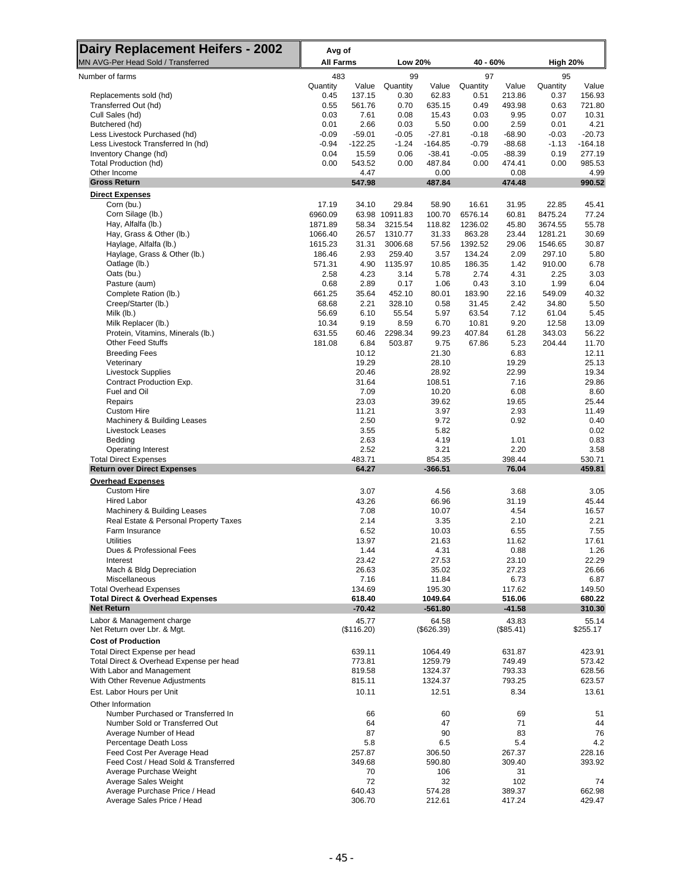# Dairy Replacement Heifers - 2002

MN AVG-Per Head Sold / Transferred

| | Avg of All Farms | | Low 20% | | 40 - 60% | | High 20% | |
|---|---|---|---|---|---|---|---|---|
| Number of farms | 483 | | 99 | | 97 | | 95 | |
| | Quantity | Value | Quantity | Value | Quantity | Value | Quantity | Value |
| Replacements sold (hd) | 0.45 | 137.15 | 0.30 | 62.83 | 0.51 | 213.86 | 0.37 | 156.93 |
| Transferred Out (hd) | 0.55 | 561.76 | 0.70 | 635.15 | 0.49 | 493.98 | 0.63 | 721.80 |
| Cull Sales (hd) | 0.03 | 7.61 | 0.08 | 15.43 | 0.03 | 9.95 | 0.07 | 10.31 |
| Butchered (hd) | 0.01 | 2.66 | 0.03 | 5.50 | 0.00 | 2.59 | 0.01 | 4.21 |
| Less Livestock Purchased (hd) | -0.09 | -59.01 | -0.05 | -27.81 | -0.18 | -68.90 | -0.03 | -20.73 |
| Less Livestock Transferred In (hd) | -0.94 | -122.25 | -1.24 | -164.85 | -0.79 | -88.68 | -1.13 | -164.18 |
| Inventory Change (hd) | 0.04 | 15.59 | 0.06 | -38.41 | -0.05 | -88.39 | 0.19 | 277.19 |
| Total Production (hd) | 0.00 | 543.52 | 0.00 | 487.84 | 0.00 | 474.41 | 0.00 | 985.53 |
| Other Income | | 4.47 | | 0.00 | | 0.08 | | 4.99 |
| **Gross Return** | | **547.98** | | **487.84** | | **474.48** | | **990.52** |
| **Direct Expenses** | | | | | | | | |
| Corn (bu.) | 17.19 | 34.10 | 29.84 | 58.90 | 16.61 | 31.95 | 22.85 | 45.41 |
| Corn Silage (lb.) | 6960.09 | 63.98 | 10911.83 | 100.70 | 6576.14 | 60.81 | 8475.24 | 77.24 |
| Hay, Alfalfa (lb.) | 1871.89 | 58.34 | 3215.54 | 118.82 | 1236.02 | 45.80 | 3674.55 | 55.78 |
| Hay, Grass & Other (lb.) | 1066.40 | 26.57 | 1310.77 | 31.33 | 863.28 | 23.44 | 1281.21 | 30.69 |
| Haylage, Alfalfa (lb.) | 1615.23 | 31.31 | 3006.68 | 57.56 | 1392.52 | 29.06 | 1546.65 | 30.87 |
| Haylage, Grass & Other (lb.) | 186.46 | 2.93 | 259.40 | 3.57 | 134.24 | 2.09 | 297.10 | 5.80 |
| Oatlage (lb.) | 571.31 | 4.90 | 1135.97 | 10.85 | 186.35 | 1.42 | 910.00 | 6.78 |
| Oats (bu.) | 2.58 | 4.23 | 3.14 | 5.78 | 2.74 | 4.31 | 2.25 | 3.03 |
| Pasture (aum) | 0.68 | 2.89 | 0.17 | 1.06 | 0.43 | 3.10 | 1.99 | 6.04 |
| Complete Ration (lb.) | 661.25 | 35.64 | 452.10 | 80.01 | 183.90 | 22.16 | 549.09 | 40.32 |
| Creep/Starter (lb.) | 68.68 | 2.21 | 328.10 | 0.58 | 31.45 | 2.42 | 34.80 | 5.50 |
| Milk (lb.) | 56.69 | 6.10 | 55.54 | 5.97 | 63.54 | 7.12 | 61.04 | 5.45 |
| Milk Replacer (lb.) | 10.34 | 9.19 | 8.59 | 6.70 | 10.81 | 9.20 | 12.58 | 13.09 |
| Protein, Vitamins, Minerals (lb.) | 631.55 | 60.46 | 2298.34 | 99.23 | 407.84 | 61.28 | 343.03 | 56.22 |
| Other Feed Stuffs | 181.08 | 6.84 | 503.87 | 9.75 | 67.86 | 5.23 | 204.44 | 11.70 |
| Breeding Fees | | 10.12 | | 21.30 | | 6.83 | | 12.11 |
| Veterinary | | 19.29 | | 28.10 | | 19.29 | | 25.13 |
| Livestock Supplies | | 20.46 | | 28.92 | | 22.99 | | 19.34 |
| Contract Production Exp. | | 31.64 | | 108.51 | | 7.16 | | 29.86 |
| Fuel and Oil | | 7.09 | | 10.20 | | 6.08 | | 8.60 |
| Repairs | | 23.03 | | 39.62 | | 19.65 | | 25.44 |
| Custom Hire | | 11.21 | | 3.97 | | 2.93 | | 11.49 |
| Machinery & Building Leases | | 2.50 | | 9.72 | | 0.92 | | 0.40 |
| Livestock Leases | | 3.55 | | 5.82 | | | | 0.02 |
| Bedding | | 2.63 | | 4.19 | | 1.01 | | 0.83 |
| Operating Interest | | 2.52 | | 3.21 | | 2.20 | | 3.58 |
| Total Direct Expenses | | 483.71 | | 854.35 | | 398.44 | | 530.71 |
| **Return over Direct Expenses** | | **64.27** | | **-366.51** | | **76.04** | | **459.81** |
| **Overhead Expenses** | | | | | | | | |
| Custom Hire | | 3.07 | | 4.56 | | 3.68 | | 3.05 |
| Hired Labor | | 43.26 | | 66.96 | | 31.19 | | 45.44 |
| Machinery & Building Leases | | 7.08 | | 10.07 | | 4.54 | | 16.57 |
| Real Estate & Personal Property Taxes | | 2.14 | | 3.35 | | 2.10 | | 2.21 |
| Farm Insurance | | 6.52 | | 10.03 | | 6.55 | | 7.55 |
| Utilities | | 13.97 | | 21.63 | | 11.62 | | 17.61 |
| Dues & Professional Fees | | 1.44 | | 4.31 | | 0.88 | | 1.26 |
| Interest | | 23.42 | | 27.53 | | 23.10 | | 22.29 |
| Mach & Bldg Depreciation | | 26.63 | | 35.02 | | 27.23 | | 26.66 |
| Miscellaneous | | 7.16 | | 11.84 | | 6.73 | | 6.87 |
| Total Overhead Expenses | | 134.69 | | 195.30 | | 117.62 | | 149.50 |
| **Total Direct & Overhead Expenses** | | **618.40** | | **1049.64** | | **516.06** | | **680.22** |
| **Net Return** | | **-70.42** | | **-561.80** | | **-41.58** | | **310.30** |
| Labor & Management charge | | 45.77 | | 64.58 | | 43.83 | | 55.14 |
| Net Return over Lbr. & Mgt. | | ($116.20) | | ($626.39) | | ($85.41) | | $255.17 |
| **Cost of Production** | | | | | | | | |
| Total Direct Expense per head | | 639.11 | | 1064.49 | | 631.87 | | 423.91 |
| Total Direct & Overhead Expense per head | | 773.81 | | 1259.79 | | 749.49 | | 573.42 |
| With Labor and Management | | 819.58 | | 1324.37 | | 793.33 | | 628.56 |
| With Other Revenue Adjustments | | 815.11 | | 1324.37 | | 793.25 | | 623.57 |
| Est. Labor Hours per Unit | | 10.11 | | 12.51 | | 8.34 | | 13.61 |
| Other Information | | | | | | | | |
| Number Purchased or Transferred In | | 66 | | 60 | | 69 | | 51 |
| Number Sold or Transferred Out | | 64 | | 47 | | 71 | | 44 |
| Average Number of Head | | 87 | | 90 | | 83 | | 76 |
| Percentage Death Loss | | 5.8 | | 6.5 | | 5.4 | | 4.2 |
| Feed Cost Per Average Head | | 257.87 | | 306.50 | | 267.37 | | 228.16 |
| Feed Cost / Head Sold & Transferred | | 349.68 | | 590.80 | | 309.40 | | 393.92 |
| Average Purchase Weight | | 70 | | 106 | | 31 | | |
| Average Sales Weight | | 72 | | 32 | | 102 | | 74 |
| Average Purchase Price / Head | | 640.43 | | 574.28 | | 389.37 | | 662.98 |
| Average Sales Price / Head | | 306.70 | | 212.61 | | 417.24 | | 429.47 |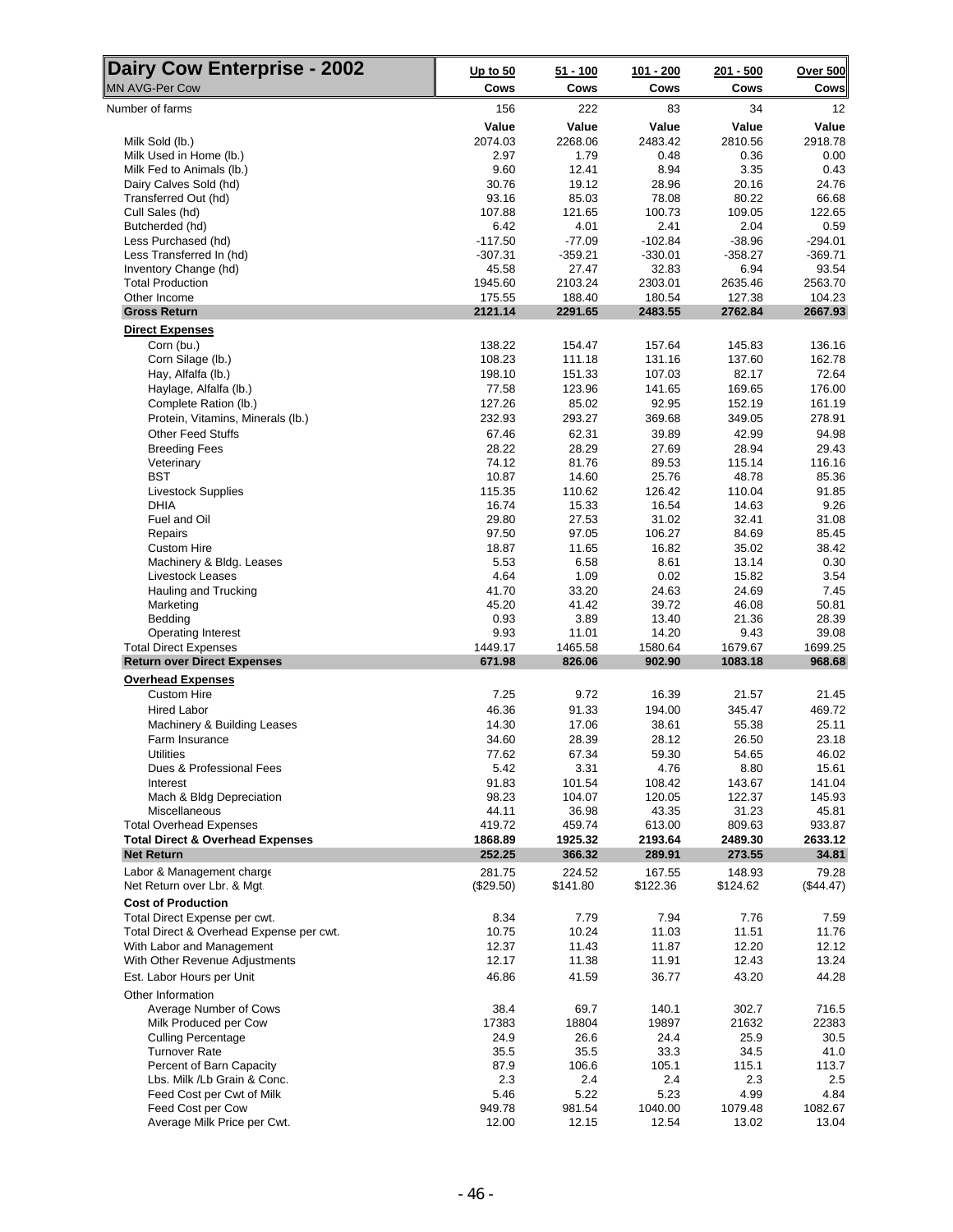| Dairy Cow Enterprise - 2002 | Up to 50 | 51 - 100 | 101 - 200 | 201 - 500 | Over 500 |
|---|---|---|---|---|---|
| MN AVG-Per Cow | Cows | Cows | Cows | Cows | Cows |
| Number of farms | 156 | 222 | 83 | 34 | 12 |
| | Value | Value | Value | Value | Value |
| Milk Sold (lb.) | 2074.03 | 2268.06 | 2483.42 | 2810.56 | 2918.78 |
| Milk Used in Home (lb.) | 2.97 | 1.79 | 0.48 | 0.36 | 0.00 |
| Milk Fed to Animals (lb.) | 9.60 | 12.41 | 8.94 | 3.35 | 0.43 |
| Dairy Calves Sold (hd) | 30.76 | 19.12 | 28.96 | 20.16 | 24.76 |
| Transferred Out (hd) | 93.16 | 85.03 | 78.08 | 80.22 | 66.68 |
| Cull Sales (hd) | 107.88 | 121.65 | 100.73 | 109.05 | 122.65 |
| Butcherded (hd) | 6.42 | 4.01 | 2.41 | 2.04 | 0.59 |
| Less Purchased (hd) | -117.50 | -77.09 | -102.84 | -38.96 | -294.01 |
| Less Transferred In (hd) | -307.31 | -359.21 | -330.01 | -358.27 | -369.71 |
| Inventory Change (hd) | 45.58 | 27.47 | 32.83 | 6.94 | 93.54 |
| Total Production | 1945.60 | 2103.24 | 2303.01 | 2635.46 | 2563.70 |
| Other Income | 175.55 | 188.40 | 180.54 | 127.38 | 104.23 |
| **Gross Return** | **2121.14** | **2291.65** | **2483.55** | **2762.84** | **2667.93** |
| **Direct Expenses** | | | | | |
| Corn (bu.) | 138.22 | 154.47 | 157.64 | 145.83 | 136.16 |
| Corn Silage (lb.) | 108.23 | 111.18 | 131.16 | 137.60 | 162.78 |
| Hay, Alfalfa (lb.) | 198.10 | 151.33 | 107.03 | 82.17 | 72.64 |
| Haylage, Alfalfa (lb.) | 77.58 | 123.96 | 141.65 | 169.65 | 176.00 |
| Complete Ration (lb.) | 127.26 | 85.02 | 92.95 | 152.19 | 161.19 |
| Protein, Vitamins, Minerals (lb.) | 232.93 | 293.27 | 369.68 | 349.05 | 278.91 |
| Other Feed Stuffs | 67.46 | 62.31 | 39.89 | 42.99 | 94.98 |
| Breeding Fees | 28.22 | 28.29 | 27.69 | 28.94 | 29.43 |
| Veterinary | 74.12 | 81.76 | 89.53 | 115.14 | 116.16 |
| BST | 10.87 | 14.60 | 25.76 | 48.78 | 85.36 |
| Livestock Supplies | 115.35 | 110.62 | 126.42 | 110.04 | 91.85 |
| DHIA | 16.74 | 15.33 | 16.54 | 14.63 | 9.26 |
| Fuel and Oil | 29.80 | 27.53 | 31.02 | 32.41 | 31.08 |
| Repairs | 97.50 | 97.05 | 106.27 | 84.69 | 85.45 |
| Custom Hire | 18.87 | 11.65 | 16.82 | 35.02 | 38.42 |
| Machinery & Bldg. Leases | 5.53 | 6.58 | 8.61 | 13.14 | 0.30 |
| Livestock Leases | 4.64 | 1.09 | 0.02 | 15.82 | 3.54 |
| Hauling and Trucking | 41.70 | 33.20 | 24.63 | 24.69 | 7.45 |
| Marketing | 45.20 | 41.42 | 39.72 | 46.08 | 50.81 |
| Bedding | 0.93 | 3.89 | 13.40 | 21.36 | 28.39 |
| Operating Interest | 9.93 | 11.01 | 14.20 | 9.43 | 39.08 |
| Total Direct Expenses | 1449.17 | 1465.58 | 1580.64 | 1679.67 | 1699.25 |
| **Return over Direct Expenses** | **671.98** | **826.06** | **902.90** | **1083.18** | **968.68** |
| **Overhead Expenses** | | | | | |
| Custom Hire | 7.25 | 9.72 | 16.39 | 21.57 | 21.45 |
| Hired Labor | 46.36 | 91.33 | 194.00 | 345.47 | 469.72 |
| Machinery & Building Leases | 14.30 | 17.06 | 38.61 | 55.38 | 25.11 |
| Farm Insurance | 34.60 | 28.39 | 28.12 | 26.50 | 23.18 |
| Utilities | 77.62 | 67.34 | 59.30 | 54.65 | 46.02 |
| Dues & Professional Fees | 5.42 | 3.31 | 4.76 | 8.80 | 15.61 |
| Interest | 91.83 | 101.54 | 108.42 | 143.67 | 141.04 |
| Mach & Bldg Depreciation | 98.23 | 104.07 | 120.05 | 122.37 | 145.93 |
| Miscellaneous | 44.11 | 36.98 | 43.35 | 31.23 | 45.81 |
| Total Overhead Expenses | 419.72 | 459.74 | 613.00 | 809.63 | 933.87 |
| **Total Direct & Overhead Expenses** | **1868.89** | **1925.32** | **2193.64** | **2489.30** | **2633.12** |
| **Net Return** | **252.25** | **366.32** | **289.91** | **273.55** | **34.81** |
| Labor & Management charge | 281.75 | 224.52 | 167.55 | 148.93 | 79.28 |
| Net Return over Lbr. & Mgt. | ($29.50) | $141.80 | $122.36 | $124.62 | ($44.47) |
| **Cost of Production** | | | | | |
| Total Direct Expense per cwt. | 8.34 | 7.79 | 7.94 | 7.76 | 7.59 |
| Total Direct & Overhead Expense per cwt. | 10.75 | 10.24 | 11.03 | 11.51 | 11.76 |
| With Labor and Management | 12.37 | 11.43 | 11.87 | 12.20 | 12.12 |
| With Other Revenue Adjustments | 12.17 | 11.38 | 11.91 | 12.43 | 13.24 |
| Est. Labor Hours per Unit | 46.86 | 41.59 | 36.77 | 43.20 | 44.28 |
| Other Information | | | | | |
| Average Number of Cows | 38.4 | 69.7 | 140.1 | 302.7 | 716.5 |
| Milk Produced per Cow | 17383 | 18804 | 19897 | 21632 | 22383 |
| Culling Percentage | 24.9 | 26.6 | 24.4 | 25.9 | 30.5 |
| Turnover Rate | 35.5 | 35.5 | 33.3 | 34.5 | 41.0 |
| Percent of Barn Capacity | 87.9 | 106.6 | 105.1 | 115.1 | 113.7 |
| Lbs. Milk /Lb Grain & Conc. | 2.3 | 2.4 | 2.4 | 2.3 | 2.5 |
| Feed Cost per Cwt of Milk | 5.46 | 5.22 | 5.23 | 4.99 | 4.84 |
| Feed Cost per Cow | 949.78 | 981.54 | 1040.00 | 1079.48 | 1082.67 |
| Average Milk Price per Cwt. | 12.00 | 12.15 | 12.54 | 13.02 | 13.04 |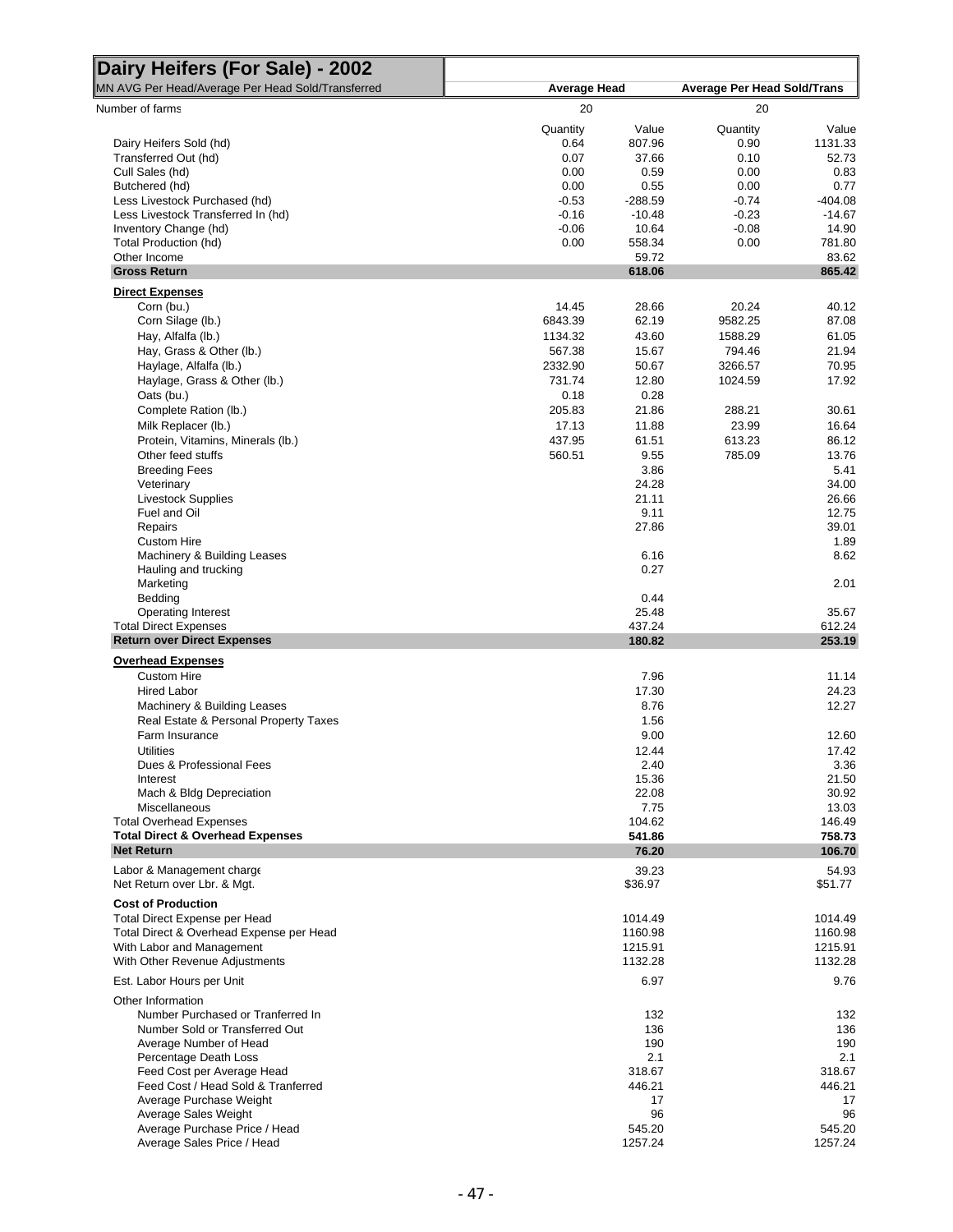# Dairy Heifers (For Sale) - 2002

| MN AVG Per Head/Average Per Head Sold/Transferred | Average Head | | Average Per Head Sold/Trans | |
|---|---|---|---|---|
| Number of farms | 20 | | 20 | |
| | Quantity | Value | Quantity | Value |
| Dairy Heifers Sold (hd) | 0.64 | 807.96 | 0.90 | 1131.33 |
| Transferred Out (hd) | 0.07 | 37.66 | 0.10 | 52.73 |
| Cull Sales (hd) | 0.00 | 0.59 | 0.00 | 0.83 |
| Butchered (hd) | 0.00 | 0.55 | 0.00 | 0.77 |
| Less Livestock Purchased (hd) | -0.53 | -288.59 | -0.74 | -404.08 |
| Less Livestock Transferred In (hd) | -0.16 | -10.48 | -0.23 | -14.67 |
| Inventory Change (hd) | -0.06 | 10.64 | -0.08 | 14.90 |
| Total Production (hd) | 0.00 | 558.34 | 0.00 | 781.80 |
| Other Income | | 59.72 | | 83.62 |
| **Gross Return** | | **618.06** | | **865.42** |
| **Direct Expenses** | | | | |
| Corn (bu.) | 14.45 | 28.66 | 20.24 | 40.12 |
| Corn Silage (lb.) | 6843.39 | 62.19 | 9582.25 | 87.08 |
| Hay, Alfalfa (lb.) | 1134.32 | 43.60 | 1588.29 | 61.05 |
| Hay, Grass & Other (lb.) | 567.38 | 15.67 | 794.46 | 21.94 |
| Haylage, Alfalfa (lb.) | 2332.90 | 50.67 | 3266.57 | 70.95 |
| Haylage, Grass & Other (lb.) | 731.74 | 12.80 | 1024.59 | 17.92 |
| Oats (bu.) | 0.18 | 0.28 | | |
| Complete Ration (lb.) | 205.83 | 21.86 | 288.21 | 30.61 |
| Milk Replacer (lb.) | 17.13 | 11.88 | 23.99 | 16.64 |
| Protein, Vitamins, Minerals (lb.) | 437.95 | 61.51 | 613.23 | 86.12 |
| Other feed stuffs | 560.51 | 9.55 | 785.09 | 13.76 |
| Breeding Fees | | 3.86 | | 5.41 |
| Veterinary | | 24.28 | | 34.00 |
| Livestock Supplies | | 21.11 | | 26.66 |
| Fuel and Oil | | 9.11 | | 12.75 |
| Repairs | | 27.86 | | 39.01 |
| Custom Hire | | | | 1.89 |
| Machinery & Building Leases | | 6.16 | | 8.62 |
| Hauling and trucking | | 0.27 | | |
| Marketing | | | | 2.01 |
| Bedding | | 0.44 | | |
| Operating Interest | | 25.48 | | 35.67 |
| Total Direct Expenses | | 437.24 | | 612.24 |
| **Return over Direct Expenses** | | **180.82** | | **253.19** |
| **Overhead Expenses** | | | | |
| Custom Hire | | 7.96 | | 11.14 |
| Hired Labor | | 17.30 | | 24.23 |
| Machinery & Building Leases | | 8.76 | | 12.27 |
| Real Estate & Personal Property Taxes | | 1.56 | | |
| Farm Insurance | | 9.00 | | 12.60 |
| Utilities | | 12.44 | | 17.42 |
| Dues & Professional Fees | | 2.40 | | 3.36 |
| Interest | | 15.36 | | 21.50 |
| Mach & Bldg Depreciation | | 22.08 | | 30.92 |
| Miscellaneous | | 7.75 | | 13.03 |
| Total Overhead Expenses | | 104.62 | | 146.49 |
| **Total Direct & Overhead Expenses** | | **541.86** | | **758.73** |
| **Net Return** | | **76.20** | | **106.70** |
| Labor & Management charge | | 39.23 | | 54.93 |
| Net Return over Lbr. & Mgt. | | $36.97 | | $51.77 |
| **Cost of Production** | | | | |
| Total Direct Expense per Head | | 1014.49 | | 1014.49 |
| Total Direct & Overhead Expense per Head | | 1160.98 | | 1160.98 |
| With Labor and Management | | 1215.91 | | 1215.91 |
| With Other Revenue Adjustments | | 1132.28 | | 1132.28 |
| Est. Labor Hours per Unit | | 6.97 | | 9.76 |
| Other Information | | | | |
| Number Purchased or Tranferred In | | 132 | | 132 |
| Number Sold or Transferred Out | | 136 | | 136 |
| Average Number of Head | | 190 | | 190 |
| Percentage Death Loss | | 2.1 | | 2.1 |
| Feed Cost per Average Head | | 318.67 | | 318.67 |
| Feed Cost / Head Sold & Tranferred | | 446.21 | | 446.21 |
| Average Purchase Weight | | 17 | | 17 |
| Average Sales Weight | | 96 | | 96 |
| Average Purchase Price / Head | | 545.20 | | 545.20 |
| Average Sales Price / Head | | 1257.24 | | 1257.24 |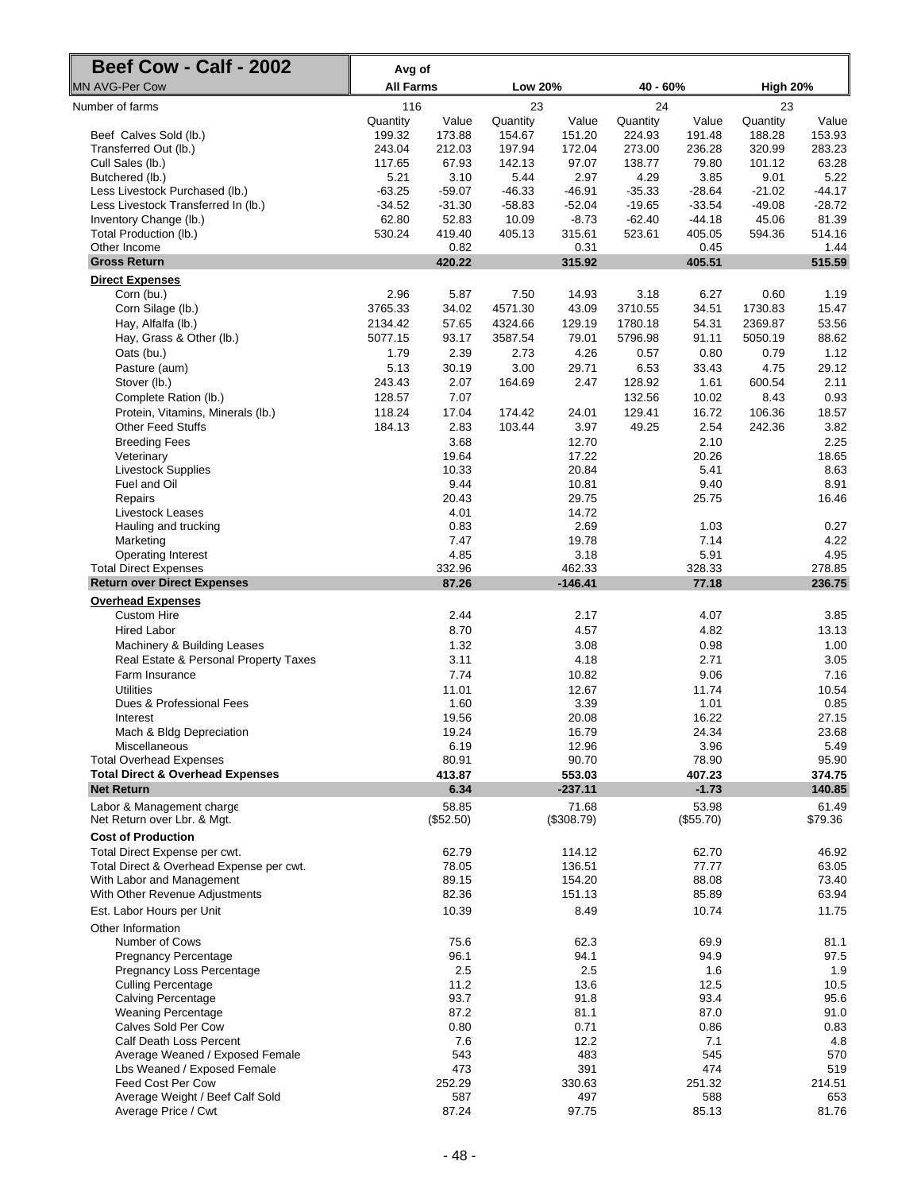| Beef Cow - Calf - 2002 | Avg of | | | | | | | |
|---|---|---|---|---|---|---|---|---|
| MN AVG-Per Cow | All Farms | | Low 20% | | 40 - 60% | | High 20% | |
| Number of farms | 116 | | 23 | | 24 | | 23 | |
| | Quantity | Value | Quantity | Value | Quantity | Value | Quantity | Value |
| Beef Calves Sold (lb.) | 199.32 | 173.88 | 154.67 | 151.20 | 224.93 | 191.48 | 188.28 | 153.93 |
| Transferred Out (lb.) | 243.04 | 212.03 | 197.94 | 172.04 | 273.00 | 236.28 | 320.99 | 283.23 |
| Cull Sales (lb.) | 117.65 | 67.93 | 142.13 | 97.07 | 138.77 | 79.80 | 101.12 | 63.28 |
| Butchered (lb.) | 5.21 | 3.10 | 5.44 | 2.97 | 4.29 | 3.85 | 9.01 | 5.22 |
| Less Livestock Purchased (lb.) | -63.25 | -59.07 | -46.33 | -46.91 | -35.33 | -28.64 | -21.02 | -44.17 |
| Less Livestock Transferred In (lb.) | -34.52 | -31.30 | -58.83 | -52.04 | -19.65 | -33.54 | -49.08 | -28.72 |
| Inventory Change (lb.) | 62.80 | 52.83 | 10.09 | -8.73 | -62.40 | -44.18 | 45.06 | 81.39 |
| Total Production (lb.) | 530.24 | 419.40 | 405.13 | 315.61 | 523.61 | 405.05 | 594.36 | 514.16 |
| Other Income | | 0.82 | | 0.31 | | 0.45 | | 1.44 |
| **Gross Return** | | **420.22** | | **315.92** | | **405.51** | | **515.59** |
| **Direct Expenses** | | | | | | | | |
| Corn (bu.) | 2.96 | 5.87 | 7.50 | 14.93 | 3.18 | 6.27 | 0.60 | 1.19 |
| Corn Silage (lb.) | 3765.33 | 34.02 | 4571.30 | 43.09 | 3710.55 | 34.51 | 1730.83 | 15.47 |
| Hay, Alfalfa (lb.) | 2134.42 | 57.65 | 4324.66 | 129.19 | 1780.18 | 54.31 | 2369.87 | 53.56 |
| Hay, Grass & Other (lb.) | 5077.15 | 93.17 | 3587.54 | 79.01 | 5796.98 | 91.11 | 5050.19 | 88.62 |
| Oats (bu.) | 1.79 | 2.39 | 2.73 | 4.26 | 0.57 | 0.80 | 0.79 | 1.12 |
| Pasture (aum) | 5.13 | 30.19 | 3.00 | 29.71 | 6.53 | 33.43 | 4.75 | 29.12 |
| Stover (lb.) | 243.43 | 2.07 | 164.69 | 2.47 | 128.92 | 1.61 | 600.54 | 2.11 |
| Complete Ration (lb.) | 128.57 | 7.07 | | | 132.56 | 10.02 | 8.43 | 0.93 |
| Protein, Vitamins, Minerals (lb.) | 118.24 | 17.04 | 174.42 | 24.01 | 129.41 | 16.72 | 106.36 | 18.57 |
| Other Feed Stuffs | 184.13 | 2.83 | 103.44 | 3.97 | 49.25 | 2.54 | 242.36 | 3.82 |
| Breeding Fees | | 3.68 | | 12.70 | | 2.10 | | 2.25 |
| Veterinary | | 19.64 | | 17.22 | | 20.26 | | 18.65 |
| Livestock Supplies | | 10.33 | | 20.84 | | 5.41 | | 8.63 |
| Fuel and Oil | | 9.44 | | 10.81 | | 9.40 | | 8.91 |
| Repairs | | 20.43 | | 29.75 | | 25.75 | | 16.46 |
| Livestock Leases | | 4.01 | | 14.72 | | | | |
| Hauling and trucking | | 0.83 | | 2.69 | | 1.03 | | 0.27 |
| Marketing | | 7.47 | | 19.78 | | 7.14 | | 4.22 |
| Operating Interest | | 4.85 | | 3.18 | | 5.91 | | 4.95 |
| Total Direct Expenses | | 332.96 | | 462.33 | | 328.33 | | 278.85 |
| **Return over Direct Expenses** | | **87.26** | | **-146.41** | | **77.18** | | **236.75** |
| **Overhead Expenses** | | | | | | | | |
| Custom Hire | | 2.44 | | 2.17 | | 4.07 | | 3.85 |
| Hired Labor | | 8.70 | | 4.57 | | 4.82 | | 13.13 |
| Machinery & Building Leases | | 1.32 | | 3.08 | | 0.98 | | 1.00 |
| Real Estate & Personal Property Taxes | | 3.11 | | 4.18 | | 2.71 | | 3.05 |
| Farm Insurance | | 7.74 | | 10.82 | | 9.06 | | 7.16 |
| Utilities | | 11.01 | | 12.67 | | 11.74 | | 10.54 |
| Dues & Professional Fees | | 1.60 | | 3.39 | | 1.01 | | 0.85 |
| Interest | | 19.56 | | 20.08 | | 16.22 | | 27.15 |
| Mach & Bldg Depreciation | | 19.24 | | 16.79 | | 24.34 | | 23.68 |
| Miscellaneous | | 6.19 | | 12.96 | | 3.96 | | 5.49 |
| Total Overhead Expenses | | 80.91 | | 90.70 | | 78.90 | | 95.90 |
| **Total Direct & Overhead Expenses** | | **413.87** | | **553.03** | | **407.23** | | **374.75** |
| **Net Return** | | **6.34** | | **-237.11** | | **-1.73** | | **140.85** |
| Labor & Management charge | | 58.85 | | 71.68 | | 53.98 | | 61.49 |
| Net Return over Lbr. & Mgt. | | ($52.50) | | ($308.79) | | ($55.70) | | $79.36 |
| **Cost of Production** | | | | | | | | |
| Total Direct Expense per cwt. | | 62.79 | | 114.12 | | 62.70 | | 46.92 |
| Total Direct & Overhead Expense per cwt. | | 78.05 | | 136.51 | | 77.77 | | 63.05 |
| With Labor and Management | | 89.15 | | 154.20 | | 88.08 | | 73.40 |
| With Other Revenue Adjustments | | 82.36 | | 151.13 | | 85.89 | | 63.94 |
| Est. Labor Hours per Unit | | 10.39 | | 8.49 | | 10.74 | | 11.75 |
| Other Information | | | | | | | | |
| Number of Cows | | 75.6 | | 62.3 | | 69.9 | | 81.1 |
| Pregnancy Percentage | | 96.1 | | 94.1 | | 94.9 | | 97.5 |
| Pregnancy Loss Percentage | | 2.5 | | 2.5 | | 1.6 | | 1.9 |
| Culling Percentage | | 11.2 | | 13.6 | | 12.5 | | 10.5 |
| Calving Percentage | | 93.7 | | 91.8 | | 93.4 | | 95.6 |
| Weaning Percentage | | 87.2 | | 81.1 | | 87.0 | | 91.0 |
| Calves Sold Per Cow | | 0.80 | | 0.71 | | 0.86 | | 0.83 |
| Calf Death Loss Percent | | 7.6 | | 12.2 | | 7.1 | | 4.8 |
| Average Weaned / Exposed Female | | 543 | | 483 | | 545 | | 570 |
| Lbs Weaned / Exposed Female | | 473 | | 391 | | 474 | | 519 |
| Feed Cost Per Cow | | 252.29 | | 330.63 | | 251.32 | | 214.51 |
| Average Weight / Beef Calf Sold | | 587 | | 497 | | 588 | | 653 |
| Average Price / Cwt | | 87.24 | | 97.75 | | 85.13 | | 81.76 |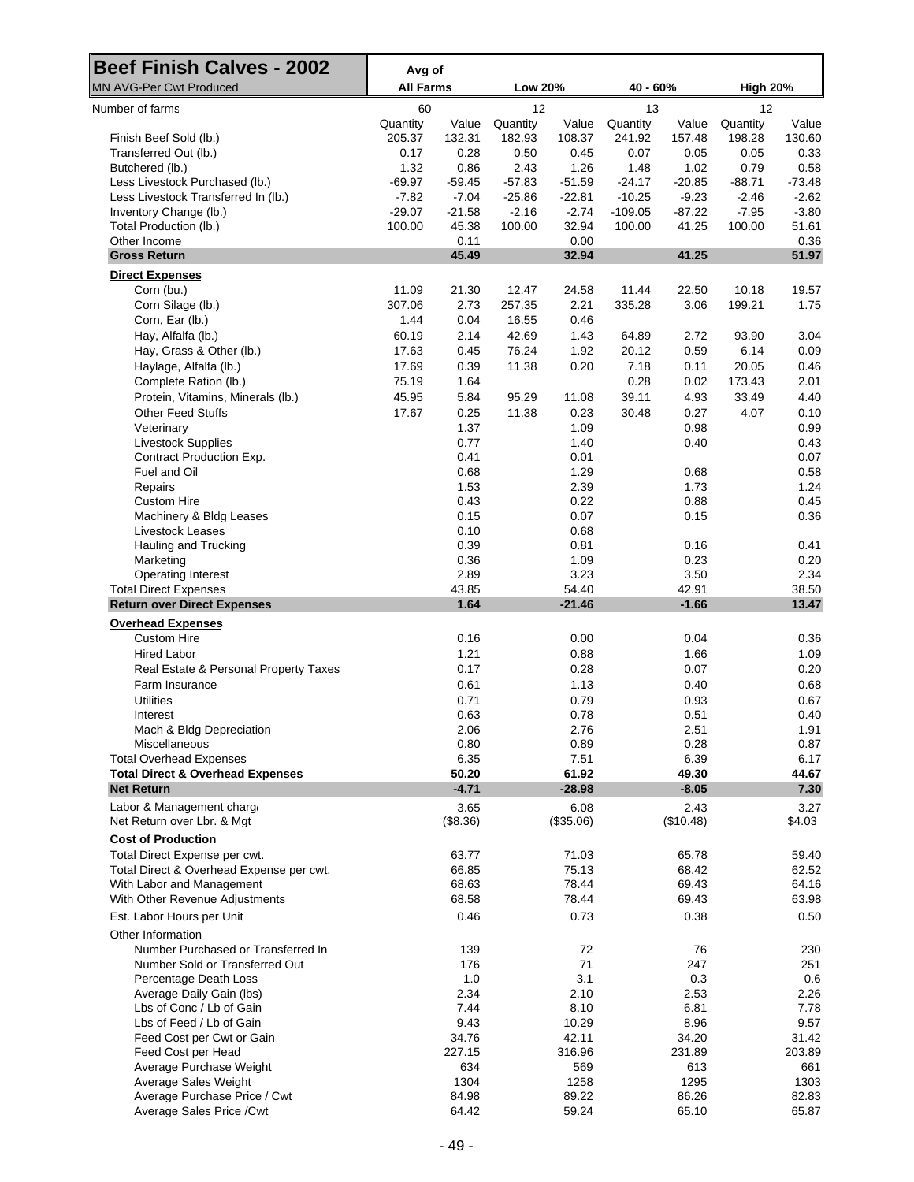| Beef Finish Calves - 2002 | Avg of All Farms | | Low 20% | | 40 - 60% | | High 20% | |
|---|---|---|---|---|---|---|---|---|
| MN AVG-Per Cwt Produced | | | | | | | | |
| Number of farms | 60 | | 12 | | 13 | | 12 | |
| | Quantity | Value | Quantity | Value | Quantity | Value | Quantity | Value |
| Finish Beef Sold (lb.) | 205.37 | 132.31 | 182.93 | 108.37 | 241.92 | 157.48 | 198.28 | 130.60 |
| Transferred Out (lb.) | 0.17 | 0.28 | 0.50 | 0.45 | 0.07 | 0.05 | 0.05 | 0.33 |
| Butchered (lb.) | 1.32 | 0.86 | 2.43 | 1.26 | 1.48 | 1.02 | 0.79 | 0.58 |
| Less Livestock Purchased (lb.) | -69.97 | -59.45 | -57.83 | -51.59 | -24.17 | -20.85 | -88.71 | -73.48 |
| Less Livestock Transferred In (lb.) | -7.82 | -7.04 | -25.86 | -22.81 | -10.25 | -9.23 | -2.46 | -2.62 |
| Inventory Change (lb.) | -29.07 | -21.58 | -2.16 | -2.74 | -109.05 | -87.22 | -7.95 | -3.80 |
| Total Production (lb.) | 100.00 | 45.38 | 100.00 | 32.94 | 100.00 | 41.25 | 100.00 | 51.61 |
| Other Income | | 0.11 | | 0.00 | | | | 0.36 |
| **Gross Return** | | **45.49** | | **32.94** | | **41.25** | | **51.97** |
| **Direct Expenses** | | | | | | | | |
| Corn (bu.) | 11.09 | 21.30 | 12.47 | 24.58 | 11.44 | 22.50 | 10.18 | 19.57 |
| Corn Silage (lb.) | 307.06 | 2.73 | 257.35 | 2.21 | 335.28 | 3.06 | 199.21 | 1.75 |
| Corn, Ear (lb.) | 1.44 | 0.04 | 16.55 | 0.46 | | | | |
| Hay, Alfalfa (lb.) | 60.19 | 2.14 | 42.69 | 1.43 | 64.89 | 2.72 | 93.90 | 3.04 |
| Hay, Grass & Other (lb.) | 17.63 | 0.45 | 76.24 | 1.92 | 20.12 | 0.59 | 6.14 | 0.09 |
| Haylage, Alfalfa (lb.) | 17.69 | 0.39 | 11.38 | 0.20 | 7.18 | 0.11 | 20.05 | 0.46 |
| Complete Ration (lb.) | 75.19 | 1.64 | | | 0.28 | 0.02 | 173.43 | 2.01 |
| Protein, Vitamins, Minerals (lb.) | 45.95 | 5.84 | 95.29 | 11.08 | 39.11 | 4.93 | 33.49 | 4.40 |
| Other Feed Stuffs | 17.67 | 0.25 | 11.38 | 0.23 | 30.48 | 0.27 | 4.07 | 0.10 |
| Veterinary | | 1.37 | | 1.09 | | 0.98 | | 0.99 |
| Livestock Supplies | | 0.77 | | 1.40 | | 0.40 | | 0.43 |
| Contract Production Exp. | | 0.41 | | 0.01 | | | | 0.07 |
| Fuel and Oil | | 0.68 | | 1.29 | | 0.68 | | 0.58 |
| Repairs | | 1.53 | | 2.39 | | 1.73 | | 1.24 |
| Custom Hire | | 0.43 | | 0.22 | | 0.88 | | 0.45 |
| Machinery & Bldg Leases | | 0.15 | | 0.07 | | 0.15 | | 0.36 |
| Livestock Leases | | 0.10 | | 0.68 | | | | |
| Hauling and Trucking | | 0.39 | | 0.81 | | 0.16 | | 0.41 |
| Marketing | | 0.36 | | 1.09 | | 0.23 | | 0.20 |
| Operating Interest | | 2.89 | | 3.23 | | 3.50 | | 2.34 |
| Total Direct Expenses | | 43.85 | | 54.40 | | 42.91 | | 38.50 |
| **Return over Direct Expenses** | | **1.64** | | **-21.46** | | **-1.66** | | **13.47** |
| **Overhead Expenses** | | | | | | | | |
| Custom Hire | | 0.16 | | 0.00 | | 0.04 | | 0.36 |
| Hired Labor | | 1.21 | | 0.88 | | 1.66 | | 1.09 |
| Real Estate & Personal Property Taxes | | 0.17 | | 0.28 | | 0.07 | | 0.20 |
| Farm Insurance | | 0.61 | | 1.13 | | 0.40 | | 0.68 |
| Utilities | | 0.71 | | 0.79 | | 0.93 | | 0.67 |
| Interest | | 0.63 | | 0.78 | | 0.51 | | 0.40 |
| Mach & Bldg Depreciation | | 2.06 | | 2.76 | | 2.51 | | 1.91 |
| Miscellaneous | | 0.80 | | 0.89 | | 0.28 | | 0.87 |
| Total Overhead Expenses | | 6.35 | | 7.51 | | 6.39 | | 6.17 |
| **Total Direct & Overhead Expenses** | | **50.20** | | **61.92** | | **49.30** | | **44.67** |
| **Net Return** | | **-4.71** | | **-28.98** | | **-8.05** | | **7.30** |
| Labor & Management charge | | 3.65 | | 6.08 | | 2.43 | | 3.27 |
| Net Return over Lbr. & Mgt | | ($8.36) | | ($35.06) | | ($10.48) | | $4.03 |
| **Cost of Production** | | | | | | | | |
| Total Direct Expense per cwt. | | 63.77 | | 71.03 | | 65.78 | | 59.40 |
| Total Direct & Overhead Expense per cwt. | | 66.85 | | 75.13 | | 68.42 | | 62.52 |
| With Labor and Management | | 68.63 | | 78.44 | | 69.43 | | 64.16 |
| With Other Revenue Adjustments | | 68.58 | | 78.44 | | 69.43 | | 63.98 |
| Est. Labor Hours per Unit | | 0.46 | | 0.73 | | 0.38 | | 0.50 |
| Other Information | | | | | | | | |
| Number Purchased or Transferred In | | 139 | | 72 | | 76 | | 230 |
| Number Sold or Transferred Out | | 176 | | 71 | | 247 | | 251 |
| Percentage Death Loss | | 1.0 | | 3.1 | | 0.3 | | 0.6 |
| Average Daily Gain (lbs) | | 2.34 | | 2.10 | | 2.53 | | 2.26 |
| Lbs of Conc / Lb of Gain | | 7.44 | | 8.10 | | 6.81 | | 7.78 |
| Lbs of Feed / Lb of Gain | | 9.43 | | 10.29 | | 8.96 | | 9.57 |
| Feed Cost per Cwt or Gain | | 34.76 | | 42.11 | | 34.20 | | 31.42 |
| Feed Cost per Head | | 227.15 | | 316.96 | | 231.89 | | 203.89 |
| Average Purchase Weight | | 634 | | 569 | | 613 | | 661 |
| Average Sales Weight | | 1304 | | 1258 | | 1295 | | 1303 |
| Average Purchase Price / Cwt | | 84.98 | | 89.22 | | 86.26 | | 82.83 |
| Average Sales Price /Cwt | | 64.42 | | 59.24 | | 65.10 | | 65.87 |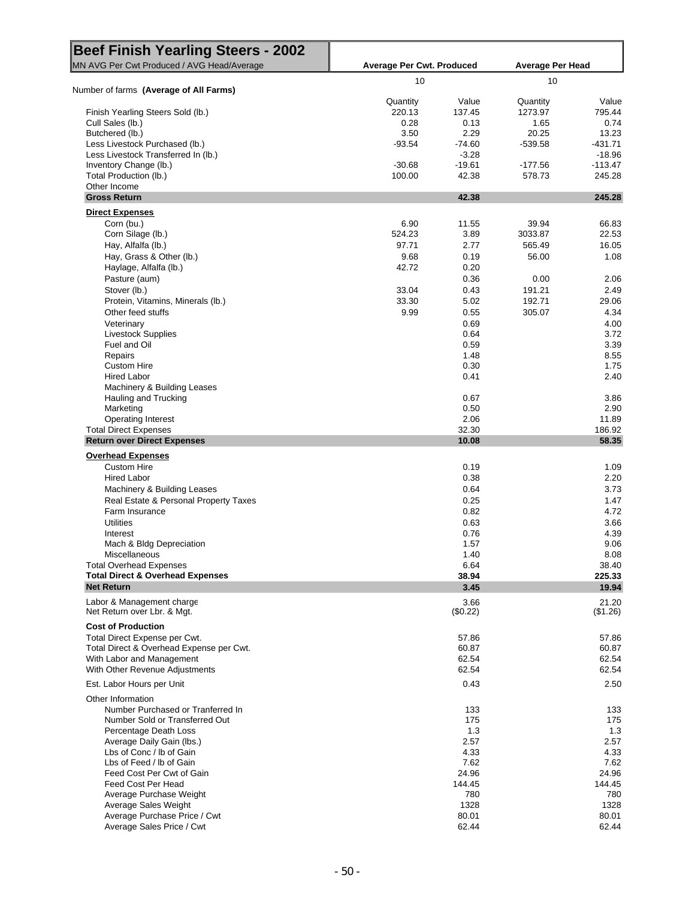# Beef Finish Yearling Steers - 2002

MN AVG Per Cwt Produced / AVG Head/Average

| | Average Per Cwt. Produced | | Average Per Head | |
|---|---|---|---|---|
| Number of farms **(Average of All Farms)** | 10 | | 10 | |
| | Quantity | Value | Quantity | Value |
| Finish Yearling Steers Sold (lb.) | 220.13 | 137.45 | 1273.97 | 795.44 |
| Cull Sales (lb.) | 0.28 | 0.13 | 1.65 | 0.74 |
| Butchered (lb.) | 3.50 | 2.29 | 20.25 | 13.23 |
| Less Livestock Purchased (lb.) | -93.54 | -74.60 | -539.58 | -431.71 |
| Less Livestock Transferred In (lb.) | | -3.28 | | -18.96 |
| Inventory Change (lb.) | -30.68 | -19.61 | -177.56 | -113.47 |
| Total Production (lb.) | 100.00 | 42.38 | 578.73 | 245.28 |
| Other Income | | | | |
| **Gross Return** | | **42.38** | | **245.28** |
| **Direct Expenses** | | | | |
| Corn (bu.) | 6.90 | 11.55 | 39.94 | 66.83 |
| Corn Silage (lb.) | 524.23 | 3.89 | 3033.87 | 22.53 |
| Hay, Alfalfa (lb.) | 97.71 | 2.77 | 565.49 | 16.05 |
| Hay, Grass & Other (lb.) | 9.68 | 0.19 | 56.00 | 1.08 |
| Haylage, Alfalfa (lb.) | 42.72 | 0.20 | | |
| Pasture (aum) | | 0.36 | 0.00 | 2.06 |
| Stover (lb.) | 33.04 | 0.43 | 191.21 | 2.49 |
| Protein, Vitamins, Minerals (lb.) | 33.30 | 5.02 | 192.71 | 29.06 |
| Other feed stuffs | 9.99 | 0.55 | 305.07 | 4.34 |
| Veterinary | | 0.69 | | 4.00 |
| Livestock Supplies | | 0.64 | | 3.72 |
| Fuel and Oil | | 0.59 | | 3.39 |
| Repairs | | 1.48 | | 8.55 |
| Custom Hire | | 0.30 | | 1.75 |
| Hired Labor | | 0.41 | | 2.40 |
| Machinery & Building Leases | | | | |
| Hauling and Trucking | | 0.67 | | 3.86 |
| Marketing | | 0.50 | | 2.90 |
| Operating Interest | | 2.06 | | 11.89 |
| Total Direct Expenses | | 32.30 | | 186.92 |
| **Return over Direct Expenses** | | **10.08** | | **58.35** |
| **Overhead Expenses** | | | | |
| Custom Hire | | 0.19 | | 1.09 |
| Hired Labor | | 0.38 | | 2.20 |
| Machinery & Building Leases | | 0.64 | | 3.73 |
| Real Estate & Personal Property Taxes | | 0.25 | | 1.47 |
| Farm Insurance | | 0.82 | | 4.72 |
| Utilities | | 0.63 | | 3.66 |
| Interest | | 0.76 | | 4.39 |
| Mach & Bldg Depreciation | | 1.57 | | 9.06 |
| Miscellaneous | | 1.40 | | 8.08 |
| Total Overhead Expenses | | 6.64 | | 38.40 |
| **Total Direct & Overhead Expenses** | | **38.94** | | **225.33** |
| **Net Return** | | **3.45** | | **19.94** |
| Labor & Management charge | | 3.66 | | 21.20 |
| Net Return over Lbr. & Mgt. | | ($0.22) | | ($1.26) |
| **Cost of Production** | | | | |
| Total Direct Expense per Cwt. | | 57.86 | | 57.86 |
| Total Direct & Overhead Expense per Cwt. | | 60.87 | | 60.87 |
| With Labor and Management | | 62.54 | | 62.54 |
| With Other Revenue Adjustments | | 62.54 | | 62.54 |
| Est. Labor Hours per Unit | | 0.43 | | 2.50 |
| Other Information | | | | |
| Number Purchased or Tranferred In | | 133 | | 133 |
| Number Sold or Transferred Out | | 175 | | 175 |
| Percentage Death Loss | | 1.3 | | 1.3 |
| Average Daily Gain (lbs.) | | 2.57 | | 2.57 |
| Lbs of Conc / lb of Gain | | 4.33 | | 4.33 |
| Lbs of Feed / lb of Gain | | 7.62 | | 7.62 |
| Feed Cost Per Cwt of Gain | | 24.96 | | 24.96 |
| Feed Cost Per Head | | 144.45 | | 144.45 |
| Average Purchase Weight | | 780 | | 780 |
| Average Sales Weight | | 1328 | | 1328 |
| Average Purchase Price / Cwt | | 80.01 | | 80.01 |
| Average Sales Price / Cwt | | 62.44 | | 62.44 |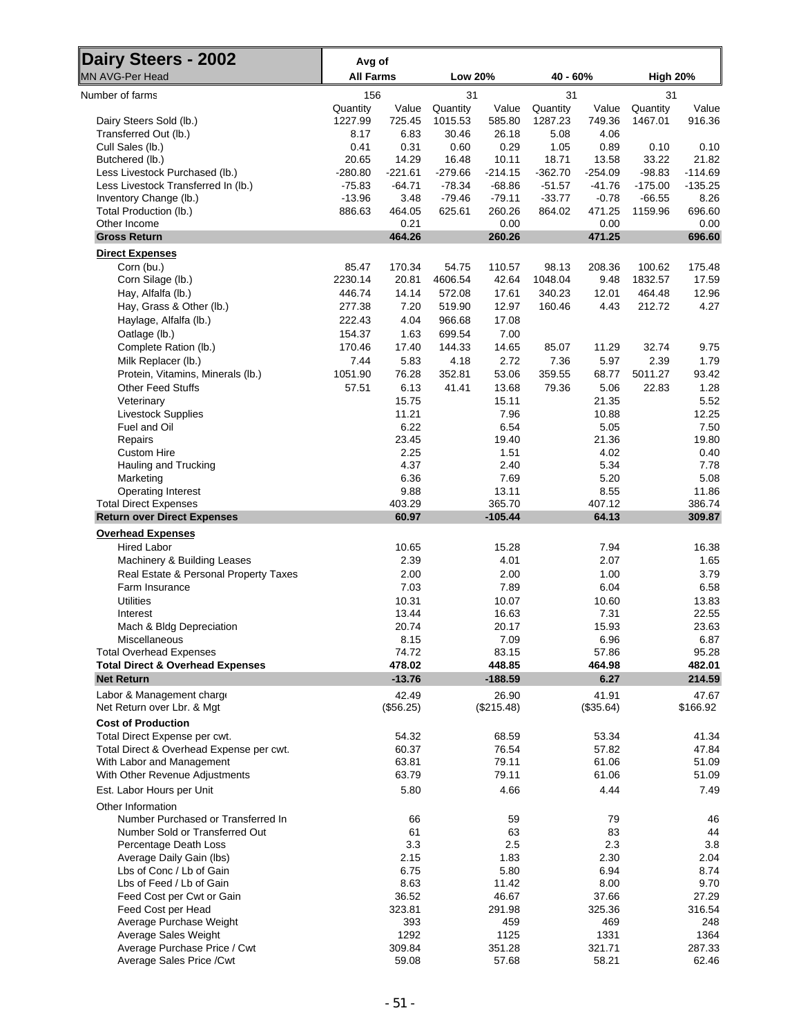# Dairy Steers - 2002

| MN AVG-Per Head | Avg of All Farms | | Low 20% | | 40 - 60% | | High 20% | |
|---|---|---|---|---|---|---|---|---|
| Number of farms | 156 | | 31 | | 31 | | 31 | |
| | Quantity | Value | Quantity | Value | Quantity | Value | Quantity | Value |
| Dairy Steers Sold (lb.) | 1227.99 | 725.45 | 1015.53 | 585.80 | 1287.23 | 749.36 | 1467.01 | 916.36 |
| Transferred Out (lb.) | 8.17 | 6.83 | 30.46 | 26.18 | 5.08 | 4.06 | | |
| Cull Sales (lb.) | 0.41 | 0.31 | 0.60 | 0.29 | 1.05 | 0.89 | 0.10 | 0.10 |
| Butchered (lb.) | 20.65 | 14.29 | 16.48 | 10.11 | 18.71 | 13.58 | 33.22 | 21.82 |
| Less Livestock Purchased (lb.) | -280.80 | -221.61 | -279.66 | -214.15 | -362.70 | -254.09 | -98.83 | -114.69 |
| Less Livestock Transferred In (lb.) | -75.83 | -64.71 | -78.34 | -68.86 | -51.57 | -41.76 | -175.00 | -135.25 |
| Inventory Change (lb.) | -13.96 | 3.48 | -79.46 | -79.11 | -33.77 | -0.78 | -66.55 | 8.26 |
| Total Production (lb.) | 886.63 | 464.05 | 625.61 | 260.26 | 864.02 | 471.25 | 1159.96 | 696.60 |
| Other Income | | 0.21 | | 0.00 | | 0.00 | | 0.00 |
| **Gross Return** | | **464.26** | | **260.26** | | **471.25** | | **696.60** |
| **Direct Expenses** | | | | | | | | |
| Corn (bu.) | 85.47 | 170.34 | 54.75 | 110.57 | 98.13 | 208.36 | 100.62 | 175.48 |
| Corn Silage (lb.) | 2230.14 | 20.81 | 4606.54 | 42.64 | 1048.04 | 9.48 | 1832.57 | 17.59 |
| Hay, Alfalfa (lb.) | 446.74 | 14.14 | 572.08 | 17.61 | 340.23 | 12.01 | 464.48 | 12.96 |
| Hay, Grass & Other (lb.) | 277.38 | 7.20 | 519.90 | 12.97 | 160.46 | 4.43 | 212.72 | 4.27 |
| Haylage, Alfalfa (lb.) | 222.43 | 4.04 | 966.68 | 17.08 | | | | |
| Oatlage (lb.) | 154.37 | 1.63 | 699.54 | 7.00 | | | | |
| Complete Ration (lb.) | 170.46 | 17.40 | 144.33 | 14.65 | 85.07 | 11.29 | 32.74 | 9.75 |
| Milk Replacer (lb.) | 7.44 | 5.83 | 4.18 | 2.72 | 7.36 | 5.97 | 2.39 | 1.79 |
| Protein, Vitamins, Minerals (lb.) | 1051.90 | 76.28 | 352.81 | 53.06 | 359.55 | 68.77 | 5011.27 | 93.42 |
| Other Feed Stuffs | 57.51 | 6.13 | 41.41 | 13.68 | 79.36 | 5.06 | 22.83 | 1.28 |
| Veterinary | | 15.75 | | 15.11 | | 21.35 | | 5.52 |
| Livestock Supplies | | 11.21 | | 7.96 | | 10.88 | | 12.25 |
| Fuel and Oil | | 6.22 | | 6.54 | | 5.05 | | 7.50 |
| Repairs | | 23.45 | | 19.40 | | 21.36 | | 19.80 |
| Custom Hire | | 2.25 | | 1.51 | | 4.02 | | 0.40 |
| Hauling and Trucking | | 4.37 | | 2.40 | | 5.34 | | 7.78 |
| Marketing | | 6.36 | | 7.69 | | 5.20 | | 5.08 |
| Operating Interest | | 9.88 | | 13.11 | | 8.55 | | 11.86 |
| Total Direct Expenses | | 403.29 | | 365.70 | | 407.12 | | 386.74 |
| **Return over Direct Expenses** | | **60.97** | | **-105.44** | | **64.13** | | **309.87** |
| **Overhead Expenses** | | | | | | | | |
| Hired Labor | | 10.65 | | 15.28 | | 7.94 | | 16.38 |
| Machinery & Building Leases | | 2.39 | | 4.01 | | 2.07 | | 1.65 |
| Real Estate & Personal Property Taxes | | 2.00 | | 2.00 | | 1.00 | | 3.79 |
| Farm Insurance | | 7.03 | | 7.89 | | 6.04 | | 6.58 |
| Utilities | | 10.31 | | 10.07 | | 10.60 | | 13.83 |
| Interest | | 13.44 | | 16.63 | | 7.31 | | 22.55 |
| Mach & Bldg Depreciation | | 20.74 | | 20.17 | | 15.93 | | 23.63 |
| Miscellaneous | | 8.15 | | 7.09 | | 6.96 | | 6.87 |
| Total Overhead Expenses | | 74.72 | | 83.15 | | 57.86 | | 95.28 |
| **Total Direct & Overhead Expenses** | | **478.02** | | **448.85** | | **464.98** | | **482.01** |
| **Net Return** | | **-13.76** | | **-188.59** | | **6.27** | | **214.59** |
| Labor & Management charge | | 42.49 | | 26.90 | | 41.91 | | 47.67 |
| Net Return over Lbr. & Mgt | | ($56.25) | | ($215.48) | | ($35.64) | | $166.92 |
| **Cost of Production** | | | | | | | | |
| Total Direct Expense per cwt. | | 54.32 | | 68.59 | | 53.34 | | 41.34 |
| Total Direct & Overhead Expense per cwt. | | 60.37 | | 76.54 | | 57.82 | | 47.84 |
| With Labor and Management | | 63.81 | | 79.11 | | 61.06 | | 51.09 |
| With Other Revenue Adjustments | | 63.79 | | 79.11 | | 61.06 | | 51.09 |
| Est. Labor Hours per Unit | | 5.80 | | 4.66 | | 4.44 | | 7.49 |
| Other Information | | | | | | | | |
| Number Purchased or Transferred In | | 66 | | 59 | | 79 | | 46 |
| Number Sold or Transferred Out | | 61 | | 63 | | 83 | | 44 |
| Percentage Death Loss | | 3.3 | | 2.5 | | 2.3 | | 3.8 |
| Average Daily Gain (lbs) | | 2.15 | | 1.83 | | 2.30 | | 2.04 |
| Lbs of Conc / Lb of Gain | | 6.75 | | 5.80 | | 6.94 | | 8.74 |
| Lbs of Feed / Lb of Gain | | 8.63 | | 11.42 | | 8.00 | | 9.70 |
| Feed Cost per Cwt or Gain | | 36.52 | | 46.67 | | 37.66 | | 27.29 |
| Feed Cost per Head | | 323.81 | | 291.98 | | 325.36 | | 316.54 |
| Average Purchase Weight | | 393 | | 459 | | 469 | | 248 |
| Average Sales Weight | | 1292 | | 1125 | | 1331 | | 1364 |
| Average Purchase Price / Cwt | | 309.84 | | 351.28 | | 321.71 | | 287.33 |
| Average Sales Price /Cwt | | 59.08 | | 57.68 | | 58.21 | | 62.46 |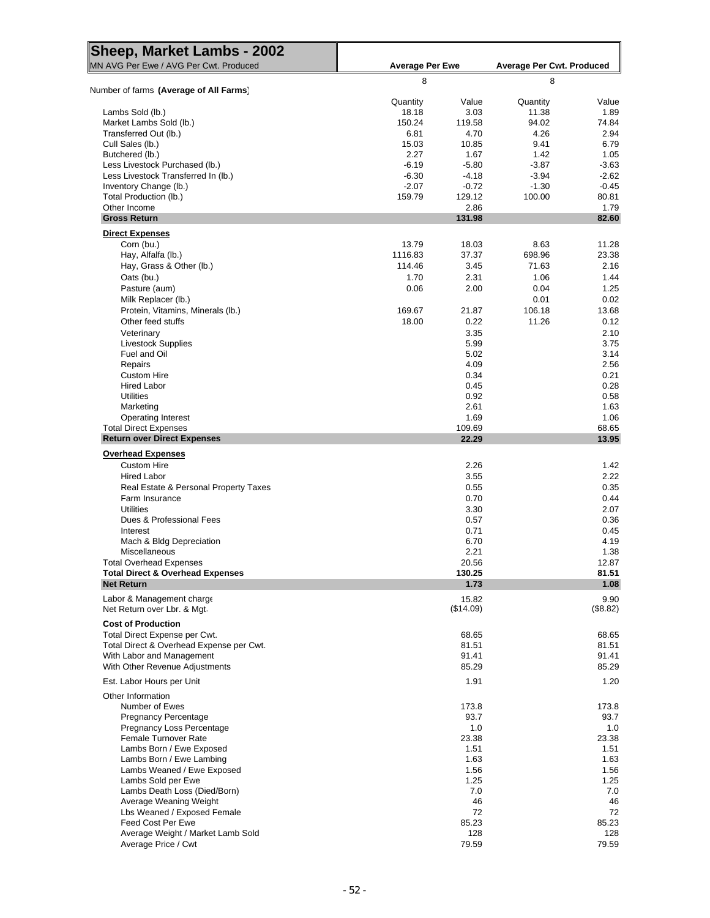## Sheep, Market Lambs - 2002

MN AVG Per Ewe / AVG Per Cwt. Produced

| | Average Per Ewe | | Average Per Cwt. Produced | |
|---|---|---|---|---|
| Number of farms **(Average of All Farms)** | 8 | | 8 | |
| | Quantity | Value | Quantity | Value |
| Lambs Sold (lb.) | 18.18 | 3.03 | 11.38 | 1.89 |
| Market Lambs Sold (lb.) | 150.24 | 119.58 | 94.02 | 74.84 |
| Transferred Out (lb.) | 6.81 | 4.70 | 4.26 | 2.94 |
| Cull Sales (lb.) | 15.03 | 10.85 | 9.41 | 6.79 |
| Butchered (lb.) | 2.27 | 1.67 | 1.42 | 1.05 |
| Less Livestock Purchased (lb.) | -6.19 | -5.80 | -3.87 | -3.63 |
| Less Livestock Transferred In (lb.) | -6.30 | -4.18 | -3.94 | -2.62 |
| Inventory Change (lb.) | -2.07 | -0.72 | -1.30 | -0.45 |
| Total Production (lb.) | 159.79 | 129.12 | 100.00 | 80.81 |
| Other Income | | 2.86 | | 1.79 |
| **Gross Return** | | **131.98** | | **82.60** |
| **Direct Expenses** | | | | |
| Corn (bu.) | 13.79 | 18.03 | 8.63 | 11.28 |
| Hay, Alfalfa (lb.) | 1116.83 | 37.37 | 698.96 | 23.38 |
| Hay, Grass & Other (lb.) | 114.46 | 3.45 | 71.63 | 2.16 |
| Oats (bu.) | 1.70 | 2.31 | 1.06 | 1.44 |
| Pasture (aum) | 0.06 | 2.00 | 0.04 | 1.25 |
| Milk Replacer (lb.) | | | 0.01 | 0.02 |
| Protein, Vitamins, Minerals (lb.) | 169.67 | 21.87 | 106.18 | 13.68 |
| Other feed stuffs | 18.00 | 0.22 | 11.26 | 0.12 |
| Veterinary | | 3.35 | | 2.10 |
| Livestock Supplies | | 5.99 | | 3.75 |
| Fuel and Oil | | 5.02 | | 3.14 |
| Repairs | | 4.09 | | 2.56 |
| Custom Hire | | 0.34 | | 0.21 |
| Hired Labor | | 0.45 | | 0.28 |
| Utilities | | 0.92 | | 0.58 |
| Marketing | | 2.61 | | 1.63 |
| Operating Interest | | 1.69 | | 1.06 |
| Total Direct Expenses | | 109.69 | | 68.65 |
| **Return over Direct Expenses** | | **22.29** | | **13.95** |
| **Overhead Expenses** | | | | |
| Custom Hire | | 2.26 | | 1.42 |
| Hired Labor | | 3.55 | | 2.22 |
| Real Estate & Personal Property Taxes | | 0.55 | | 0.35 |
| Farm Insurance | | 0.70 | | 0.44 |
| Utilities | | 3.30 | | 2.07 |
| Dues & Professional Fees | | 0.57 | | 0.36 |
| Interest | | 0.71 | | 0.45 |
| Mach & Bldg Depreciation | | 6.70 | | 4.19 |
| Miscellaneous | | 2.21 | | 1.38 |
| Total Overhead Expenses | | 20.56 | | 12.87 |
| **Total Direct & Overhead Expenses** | | **130.25** | | **81.51** |
| **Net Return** | | **1.73** | | **1.08** |
| Labor & Management charge | | 15.82 | | 9.90 |
| Net Return over Lbr. & Mgt. | | ($14.09) | | ($8.82) |
| **Cost of Production** | | | | |
| Total Direct Expense per Cwt. | | 68.65 | | 68.65 |
| Total Direct & Overhead Expense per Cwt. | | 81.51 | | 81.51 |
| With Labor and Management | | 91.41 | | 91.41 |
| With Other Revenue Adjustments | | 85.29 | | 85.29 |
| Est. Labor Hours per Unit | | 1.91 | | 1.20 |
| Other Information | | | | |
| Number of Ewes | | 173.8 | | 173.8 |
| Pregnancy Percentage | | 93.7 | | 93.7 |
| Pregnancy Loss Percentage | | 1.0 | | 1.0 |
| Female Turnover Rate | | 23.38 | | 23.38 |
| Lambs Born / Ewe Exposed | | 1.51 | | 1.51 |
| Lambs Born / Ewe Lambing | | 1.63 | | 1.63 |
| Lambs Weaned / Ewe Exposed | | 1.56 | | 1.56 |
| Lambs Sold per Ewe | | 1.25 | | 1.25 |
| Lambs Death Loss (Died/Born) | | 7.0 | | 7.0 |
| Average Weaning Weight | | 46 | | 46 |
| Lbs Weaned / Exposed Female | | 72 | | 72 |
| Feed Cost Per Ewe | | 85.23 | | 85.23 |
| Average Weight / Market Lamb Sold | | 128 | | 128 |
| Average Price / Cwt | | 79.59 | | 79.59 |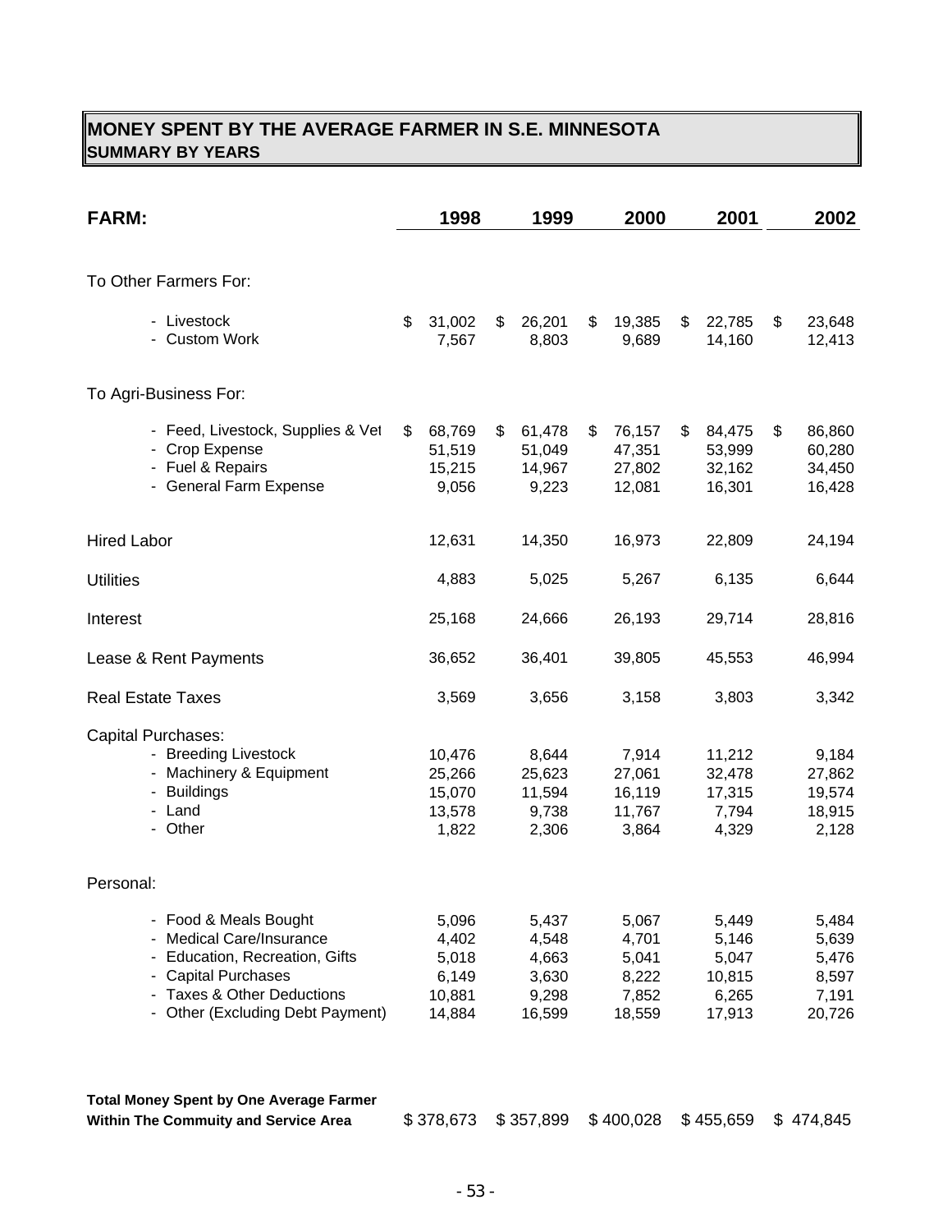## MONEY SPENT BY THE AVERAGE FARMER IN S.E. MINNESOTA
**SUMMARY BY YEARS**

| FARM: | 1998 | 1999 | 2000 | 2001 | 2002 |
|---|---|---|---|---|---|
| To Other Farmers For: | | | | | |
| - Livestock | $ 31,002 | $ 26,201 | $ 19,385 | $ 22,785 | $ 23,648 |
| - Custom Work | 7,567 | 8,803 | 9,689 | 14,160 | 12,413 |
| To Agri-Business For: | | | | | |
| - Feed, Livestock, Supplies & Vet | $ 68,769 | $ 61,478 | $ 76,157 | $ 84,475 | $ 86,860 |
| - Crop Expense | 51,519 | 51,049 | 47,351 | 53,999 | 60,280 |
| - Fuel & Repairs | 15,215 | 14,967 | 27,802 | 32,162 | 34,450 |
| - General Farm Expense | 9,056 | 9,223 | 12,081 | 16,301 | 16,428 |
| Hired Labor | 12,631 | 14,350 | 16,973 | 22,809 | 24,194 |
| Utilities | 4,883 | 5,025 | 5,267 | 6,135 | 6,644 |
| Interest | 25,168 | 24,666 | 26,193 | 29,714 | 28,816 |
| Lease & Rent Payments | 36,652 | 36,401 | 39,805 | 45,553 | 46,994 |
| Real Estate Taxes | 3,569 | 3,656 | 3,158 | 3,803 | 3,342 |
| Capital Purchases: | | | | | |
| - Breeding Livestock | 10,476 | 8,644 | 7,914 | 11,212 | 9,184 |
| - Machinery & Equipment | 25,266 | 25,623 | 27,061 | 32,478 | 27,862 |
| - Buildings | 15,070 | 11,594 | 16,119 | 17,315 | 19,574 |
| - Land | 13,578 | 9,738 | 11,767 | 7,794 | 18,915 |
| - Other | 1,822 | 2,306 | 3,864 | 4,329 | 2,128 |
| Personal: | | | | | |
| - Food & Meals Bought | 5,096 | 5,437 | 5,067 | 5,449 | 5,484 |
| - Medical Care/Insurance | 4,402 | 4,548 | 4,701 | 5,146 | 5,639 |
| - Education, Recreation, Gifts | 5,018 | 4,663 | 5,041 | 5,047 | 5,476 |
| - Capital Purchases | 6,149 | 3,630 | 8,222 | 10,815 | 8,597 |
| - Taxes & Other Deductions | 10,881 | 9,298 | 7,852 | 6,265 | 7,191 |
| - Other (Excluding Debt Payment) | 14,884 | 16,599 | 18,559 | 17,913 | 20,726 |
| **Total Money Spent by One Average Farmer Within The Commuity and Service Area** | $ 378,673 | $ 357,899 | $ 400,028 | $ 455,659 | $ 474,845 |